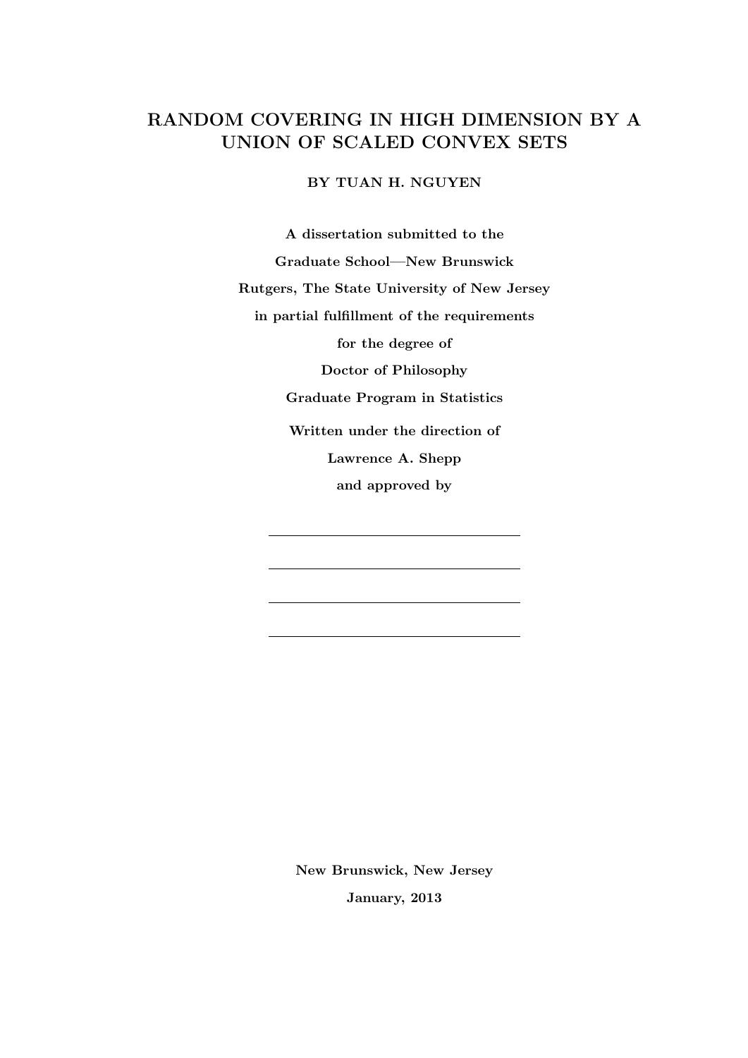# RANDOM COVERING IN HIGH DIMENSION BY A UNION OF SCALED CONVEX SETS

**BY TUAN H. NGUYEN**

**A dissertation submitted to the**

**Graduate School—New Brunswick**

**Rutgers, The State University of New Jersey**

**in partial fulfillment of the requirements**

**for the degree of**

**Doctor of Philosophy**

**Graduate Program in Statistics**

**Written under the direction of**

**Lawrence A. Shepp**

**and approved by**

\_\_\_\_\_\_\_\_\_\_\_\_\_\_\_\_\_\_\_\_\_\_\_\_\_\_\_\_\_\_\_\_\_\_

\_\_\_\_\_\_\_\_\_\_\_\_\_\_\_\_\_\_\_\_\_\_\_\_\_\_\_\_\_\_\_\_\_\_

\_\_\_\_\_\_\_\_\_\_\_\_\_\_\_\_\_\_\_\_\_\_\_\_\_\_\_\_\_\_\_\_\_\_

\_\_\_\_\_\_\_\_\_\_\_\_\_\_\_\_\_\_\_\_\_\_\_\_\_\_\_\_\_\_\_\_\_\_

**New Brunswick, New Jersey**

**January, 2013**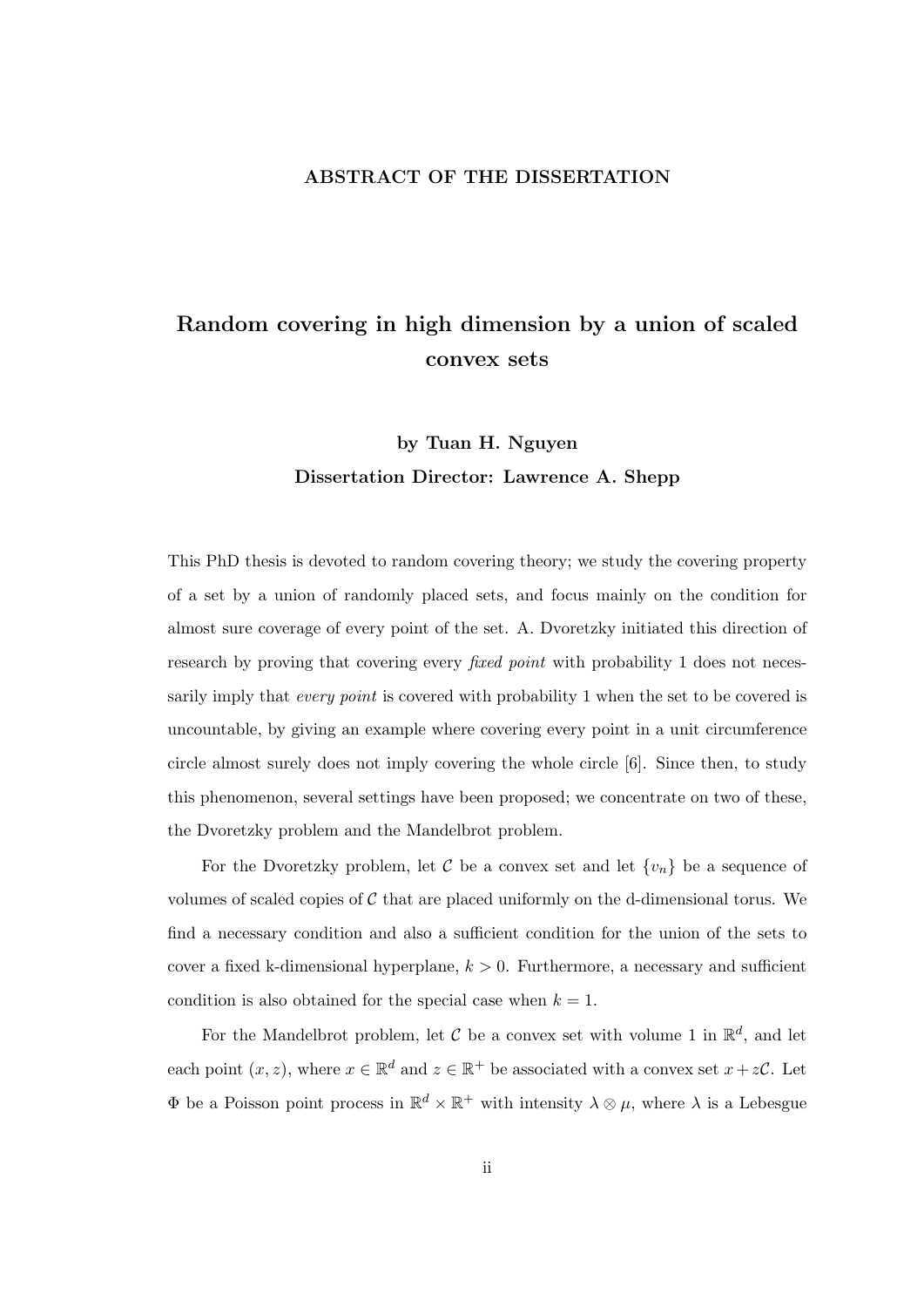## ABSTRACT OF THE DISSERTATION

# Random covering in high dimension by a union of scaled convex sets

**by Tuan H. Nguyen**

**Dissertation Director: Lawrence A. Shepp**

This PhD thesis is devoted to random covering theory; we study the covering property of a set by a union of randomly placed sets, and focus mainly on the condition for almost sure coverage of every point of the set. A. Dvoretzky initiated this direction of research by proving that covering every *fixed point* with probability 1 does not necessarily imply that *every point* is covered with probability 1 when the set to be covered is uncountable, by giving an example where covering every point in a unit circumference circle almost surely does not imply covering the whole circle [6]. Since then, to study this phenomenon, several settings have been proposed; we concentrate on two of these, the Dvoretzky problem and the Mandelbrot problem.

For the Dvoretzky problem, let $\mathcal{C}$ be a convex set and let $\{v_n\}$ be a sequence of volumes of scaled copies of $\mathcal{C}$ that are placed uniformly on the d-dimensional torus. We find a necessary condition and also a sufficient condition for the union of the sets to cover a fixed k-dimensional hyperplane, $k > 0$. Furthermore, a necessary and sufficient condition is also obtained for the special case when $k = 1$.

For the Mandelbrot problem, let $\mathcal{C}$ be a convex set with volume 1 in $\mathbb{R}^d$, and let each point $(x, z)$, where $x \in \mathbb{R}^d$ and $z \in \mathbb{R}^+$ be associated with a convex set $x + z\mathcal{C}$. Let $\Phi$ be a Poisson point process in $\mathbb{R}^d \times \mathbb{R}^+$ with intensity $\lambda \otimes \mu$, where $\lambda$ is a Lebesgue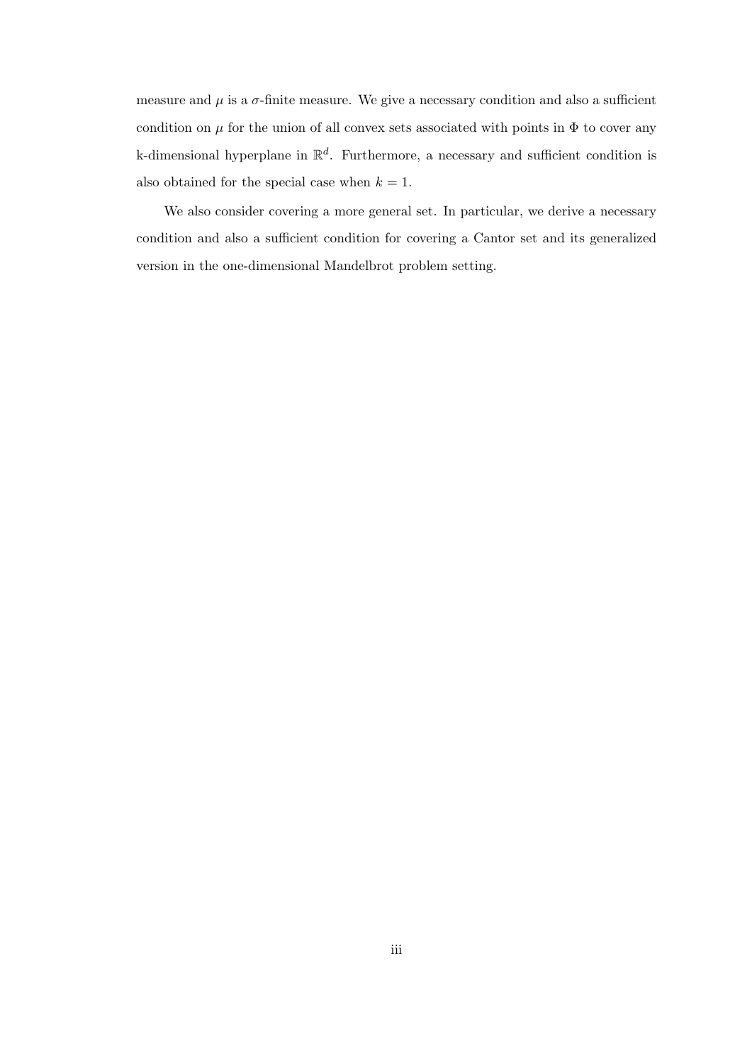measure and $\mu$ is a $\sigma$-finite measure. We give a necessary condition and also a sufficient condition on $\mu$ for the union of all convex sets associated with points in $\Phi$ to cover any k-dimensional hyperplane in $\mathbb{R}^d$. Furthermore, a necessary and sufficient condition is also obtained for the special case when $k = 1$.

We also consider covering a more general set. In particular, we derive a necessary condition and also a sufficient condition for covering a Cantor set and its generalized version in the one-dimensional Mandelbrot problem setting.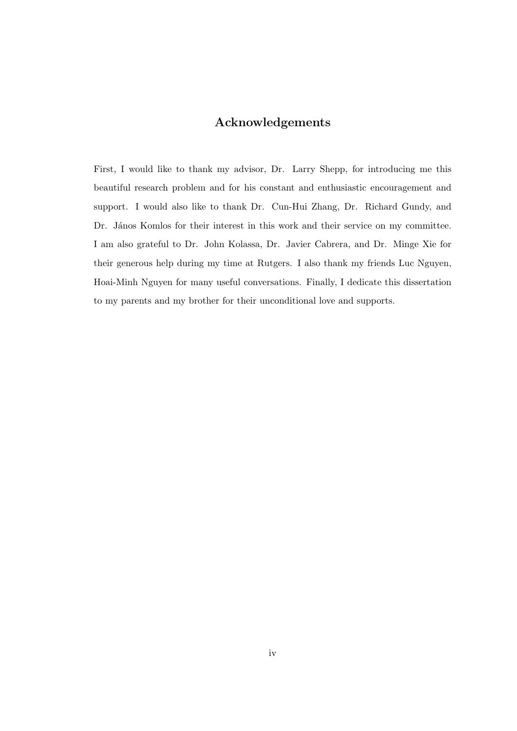# Acknowledgements

First, I would like to thank my advisor, Dr. Larry Shepp, for introducing me this beautiful research problem and for his constant and enthusiastic encouragement and support. I would also like to thank Dr. Cun-Hui Zhang, Dr. Richard Gundy, and Dr. János Komlos for their interest in this work and their service on my committee. I am also grateful to Dr. John Kolassa, Dr. Javier Cabrera, and Dr. Minge Xie for their generous help during my time at Rutgers. I also thank my friends Luc Nguyen, Hoai-Minh Nguyen for many useful conversations. Finally, I dedicate this dissertation to my parents and my brother for their unconditional love and supports.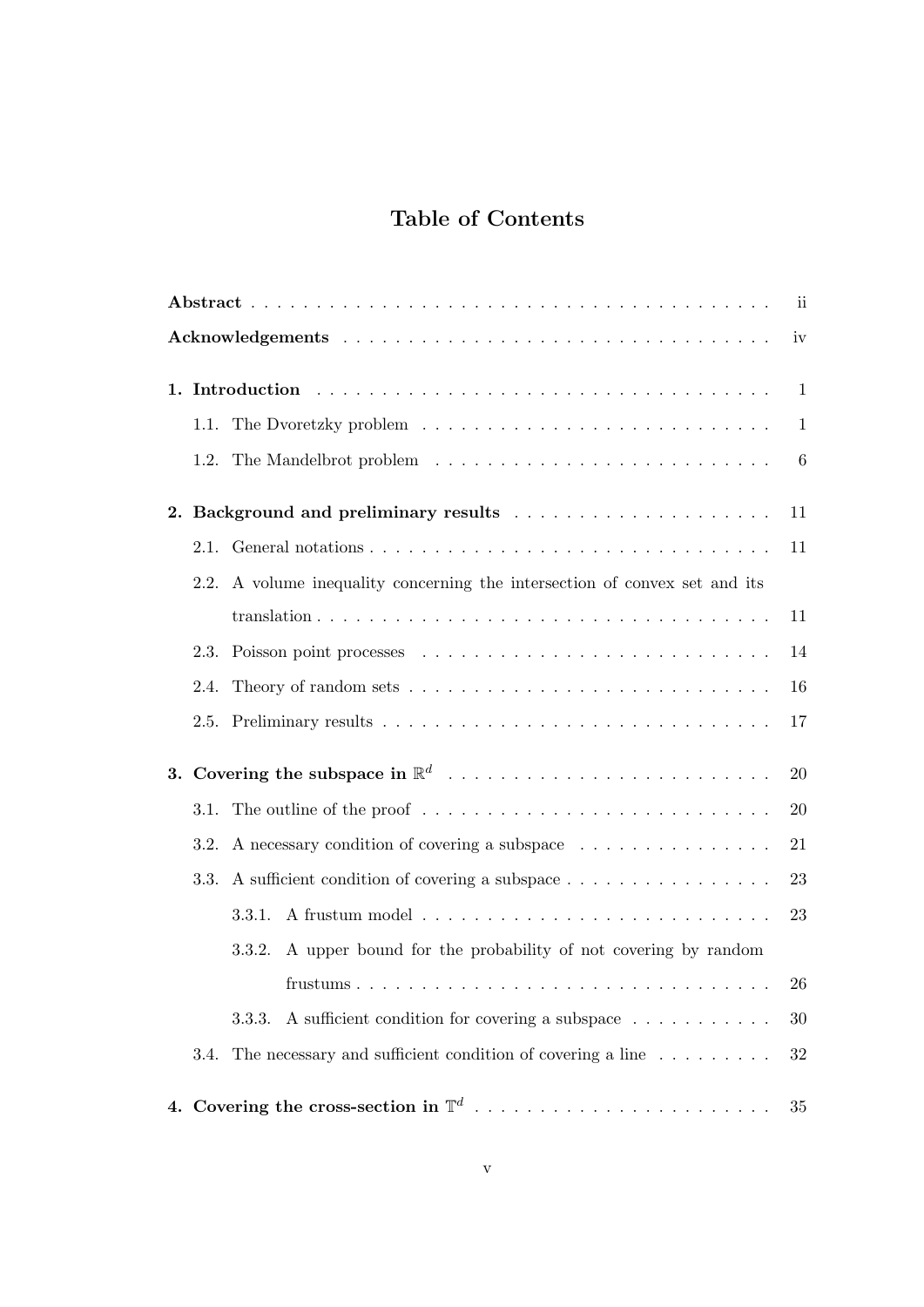# Table of Contents

| | |
|---|---|
| **Abstract** | ii |
| **Acknowledgements** | iv |
| **1. Introduction** | 1 |
| 1.1. The Dvoretzky problem | 1 |
| 1.2. The Mandelbrot problem | 6 |
| **2. Background and preliminary results** | 11 |
| 2.1. General notations | 11 |
| 2.2. A volume inequality concerning the intersection of convex set and its translation | 11 |
| 2.3. Poisson point processes | 14 |
| 2.4. Theory of random sets | 16 |
| 2.5. Preliminary results | 17 |
| **3. Covering the subspace in $\mathbb{R}^d$** | 20 |
| 3.1. The outline of the proof | 20 |
| 3.2. A necessary condition of covering a subspace | 21 |
| 3.3. A sufficient condition of covering a subspace | 23 |
| 3.3.1. A frustum model | 23 |
| 3.3.2. A upper bound for the probability of not covering by random frustums | 26 |
| 3.3.3. A sufficient condition for covering a subspace | 30 |
| 3.4. The necessary and sufficient condition of covering a line | 32 |
| **4. Covering the cross-section in $\mathbb{T}^d$** | 35 |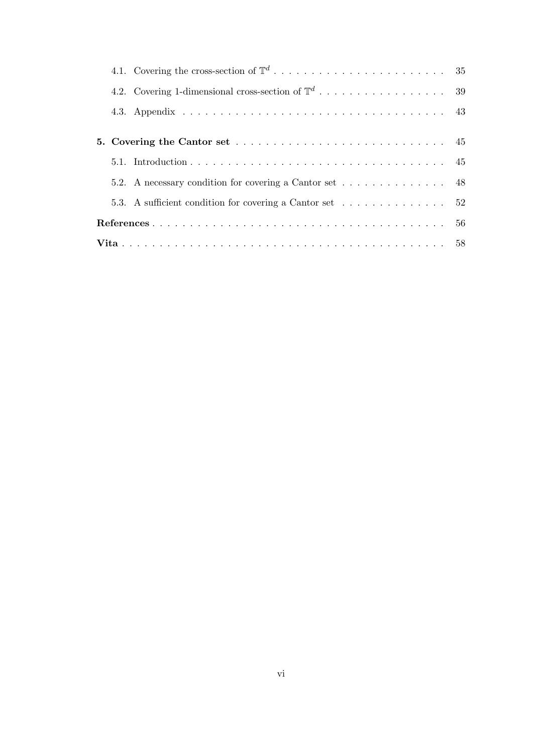4.1. Covering the cross-section of $\mathbb{T}^d$ . . . . . . . . . . . . . . . . . . . . . . . 35

4.2. Covering 1-dimensional cross-section of $\mathbb{T}^d$ . . . . . . . . . . . . . . . . . 39

4.3. Appendix . . . . . . . . . . . . . . . . . . . . . . . . . . . . . . . . . . . . 43

**5. Covering the Cantor set** . . . . . . . . . . . . . . . . . . . . . . . . . . . . 45

5.1. Introduction . . . . . . . . . . . . . . . . . . . . . . . . . . . . . . . . . . . 45

5.2. A necessary condition for covering a Cantor set . . . . . . . . . . . . . . . 48

5.3. A sufficient condition for covering a Cantor set . . . . . . . . . . . . . . . 52

**References** . . . . . . . . . . . . . . . . . . . . . . . . . . . . . . . . . . . . . . . 56

**Vita** . . . . . . . . . . . . . . . . . . . . . . . . . . . . . . . . . . . . . . . . . . 58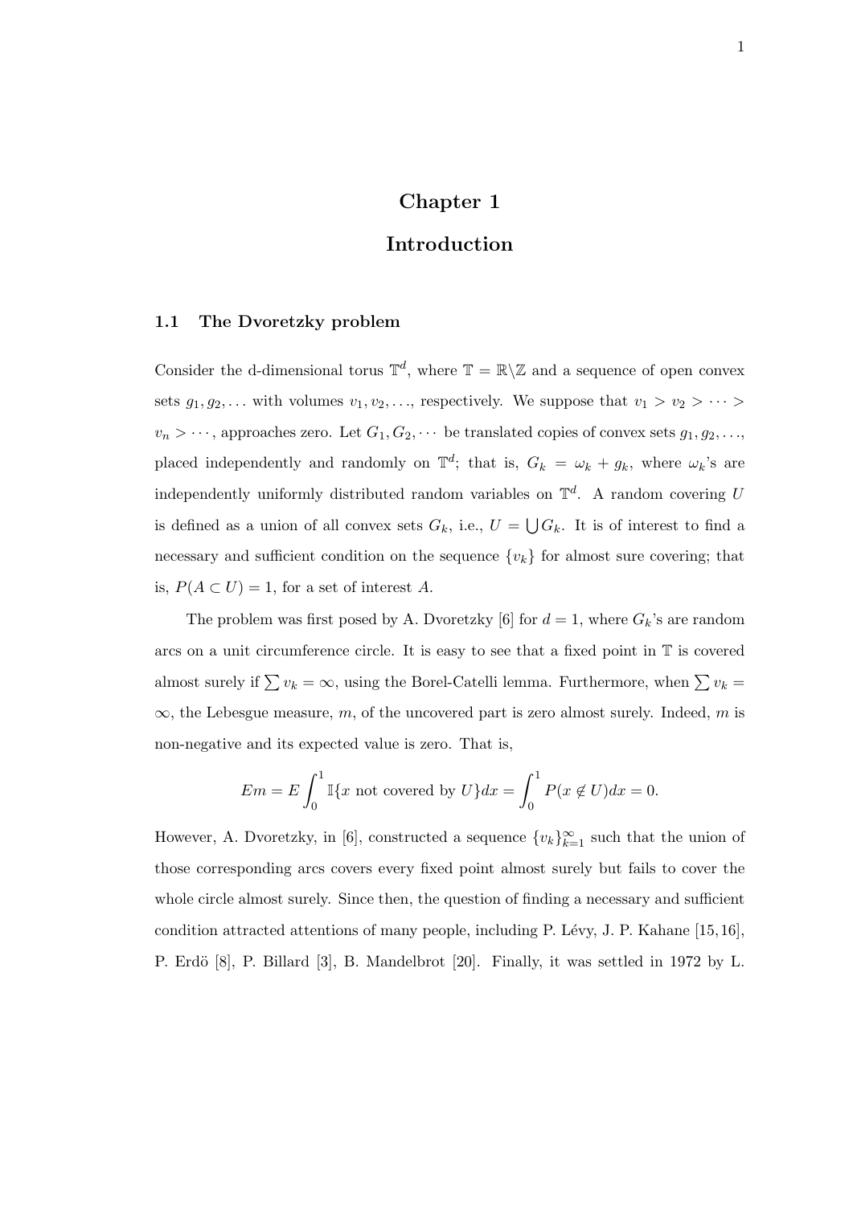# Chapter 1

# Introduction

## 1.1 The Dvoretzky problem

Consider the d-dimensional torus $\mathbb{T}^d$, where $\mathbb{T} = \mathbb{R} \backslash \mathbb{Z}$ and a sequence of open convex sets $g_1, g_2, \ldots$ with volumes $v_1, v_2, \ldots$, respectively. We suppose that $v_1 > v_2 > \cdots > v_n > \cdots$, approaches zero. Let $G_1, G_2, \cdots$ be translated copies of convex sets $g_1, g_2, \ldots$, placed independently and randomly on $\mathbb{T}^d$; that is, $G_k = \omega_k + g_k$, where $\omega_k$'s are independently uniformly distributed random variables on $\mathbb{T}^d$. A random covering $U$ is defined as a union of all convex sets $G_k$, i.e., $U = \bigcup G_k$. It is of interest to find a necessary and sufficient condition on the sequence $\{v_k\}$ for almost sure covering; that is, $P(A \subset U) = 1$, for a set of interest $A$.

The problem was first posed by A. Dvoretzky [6] for $d = 1$, where $G_k$'s are random arcs on a unit circumference circle. It is easy to see that a fixed point in $\mathbb{T}$ is covered almost surely if $\sum v_k = \infty$, using the Borel-Catelli lemma. Furthermore, when $\sum v_k = \infty$, the Lebesgue measure, $m$, of the uncovered part is zero almost surely. Indeed, $m$ is non-negative and its expected value is zero. That is,

$$Em = E \int_0^1 \mathbb{I}\{x \text{ not covered by } U\} dx = \int_0^1 P(x \notin U) dx = 0.$$

However, A. Dvoretzky, in [6], constructed a sequence $\{v_k\}_{k=1}^{\infty}$ such that the union of those corresponding arcs covers every fixed point almost surely but fails to cover the whole circle almost surely. Since then, the question of finding a necessary and sufficient condition attracted attentions of many people, including P. Lévy, J. P. Kahane [15,16], P. Erdö [8], P. Billard [3], B. Mandelbrot [20]. Finally, it was settled in 1972 by L.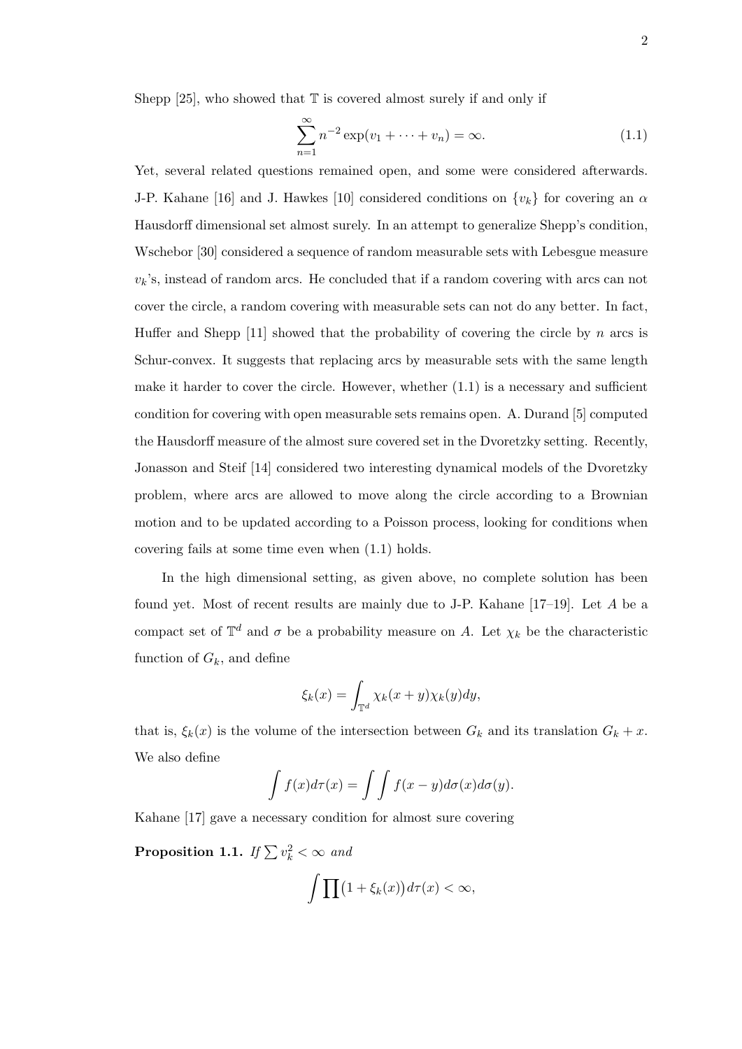Shepp [25], who showed that $\mathbb{T}$ is covered almost surely if and only if

$$\sum_{n=1}^{\infty} n^{-2} \exp(v_1 + \cdots + v_n) = \infty. \tag{1.1}$$

Yet, several related questions remained open, and some were considered afterwards. J-P. Kahane [16] and J. Hawkes [10] considered conditions on $\{v_k\}$ for covering an $\alpha$ Hausdorff dimensional set almost surely. In an attempt to generalize Shepp's condition, Wschebor [30] considered a sequence of random measurable sets with Lebesgue measure $v_k$'s, instead of random arcs. He concluded that if a random covering with arcs can not cover the circle, a random covering with measurable sets can not do any better. In fact, Huffer and Shepp [11] showed that the probability of covering the circle by $n$ arcs is Schur-convex. It suggests that replacing arcs by measurable sets with the same length make it harder to cover the circle. However, whether (1.1) is a necessary and sufficient condition for covering with open measurable sets remains open. A. Durand [5] computed the Hausdorff measure of the almost sure covered set in the Dvoretzky setting. Recently, Jonasson and Steif [14] considered two interesting dynamical models of the Dvoretzky problem, where arcs are allowed to move along the circle according to a Brownian motion and to be updated according to a Poisson process, looking for conditions when covering fails at some time even when (1.1) holds.

In the high dimensional setting, as given above, no complete solution has been found yet. Most of recent results are mainly due to J-P. Kahane [17–19]. Let $A$ be a compact set of $\mathbb{T}^d$ and $\sigma$ be a probability measure on $A$. Let $\chi_k$ be the characteristic function of $G_k$, and define

$$\xi_k(x) = \int_{\mathbb{T}^d} \chi_k(x+y)\chi_k(y)dy,$$

that is, $\xi_k(x)$ is the volume of the intersection between $G_k$ and its translation $G_k + x$. We also define

$$\int f(x)d\tau(x) = \int\int f(x-y)d\sigma(x)d\sigma(y).$$

Kahane [17] gave a necessary condition for almost sure covering

**Proposition 1.1.** *If* $\sum v_k^2 < \infty$ *and*

$$\int \prod \big(1 + \xi_k(x)\big) d\tau(x) < \infty,$$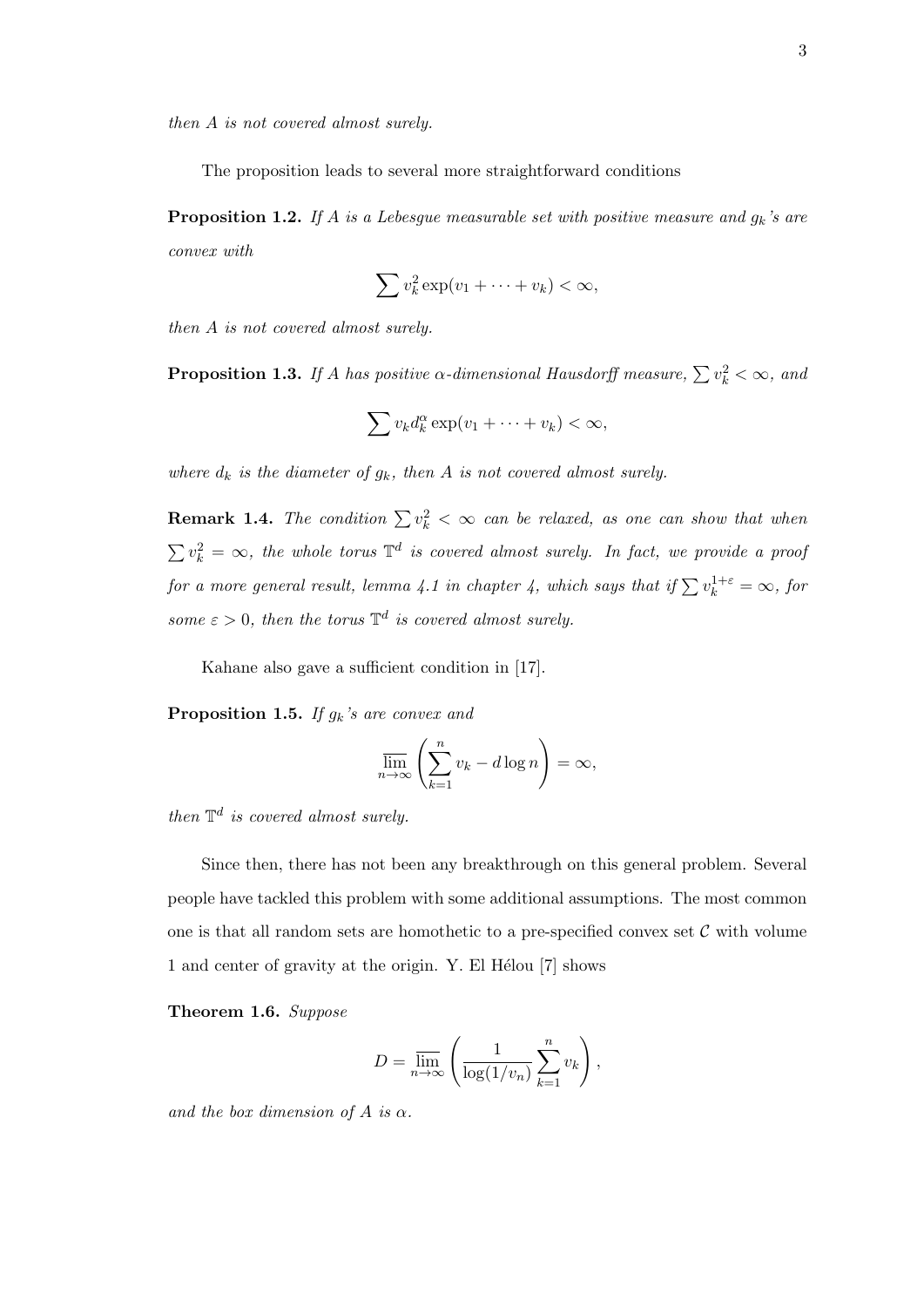*then A is not covered almost surely.*

The proposition leads to several more straightforward conditions

**Proposition 1.2.** *If $A$ is a Lebesgue measurable set with positive measure and $g_k$'s are convex with*

$$\sum v_k^2 \exp(v_1 + \cdots + v_k) < \infty,$$

*then $A$ is not covered almost surely.*

**Proposition 1.3.** *If $A$ has positive $\alpha$-dimensional Hausdorff measure, $\sum v_k^2 < \infty$, and*

$$\sum v_k d_k^\alpha \exp(v_1 + \cdots + v_k) < \infty,$$

*where $d_k$ is the diameter of $g_k$, then $A$ is not covered almost surely.*

**Remark 1.4.** *The condition $\sum v_k^2 < \infty$ can be relaxed, as one can show that when $\sum v_k^2 = \infty$, the whole torus $\mathbb{T}^d$ is covered almost surely. In fact, we provide a proof for a more general result, lemma 4.1 in chapter 4, which says that if $\sum v_k^{1+\varepsilon} = \infty$, for some $\varepsilon > 0$, then the torus $\mathbb{T}^d$ is covered almost surely.*

Kahane also gave a sufficient condition in [17].

**Proposition 1.5.** *If $g_k$'s are convex and*

$$\overline{\lim_{n\to\infty}} \left( \sum_{k=1}^n v_k - d \log n \right) = \infty,$$

*then $\mathbb{T}^d$ is covered almost surely.*

Since then, there has not been any breakthrough on this general problem. Several people have tackled this problem with some additional assumptions. The most common one is that all random sets are homothetic to a pre-specified convex set $\mathcal{C}$ with volume 1 and center of gravity at the origin. Y. El Hélou [7] shows

**Theorem 1.6.** *Suppose*

$$D = \overline{\lim_{n\to\infty}} \left( \frac{1}{\log(1/v_n)} \sum_{k=1}^n v_k \right),$$

*and the box dimension of $A$ is $\alpha$.*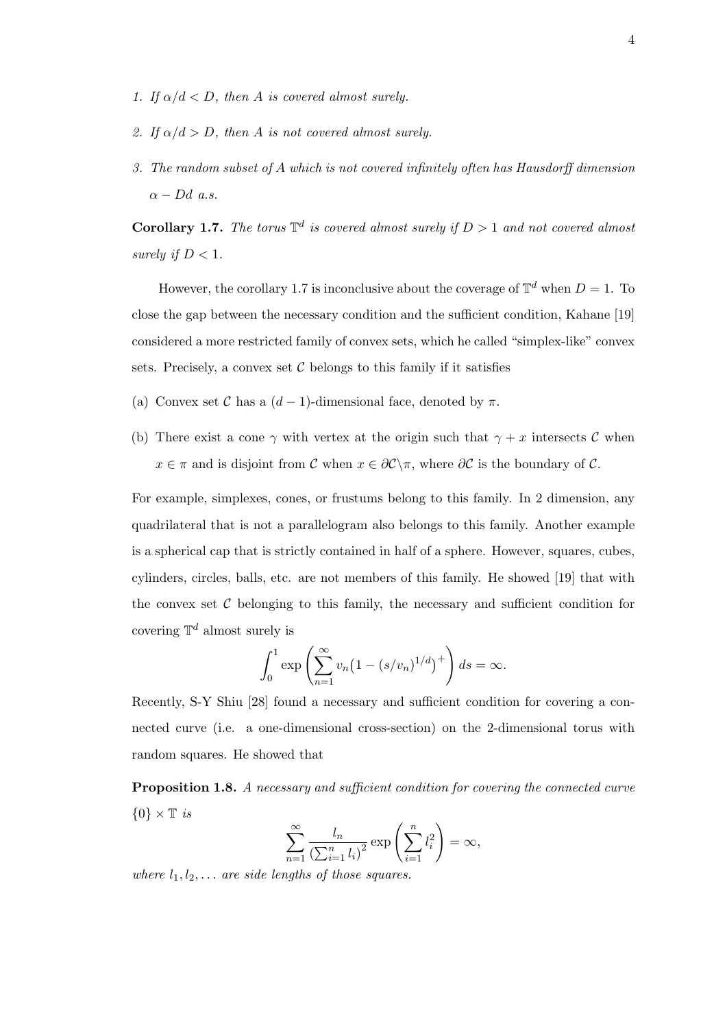1. *If $\alpha/d < D$, then $A$ is covered almost surely.*
2. *If $\alpha/d > D$, then $A$ is not covered almost surely.*
3. *The random subset of $A$ which is not covered infinitely often has Hausdorff dimension $\alpha - Dd$ a.s.*

**Corollary 1.7.** *The torus $\mathbb{T}^d$ is covered almost surely if $D > 1$ and not covered almost surely if $D < 1$.*

However, the corollary 1.7 is inconclusive about the coverage of $\mathbb{T}^d$ when $D = 1$. To close the gap between the necessary condition and the sufficient condition, Kahane [19] considered a more restricted family of convex sets, which he called "simplex-like" convex sets. Precisely, a convex set $\mathcal{C}$ belongs to this family if it satisfies

(a) Convex set $\mathcal{C}$ has a $(d-1)$-dimensional face, denoted by $\pi$.

(b) There exist a cone $\gamma$ with vertex at the origin such that $\gamma + x$ intersects $\mathcal{C}$ when $x \in \pi$ and is disjoint from $\mathcal{C}$ when $x \in \partial\mathcal{C}\backslash\pi$, where $\partial\mathcal{C}$ is the boundary of $\mathcal{C}$.

For example, simplexes, cones, or frustums belong to this family. In 2 dimension, any quadrilateral that is not a parallelogram also belongs to this family. Another example is a spherical cap that is strictly contained in half of a sphere. However, squares, cubes, cylinders, circles, balls, etc. are not members of this family. He showed [19] that with the convex set $\mathcal{C}$ belonging to this family, the necessary and sufficient condition for covering $\mathbb{T}^d$ almost surely is

$$\int_0^1 \exp\left(\sum_{n=1}^{\infty} v_n\big(1 - (s/v_n)^{1/d}\big)^+\right) ds = \infty.$$

Recently, S-Y Shiu [28] found a necessary and sufficient condition for covering a connected curve (i.e. a one-dimensional cross-section) on the 2-dimensional torus with random squares. He showed that

**Proposition 1.8.** *A necessary and sufficient condition for covering the connected curve $\{0\} \times \mathbb{T}$ is*

$$\sum_{n=1}^{\infty} \frac{l_n}{\left(\sum_{i=1}^{n} l_i\right)^2} \exp\left(\sum_{i=1}^{n} l_i^2\right) = \infty,$$

*where $l_1, l_2, \ldots$ are side lengths of those squares.*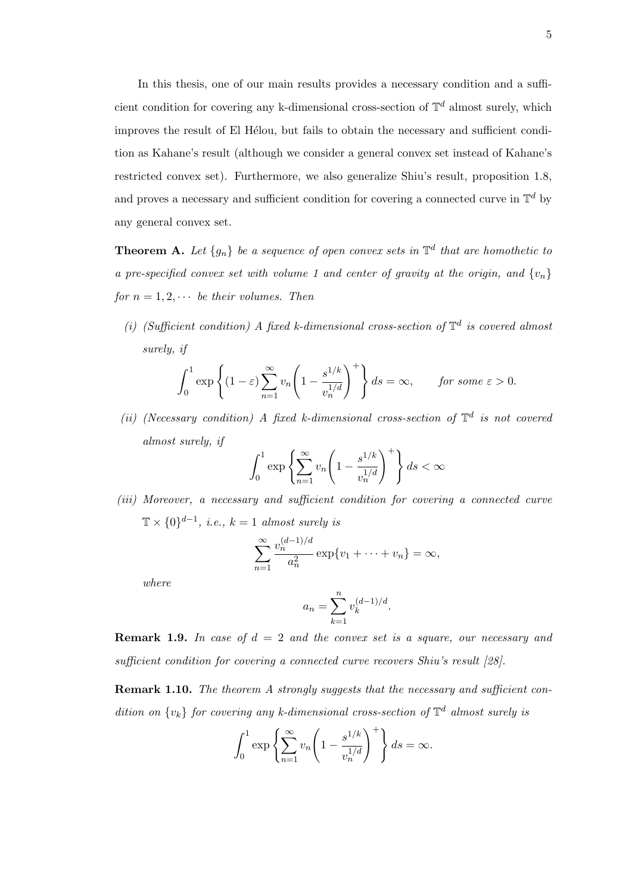In this thesis, one of our main results provides a necessary condition and a sufficient condition for covering any k-dimensional cross-section of $\mathbb{T}^d$ almost surely, which improves the result of El Hélou, but fails to obtain the necessary and sufficient condition as Kahane's result (although we consider a general convex set instead of Kahane's restricted convex set). Furthermore, we also generalize Shiu's result, proposition 1.8, and proves a necessary and sufficient condition for covering a connected curve in $\mathbb{T}^d$ by any general convex set.

**Theorem A.** *Let $\{g_n\}$ be a sequence of open convex sets in $\mathbb{T}^d$ that are homothetic to a pre-specified convex set with volume 1 and center of gravity at the origin, and $\{v_n\}$ for $n = 1, 2, \cdots$ be their volumes. Then*

*(i) (Sufficient condition) A fixed k-dimensional cross-section of $\mathbb{T}^d$ is covered almost surely, if*

$$\int_0^1 \exp\left\{(1-\varepsilon)\sum_{n=1}^{\infty} v_n \left(1 - \frac{s^{1/k}}{v_n^{1/d}}\right)^+\right\} ds = \infty, \qquad \text{for some } \varepsilon > 0.$$

*(ii) (Necessary condition) A fixed k-dimensional cross-section of $\mathbb{T}^d$ is not covered almost surely, if*

$$\int_0^1 \exp\left\{\sum_{n=1}^{\infty} v_n \left(1 - \frac{s^{1/k}}{v_n^{1/d}}\right)^+\right\} ds < \infty$$

*(iii) Moreover, a necessary and sufficient condition for covering a connected curve $\mathbb{T} \times \{0\}^{d-1}$, i.e., $k = 1$ almost surely is*

$$\sum_{n=1}^{\infty} \frac{v_n^{(d-1)/d}}{a_n^2} \exp\{v_1 + \cdots + v_n\} = \infty,$$

*where*

$$a_n = \sum_{k=1}^{n} v_k^{(d-1)/d}.$$

**Remark 1.9.** *In case of $d = 2$ and the convex set is a square, our necessary and sufficient condition for covering a connected curve recovers Shiu's result [28].*

**Remark 1.10.** *The theorem A strongly suggests that the necessary and sufficient condition on $\{v_k\}$ for covering any k-dimensional cross-section of $\mathbb{T}^d$ almost surely is*

$$\int_0^1 \exp\left\{\sum_{n=1}^{\infty} v_n \left(1 - \frac{s^{1/k}}{v_n^{1/d}}\right)^+\right\} ds = \infty.$$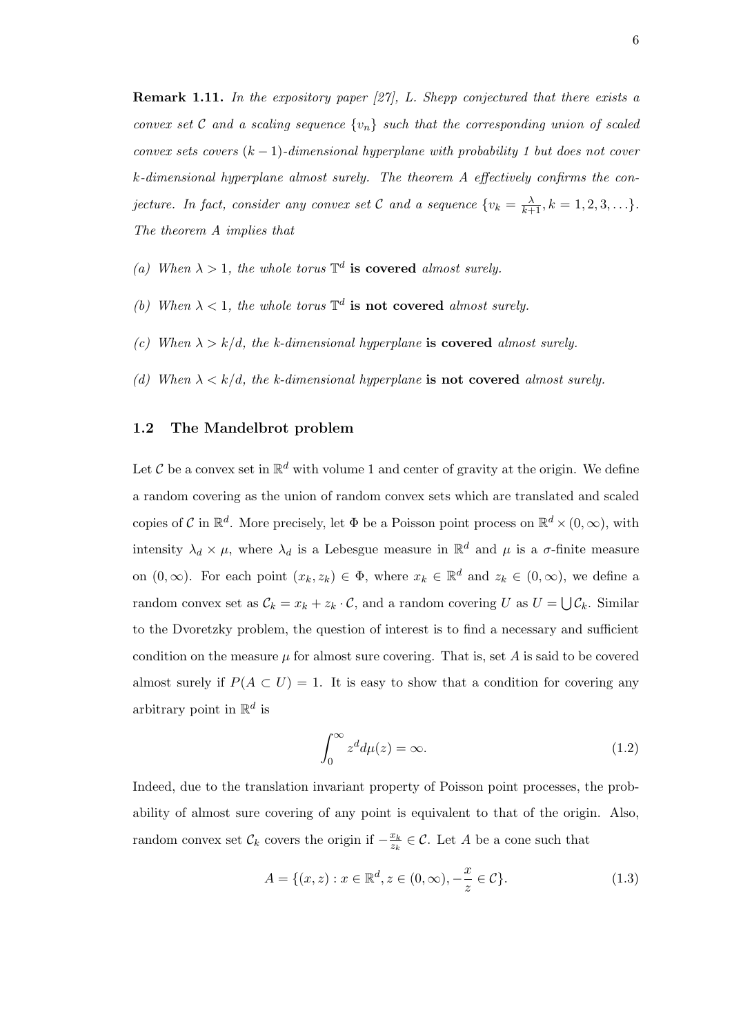**Remark 1.11.** *In the expository paper [27], L. Shepp conjectured that there exists a convex set $\mathcal{C}$ and a scaling sequence $\{v_n\}$ such that the corresponding union of scaled convex sets covers $(k-1)$-dimensional hyperplane with probability 1 but does not cover $k$-dimensional hyperplane almost surely. The theorem A effectively confirms the conjecture. In fact, consider any convex set $\mathcal{C}$ and a sequence $\{v_k = \frac{\lambda}{k+1}, k = 1, 2, 3, \ldots\}$. The theorem A implies that*

*(a) When $\lambda > 1$, the whole torus $\mathbb{T}^d$* **is covered** *almost surely.*

*(b) When $\lambda < 1$, the whole torus $\mathbb{T}^d$* **is not covered** *almost surely.*

*(c) When $\lambda > k/d$, the k-dimensional hyperplane* **is covered** *almost surely.*

*(d) When $\lambda < k/d$, the k-dimensional hyperplane* **is not covered** *almost surely.*

### 1.2 The Mandelbrot problem

Let $\mathcal{C}$ be a convex set in $\mathbb{R}^d$ with volume 1 and center of gravity at the origin. We define a random covering as the union of random convex sets which are translated and scaled copies of $\mathcal{C}$ in $\mathbb{R}^d$. More precisely, let $\Phi$ be a Poisson point process on $\mathbb{R}^d \times (0, \infty)$, with intensity $\lambda_d \times \mu$, where $\lambda_d$ is a Lebesgue measure in $\mathbb{R}^d$ and $\mu$ is a $\sigma$-finite measure on $(0, \infty)$. For each point $(x_k, z_k) \in \Phi$, where $x_k \in \mathbb{R}^d$ and $z_k \in (0, \infty)$, we define a random convex set as $\mathcal{C}_k = x_k + z_k \cdot \mathcal{C}$, and a random covering $U$ as $U = \bigcup \mathcal{C}_k$. Similar to the Dvoretzky problem, the question of interest is to find a necessary and sufficient condition on the measure $\mu$ for almost sure covering. That is, set $A$ is said to be covered almost surely if $P(A \subset U) = 1$. It is easy to show that a condition for covering any arbitrary point in $\mathbb{R}^d$ is

$$\int_0^\infty z^d d\mu(z) = \infty. \tag{1.2}$$

Indeed, due to the translation invariant property of Poisson point processes, the probability of almost sure covering of any point is equivalent to that of the origin. Also, random convex set $\mathcal{C}_k$ covers the origin if $-\frac{x_k}{z_k} \in \mathcal{C}$. Let $A$ be a cone such that

$$A = \{(x, z) : x \in \mathbb{R}^d, z \in (0, \infty), -\frac{x}{z} \in \mathcal{C}\}. \tag{1.3}$$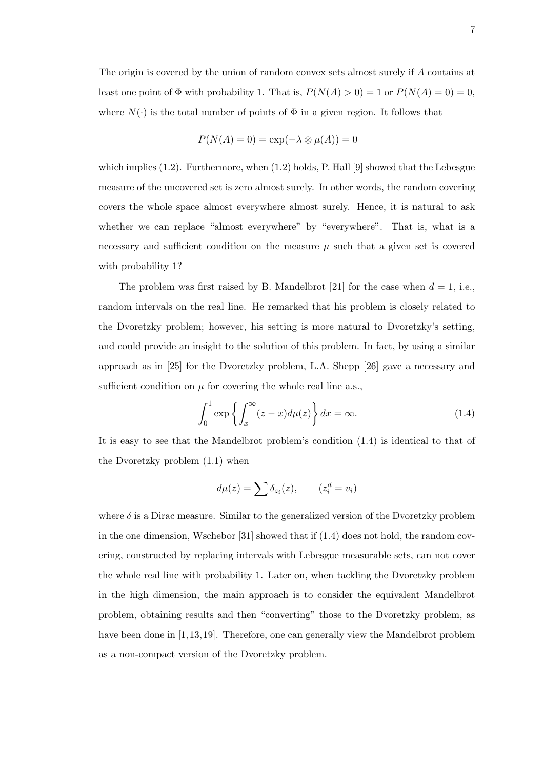The origin is covered by the union of random convex sets almost surely if $A$ contains at least one point of $\Phi$ with probability 1. That is, $P(N(A) > 0) = 1$ or $P(N(A) = 0) = 0$, where $N(\cdot)$ is the total number of points of $\Phi$ in a given region. It follows that

$$P(N(A) = 0) = \exp(-\lambda \otimes \mu(A)) = 0$$

which implies (1.2). Furthermore, when (1.2) holds, P. Hall [9] showed that the Lebesgue measure of the uncovered set is zero almost surely. In other words, the random covering covers the whole space almost everywhere almost surely. Hence, it is natural to ask whether we can replace "almost everywhere" by "everywhere". That is, what is a necessary and sufficient condition on the measure $\mu$ such that a given set is covered with probability 1?

The problem was first raised by B. Mandelbrot [21] for the case when $d = 1$, i.e., random intervals on the real line. He remarked that his problem is closely related to the Dvoretzky problem; however, his setting is more natural to Dvoretzky's setting, and could provide an insight to the solution of this problem. In fact, by using a similar approach as in [25] for the Dvoretzky problem, L.A. Shepp [26] gave a necessary and sufficient condition on $\mu$ for covering the whole real line a.s.,

$$\int_0^1 \exp\left\{\int_x^\infty (z - x) d\mu(z)\right\} dx = \infty. \tag{1.4}$$

It is easy to see that the Mandelbrot problem's condition (1.4) is identical to that of the Dvoretzky problem (1.1) when

$$d\mu(z) = \sum \delta_{z_i}(z), \qquad (z_i^d = v_i)$$

where $\delta$ is a Dirac measure. Similar to the generalized version of the Dvoretzky problem in the one dimension, Wschebor [31] showed that if (1.4) does not hold, the random covering, constructed by replacing intervals with Lebesgue measurable sets, can not cover the whole real line with probability 1. Later on, when tackling the Dvoretzky problem in the high dimension, the main approach is to consider the equivalent Mandelbrot problem, obtaining results and then "converting" those to the Dvoretzky problem, as have been done in [1,13,19]. Therefore, one can generally view the Mandelbrot problem as a non-compact version of the Dvoretzky problem.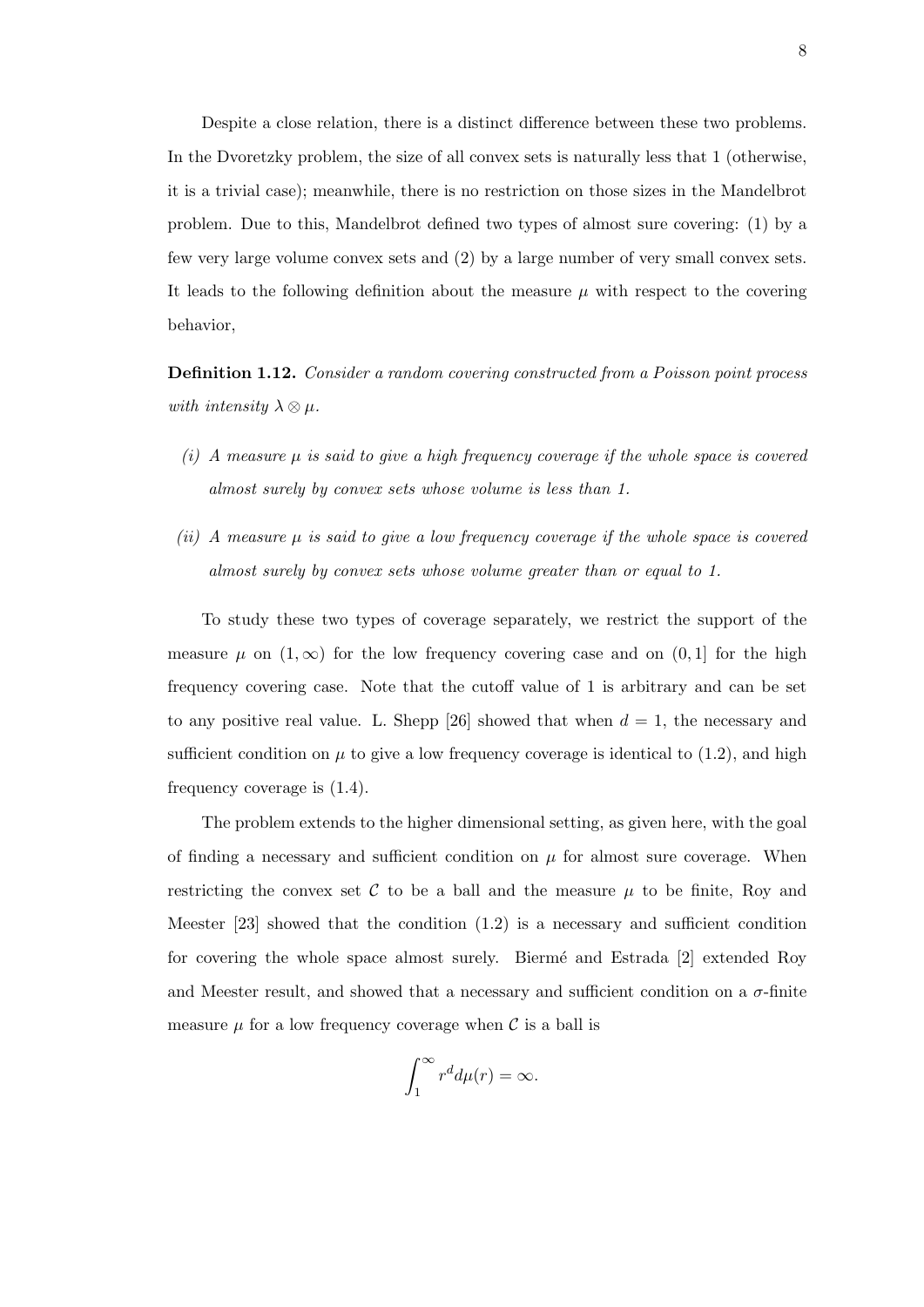Despite a close relation, there is a distinct difference between these two problems. In the Dvoretzky problem, the size of all convex sets is naturally less that 1 (otherwise, it is a trivial case); meanwhile, there is no restriction on those sizes in the Mandelbrot problem. Due to this, Mandelbrot defined two types of almost sure covering: (1) by a few very large volume convex sets and (2) by a large number of very small convex sets. It leads to the following definition about the measure $\mu$ with respect to the covering behavior,

**Definition 1.12.** *Consider a random covering constructed from a Poisson point process with intensity $\lambda \otimes \mu$.*

*(i) A measure $\mu$ is said to give a high frequency coverage if the whole space is covered almost surely by convex sets whose volume is less than 1.*

*(ii) A measure $\mu$ is said to give a low frequency coverage if the whole space is covered almost surely by convex sets whose volume greater than or equal to 1.*

To study these two types of coverage separately, we restrict the support of the measure $\mu$ on $(1, \infty)$ for the low frequency covering case and on $(0, 1]$ for the high frequency covering case. Note that the cutoff value of 1 is arbitrary and can be set to any positive real value. L. Shepp [26] showed that when $d = 1$, the necessary and sufficient condition on $\mu$ to give a low frequency coverage is identical to (1.2), and high frequency coverage is (1.4).

The problem extends to the higher dimensional setting, as given here, with the goal of finding a necessary and sufficient condition on $\mu$ for almost sure coverage. When restricting the convex set $\mathcal{C}$ to be a ball and the measure $\mu$ to be finite, Roy and Meester [23] showed that the condition (1.2) is a necessary and sufficient condition for covering the whole space almost surely. Biermé and Estrada [2] extended Roy and Meester result, and showed that a necessary and sufficient condition on a $\sigma$-finite measure $\mu$ for a low frequency coverage when $\mathcal{C}$ is a ball is

$$\int_1^\infty r^d d\mu(r) = \infty.$$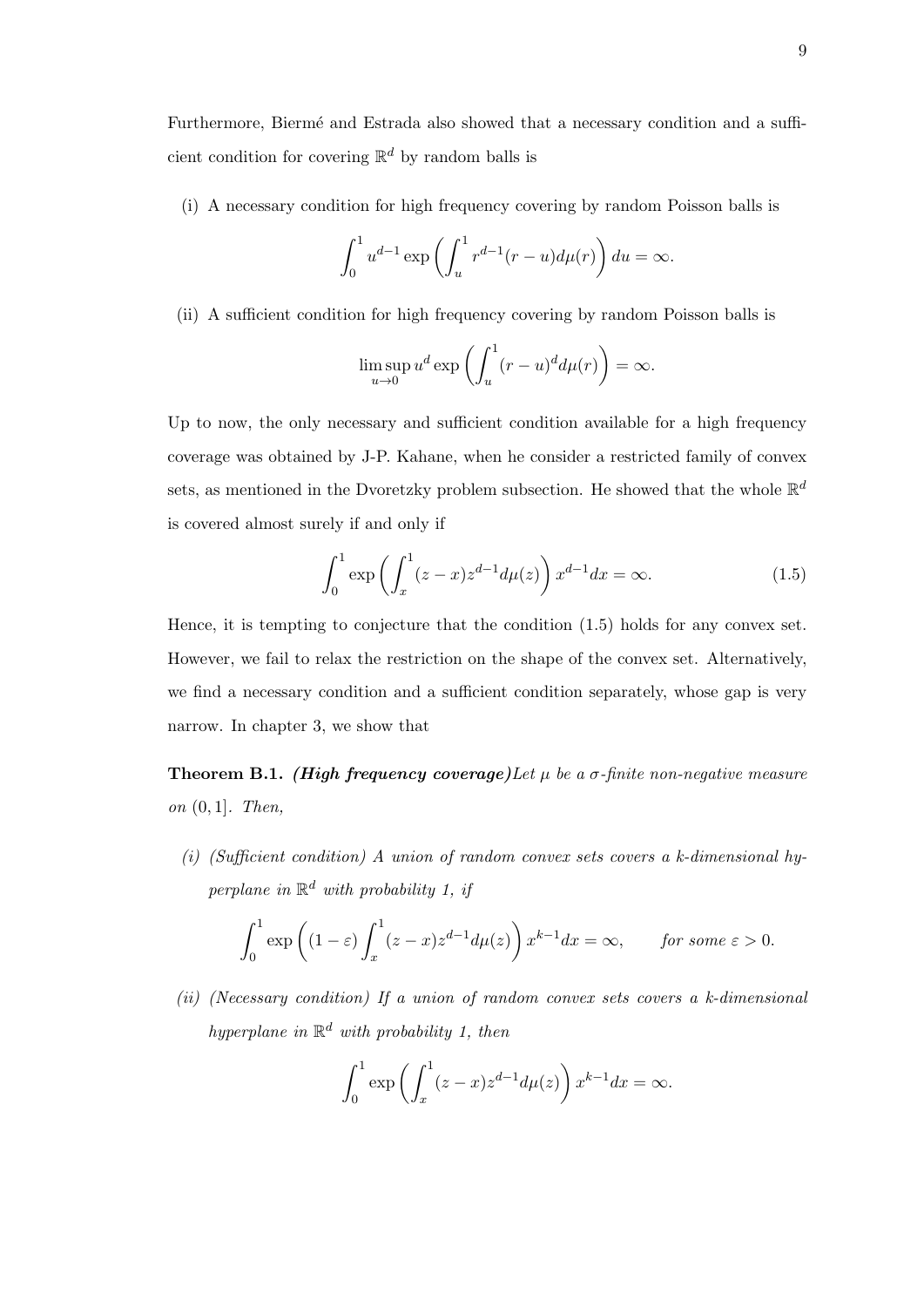Furthermore, Biermé and Estrada also showed that a necessary condition and a sufficient condition for covering $\mathbb{R}^d$ by random balls is

(i) A necessary condition for high frequency covering by random Poisson balls is

$$\int_0^1 u^{d-1} \exp\left(\int_u^1 r^{d-1}(r-u)d\mu(r)\right) du = \infty.$$

(ii) A sufficient condition for high frequency covering by random Poisson balls is

$$\limsup_{u \to 0} u^d \exp\left(\int_u^1 (r-u)^d d\mu(r)\right) = \infty.$$

Up to now, the only necessary and sufficient condition available for a high frequency coverage was obtained by J-P. Kahane, when he consider a restricted family of convex sets, as mentioned in the Dvoretzky problem subsection. He showed that the whole $\mathbb{R}^d$ is covered almost surely if and only if

$$\int_0^1 \exp\left(\int_x^1 (z-x)z^{d-1}d\mu(z)\right) x^{d-1}dx = \infty. \tag{1.5}$$

Hence, it is tempting to conjecture that the condition (1.5) holds for any convex set. However, we fail to relax the restriction on the shape of the convex set. Alternatively, we find a necessary condition and a sufficient condition separately, whose gap is very narrow. In chapter 3, we show that

**Theorem B.1.** ***(High frequency coverage)*** *Let $\mu$ be a $\sigma$-finite non-negative measure on $(0,1]$. Then,*

*(i) (Sufficient condition) A union of random convex sets covers a k-dimensional hyperplane in $\mathbb{R}^d$ with probability 1, if*

$$\int_0^1 \exp\left((1-\varepsilon)\int_x^1 (z-x)z^{d-1}d\mu(z)\right) x^{k-1}dx = \infty, \qquad \text{for some } \varepsilon > 0.$$

*(ii) (Necessary condition) If a union of random convex sets covers a k-dimensional hyperplane in $\mathbb{R}^d$ with probability 1, then*

$$\int_0^1 \exp\left(\int_x^1 (z-x)z^{d-1}d\mu(z)\right) x^{k-1}dx = \infty.$$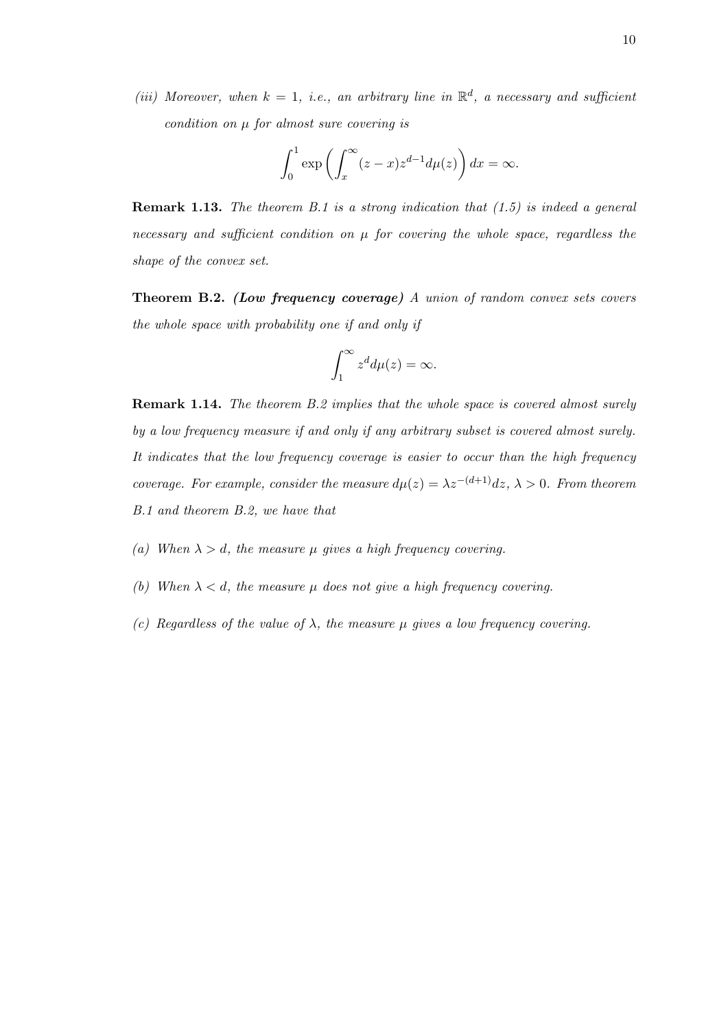*(iii) Moreover, when $k = 1$, i.e., an arbitrary line in $\mathbb{R}^d$, a necessary and sufficient condition on $\mu$ for almost sure covering is*

$$\int_0^1 \exp\left(\int_x^\infty (z-x)z^{d-1}d\mu(z)\right)dx = \infty.$$

**Remark 1.13.** *The theorem B.1 is a strong indication that (1.5) is indeed a general necessary and sufficient condition on $\mu$ for covering the whole space, regardless the shape of the convex set.*

**Theorem B.2.** ***(Low frequency coverage)*** *A union of random convex sets covers the whole space with probability one if and only if*

$$\int_1^\infty z^d d\mu(z) = \infty.$$

**Remark 1.14.** *The theorem B.2 implies that the whole space is covered almost surely by a low frequency measure if and only if any arbitrary subset is covered almost surely. It indicates that the low frequency coverage is easier to occur than the high frequency coverage. For example, consider the measure $d\mu(z) = \lambda z^{-(d+1)}dz$, $\lambda > 0$. From theorem B.1 and theorem B.2, we have that*

*(a) When $\lambda > d$, the measure $\mu$ gives a high frequency covering.*

*(b) When $\lambda < d$, the measure $\mu$ does not give a high frequency covering.*

*(c) Regardless of the value of $\lambda$, the measure $\mu$ gives a low frequency covering.*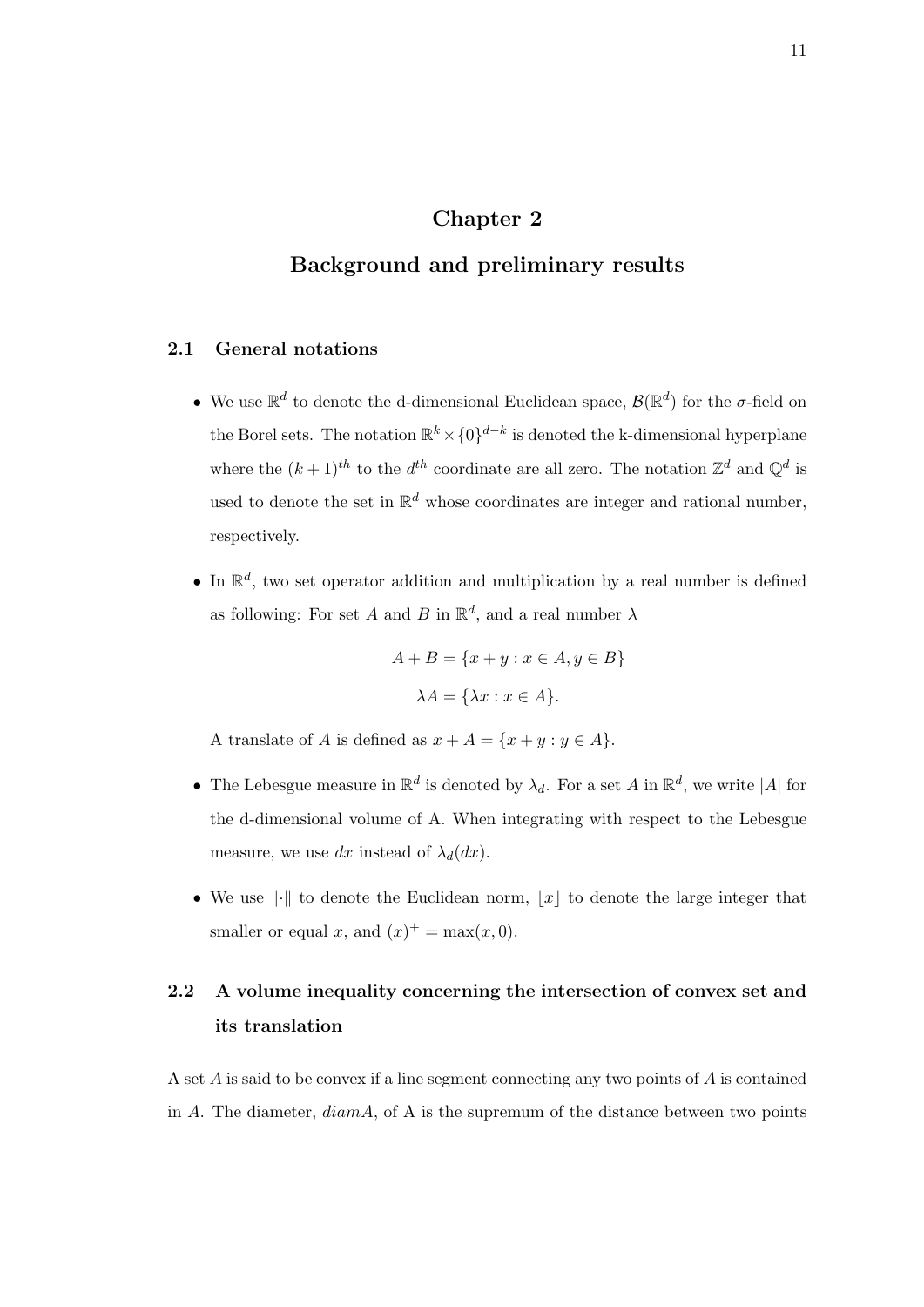# Chapter 2

# Background and preliminary results

## 2.1 General notations

- We use $\mathbb{R}^d$ to denote the d-dimensional Euclidean space, $\mathcal{B}(\mathbb{R}^d)$ for the $\sigma$-field on the Borel sets. The notation $\mathbb{R}^k \times \{0\}^{d-k}$ is denoted the k-dimensional hyperplane where the $(k+1)^{th}$ to the $d^{th}$ coordinate are all zero. The notation $\mathbb{Z}^d$ and $\mathbb{Q}^d$ is used to denote the set in $\mathbb{R}^d$ whose coordinates are integer and rational number, respectively.

- In $\mathbb{R}^d$, two set operator addition and multiplication by a real number is defined as following: For set $A$ and $B$ in $\mathbb{R}^d$, and a real number $\lambda$

$$A + B = \{x + y : x \in A, y \in B\}$$

$$\lambda A = \{\lambda x : x \in A\}.$$

  A translate of $A$ is defined as $x + A = \{x + y : y \in A\}$.

- The Lebesgue measure in $\mathbb{R}^d$ is denoted by $\lambda_d$. For a set $A$ in $\mathbb{R}^d$, we write $|A|$ for the d-dimensional volume of A. When integrating with respect to the Lebesgue measure, we use $dx$ instead of $\lambda_d(dx)$.

- We use $\|\cdot\|$ to denote the Euclidean norm, $\lfloor x \rfloor$ to denote the large integer that smaller or equal $x$, and $(x)^+ = \max(x, 0)$.

## 2.2 A volume inequality concerning the intersection of convex set and its translation

A set $A$ is said to be convex if a line segment connecting any two points of $A$ is contained in $A$. The diameter, $diamA$, of A is the supremum of the distance between two points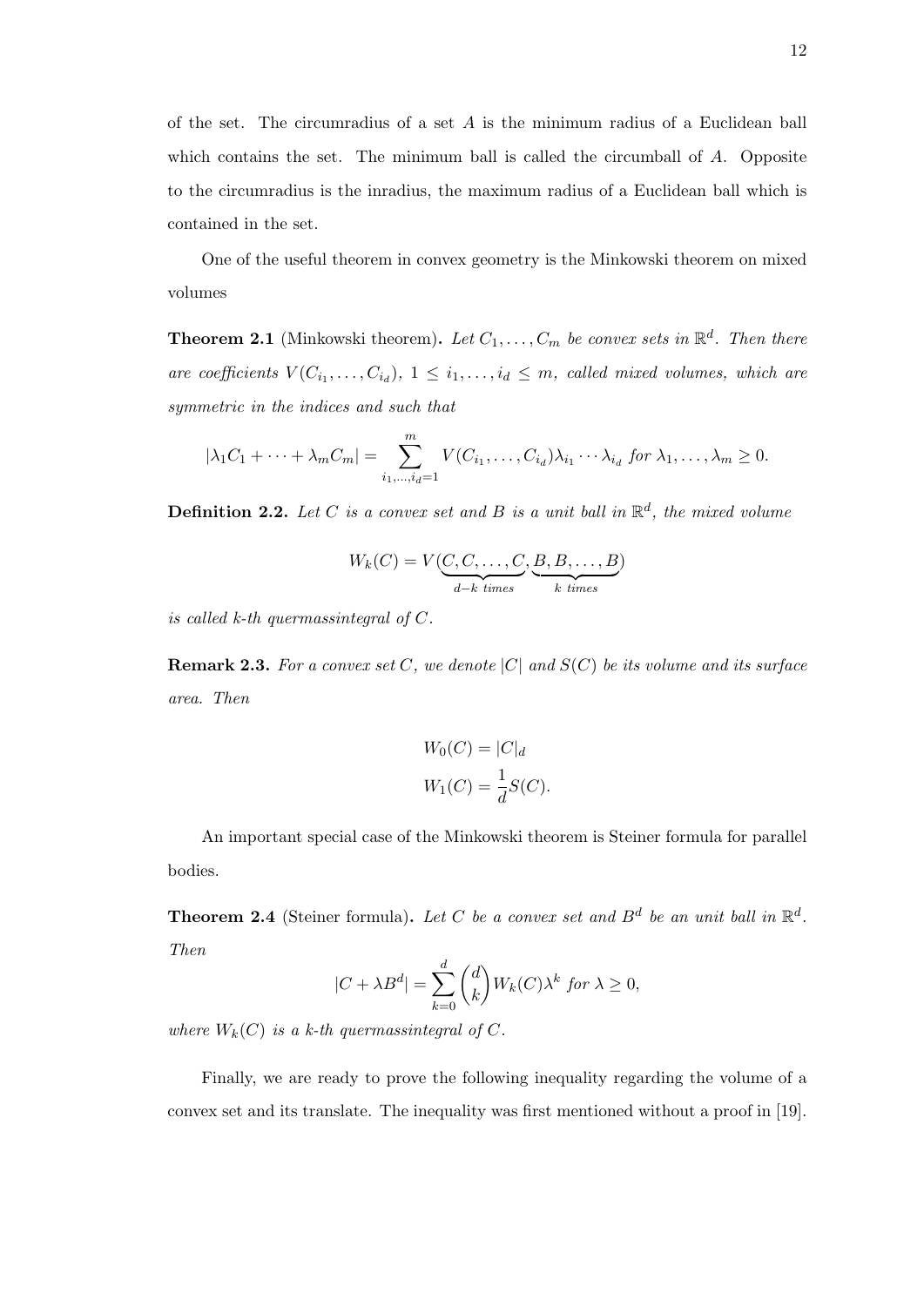of the set. The circumradius of a set $A$ is the minimum radius of a Euclidean ball which contains the set. The minimum ball is called the circumball of $A$. Opposite to the circumradius is the inradius, the maximum radius of a Euclidean ball which is contained in the set.

One of the useful theorem in convex geometry is the Minkowski theorem on mixed volumes

**Theorem 2.1** (Minkowski theorem). *Let $C_1, \ldots, C_m$ be convex sets in $\mathbb{R}^d$. Then there are coefficients $V(C_{i_1}, \ldots, C_{i_d})$, $1 \leq i_1, \ldots, i_d \leq m$, called mixed volumes, which are symmetric in the indices and such that*

$$|\lambda_1 C_1 + \cdots + \lambda_m C_m| = \sum_{i_1, \ldots, i_d = 1}^{m} V(C_{i_1}, \ldots, C_{i_d}) \lambda_{i_1} \cdots \lambda_{i_d} \text{ for } \lambda_1, \ldots, \lambda_m \geq 0.$$

**Definition 2.2.** *Let $C$ is a convex set and $B$ is a unit ball in $\mathbb{R}^d$, the mixed volume*

$$W_k(C) = V(\underbrace{C, C, \ldots, C}_{d-k \text{ times}}, \underbrace{B, B, \ldots, B}_{k \text{ times}})$$

*is called k-th quermassintegral of $C$.*

**Remark 2.3.** *For a convex set $C$, we denote $|C|$ and $S(C)$ be its volume and its surface area. Then*

$$W_0(C) = |C|_d$$
$$W_1(C) = \frac{1}{d} S(C).$$

An important special case of the Minkowski theorem is Steiner formula for parallel bodies.

**Theorem 2.4** (Steiner formula). *Let $C$ be a convex set and $B^d$ be an unit ball in $\mathbb{R}^d$. Then*

$$|C + \lambda B^d| = \sum_{k=0}^{d} \binom{d}{k} W_k(C) \lambda^k \text{ for } \lambda \geq 0,$$

*where $W_k(C)$ is a k-th quermassintegral of $C$.*

Finally, we are ready to prove the following inequality regarding the volume of a convex set and its translate. The inequality was first mentioned without a proof in [19].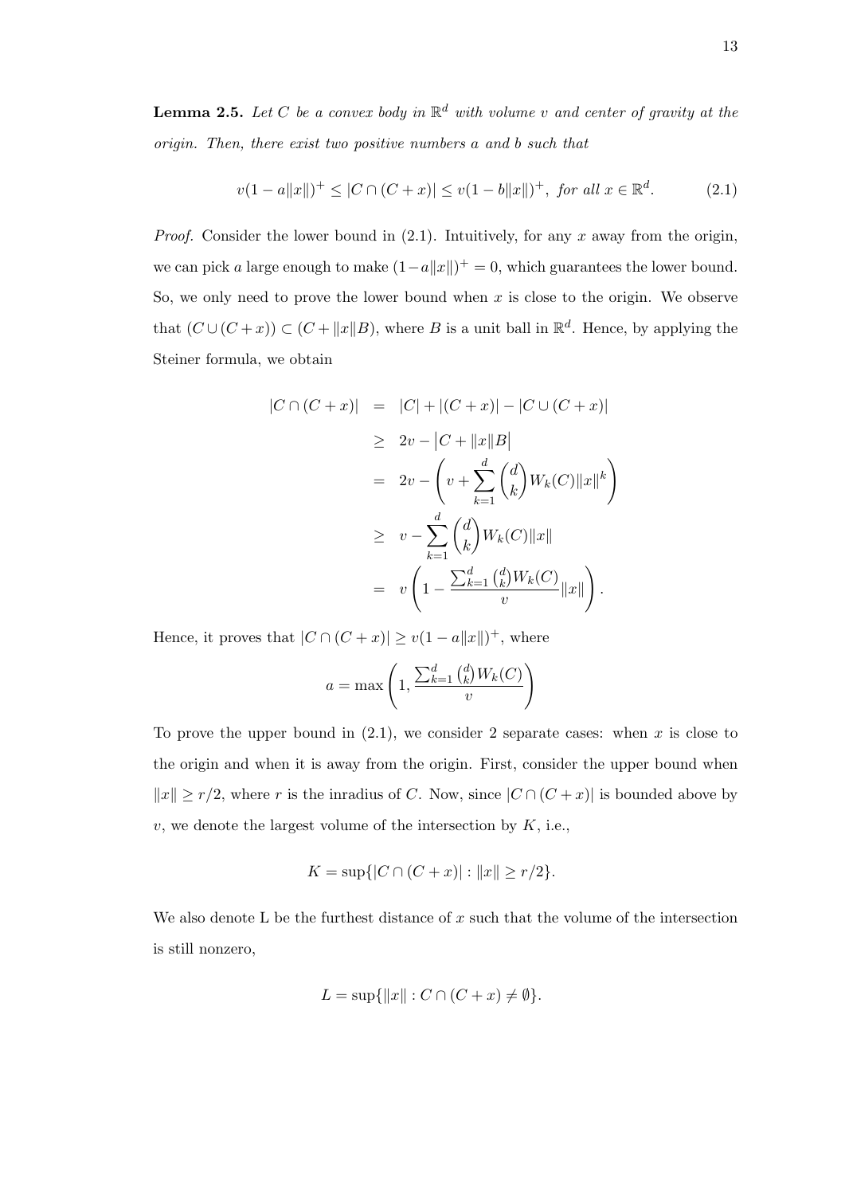**Lemma 2.5.** *Let $C$ be a convex body in $\mathbb{R}^d$ with volume $v$ and center of gravity at the origin. Then, there exist two positive numbers $a$ and $b$ such that*

$$v(1 - a\|x\|)^+ \leq |C \cap (C + x)| \leq v(1 - b\|x\|)^+, \text{ for all } x \in \mathbb{R}^d. \tag{2.1}$$

*Proof.* Consider the lower bound in (2.1). Intuitively, for any $x$ away from the origin, we can pick $a$ large enough to make $(1 - a\|x\|)^+ = 0$, which guarantees the lower bound. So, we only need to prove the lower bound when $x$ is close to the origin. We observe that $(C \cup (C + x)) \subset (C + \|x\|B)$, where $B$ is a unit ball in $\mathbb{R}^d$. Hence, by applying the Steiner formula, we obtain

$$\begin{aligned}
|C \cap (C + x)| &= |C| + |(C + x)| - |C \cup (C + x)| \\
&\geq 2v - \big|C + \|x\|B\big| \\
&= 2v - \left( v + \sum_{k=1}^{d} \binom{d}{k} W_k(C) \|x\|^k \right) \\
&\geq v - \sum_{k=1}^{d} \binom{d}{k} W_k(C) \|x\| \\
&= v \left( 1 - \frac{\sum_{k=1}^{d} \binom{d}{k} W_k(C)}{v} \|x\| \right).
\end{aligned}$$

Hence, it proves that $|C \cap (C + x)| \geq v(1 - a\|x\|)^+$, where

$$a = \max \left( 1, \frac{\sum_{k=1}^{d} \binom{d}{k} W_k(C)}{v} \right)$$

To prove the upper bound in (2.1), we consider 2 separate cases: when $x$ is close to the origin and when it is away from the origin. First, consider the upper bound when $\|x\| \geq r/2$, where $r$ is the inradius of $C$. Now, since $|C \cap (C + x)|$ is bounded above by $v$, we denote the largest volume of the intersection by $K$, i.e.,

$$K = \sup\{|C \cap (C + x)| : \|x\| \geq r/2\}.$$

We also denote L be the furthest distance of $x$ such that the volume of the intersection is still nonzero,

$$L = \sup\{\|x\| : C \cap (C + x) \neq \emptyset\}.$$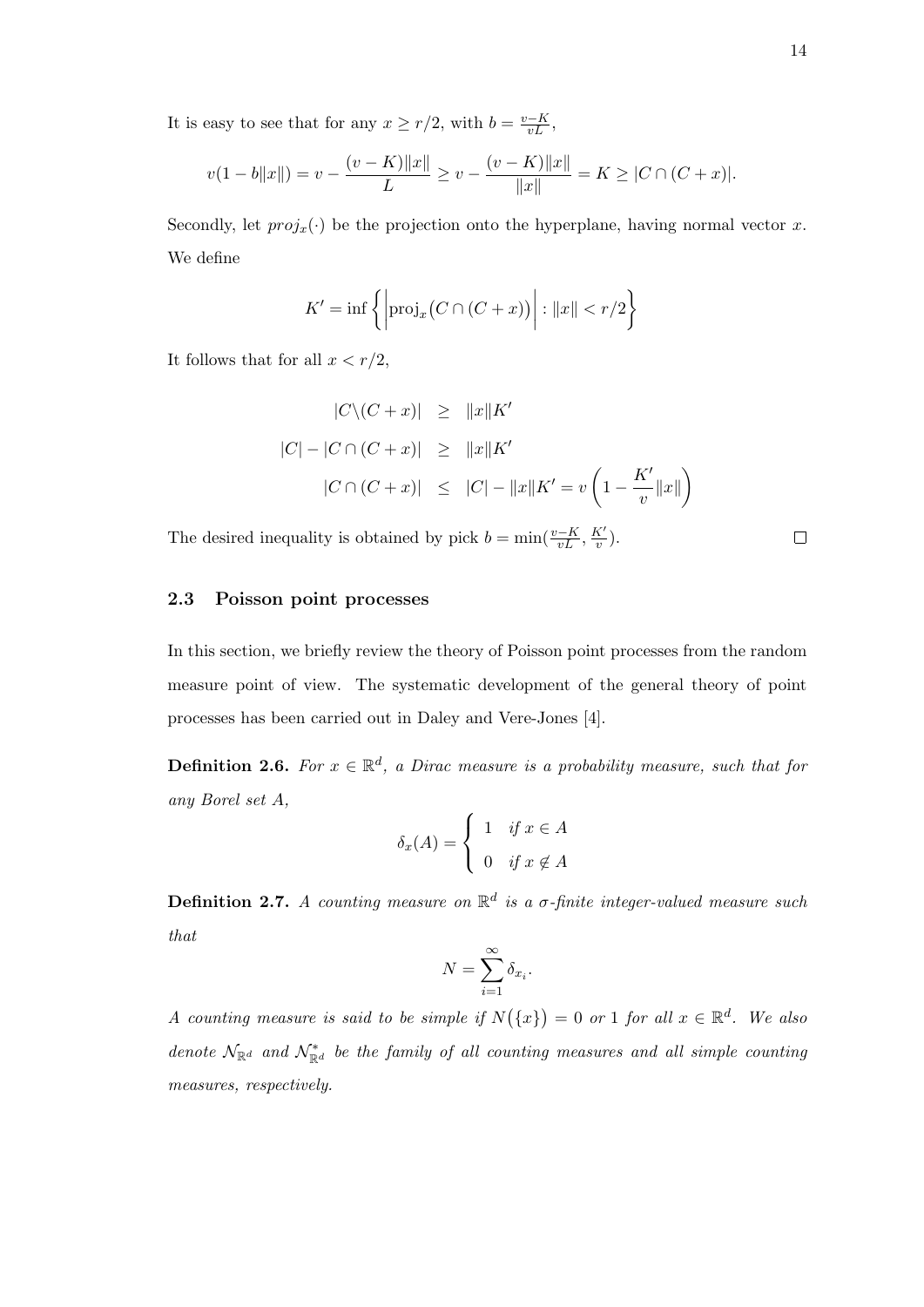It is easy to see that for any $x \geq r/2$, with $b = \frac{v-K}{vL}$,

$$v(1 - b\|x\|) = v - \frac{(v-K)\|x\|}{L} \geq v - \frac{(v-K)\|x\|}{\|x\|} = K \geq |C \cap (C+x)|.$$

Secondly, let $proj_x(\cdot)$ be the projection onto the hyperplane, having normal vector $x$. We define

$$K' = \inf\left\{ \left| \text{proj}_x\big(C \cap (C+x)\big) \right| : \|x\| < r/2 \right\}$$

It follows that for all $x < r/2$,

$$\begin{aligned} |C \backslash (C+x)| &\geq \|x\| K' \\ |C| - |C \cap (C+x)| &\geq \|x\| K' \\ |C \cap (C+x)| &\leq |C| - \|x\| K' = v\left(1 - \frac{K'}{v}\|x\|\right) \end{aligned}$$

The desired inequality is obtained by pick $b = \min(\frac{v-K}{vL}, \frac{K'}{v})$. □

## 2.3 Poisson point processes

In this section, we briefly review the theory of Poisson point processes from the random measure point of view. The systematic development of the general theory of point processes has been carried out in Daley and Vere-Jones [4].

**Definition 2.6.** *For $x \in \mathbb{R}^d$, a Dirac measure is a probability measure, such that for any Borel set A,*

$$\delta_x(A) = \begin{cases} 1 & \text{if } x \in A \\ 0 & \text{if } x \notin A \end{cases}$$

**Definition 2.7.** *A counting measure on $\mathbb{R}^d$ is a $\sigma$-finite integer-valued measure such that*

$$N = \sum_{i=1}^{\infty} \delta_{x_i}.$$

*A counting measure is said to be simple if $N\big(\{x\}\big) = 0$ or $1$ for all $x \in \mathbb{R}^d$. We also denote $\mathcal{N}_{\mathbb{R}^d}$ and $\mathcal{N}^*_{\mathbb{R}^d}$ be the family of all counting measures and all simple counting measures, respectively.*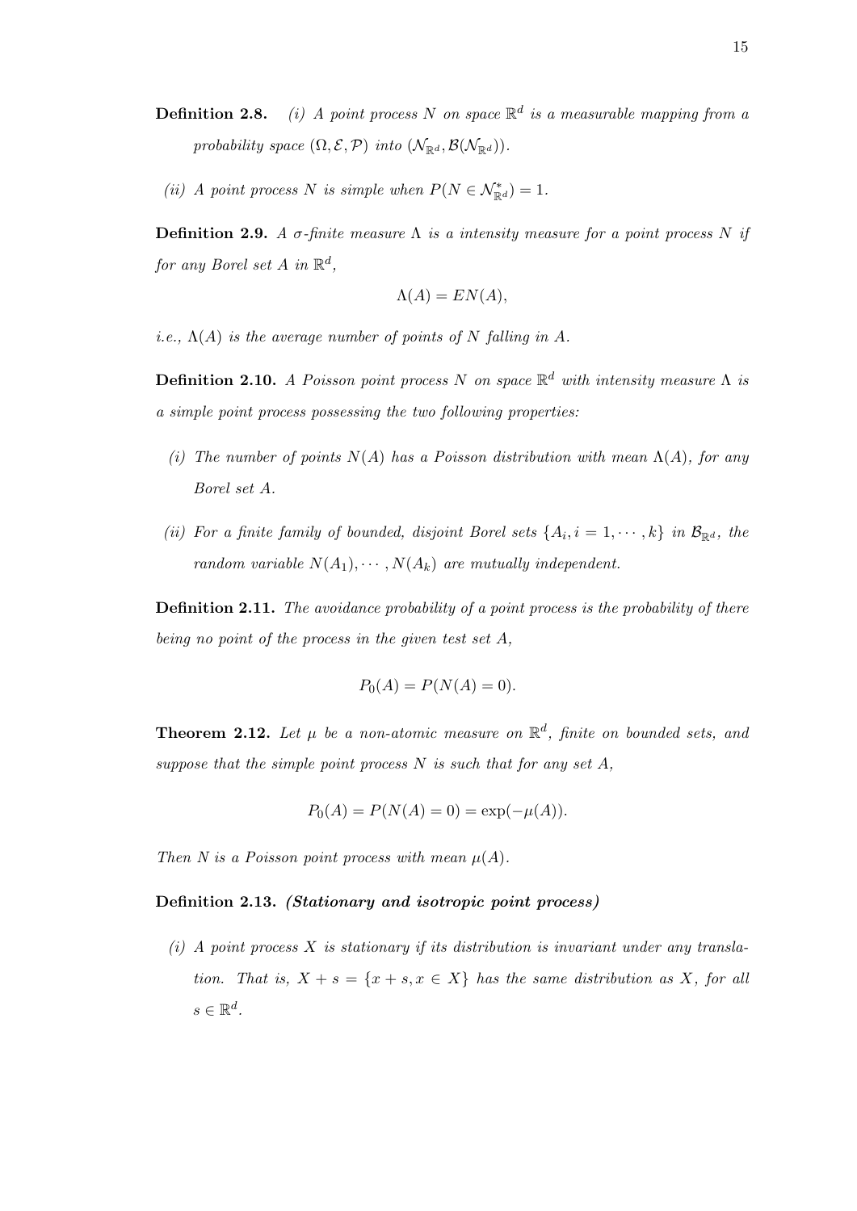**Definition 2.8.** *(i) A point process $N$ on space $\mathbb{R}^d$ is a measurable mapping from a probability space $(\Omega, \mathcal{E}, \mathcal{P})$ into $(\mathcal{N}_{\mathbb{R}^d}, \mathcal{B}(\mathcal{N}_{\mathbb{R}^d}))$.*

*(ii) A point process $N$ is simple when $P(N \in \mathcal{N}^*_{\mathbb{R}^d}) = 1$.*

**Definition 2.9.** *A $\sigma$-finite measure $\Lambda$ is a intensity measure for a point process $N$ if for any Borel set $A$ in $\mathbb{R}^d$,*

$$\Lambda(A) = EN(A),$$

*i.e., $\Lambda(A)$ is the average number of points of $N$ falling in $A$.*

**Definition 2.10.** *A Poisson point process $N$ on space $\mathbb{R}^d$ with intensity measure $\Lambda$ is a simple point process possessing the two following properties:*

*(i) The number of points $N(A)$ has a Poisson distribution with mean $\Lambda(A)$, for any Borel set $A$.*

*(ii) For a finite family of bounded, disjoint Borel sets $\{A_i, i = 1, \cdots, k\}$ in $\mathcal{B}_{\mathbb{R}^d}$, the random variable $N(A_1), \cdots, N(A_k)$ are mutually independent.*

**Definition 2.11.** *The avoidance probability of a point process is the probability of there being no point of the process in the given test set $A$,*

$$P_0(A) = P(N(A) = 0).$$

**Theorem 2.12.** *Let $\mu$ be a non-atomic measure on $\mathbb{R}^d$, finite on bounded sets, and suppose that the simple point process $N$ is such that for any set $A$,*

$$P_0(A) = P(N(A) = 0) = \exp(-\mu(A)).$$

*Then $N$ is a Poisson point process with mean $\mu(A)$.*

**Definition 2.13.** ***(Stationary and isotropic point process)***

*(i) A point process $X$ is stationary if its distribution is invariant under any translation. That is, $X + s = \{x + s, x \in X\}$ has the same distribution as $X$, for all $s \in \mathbb{R}^d$.*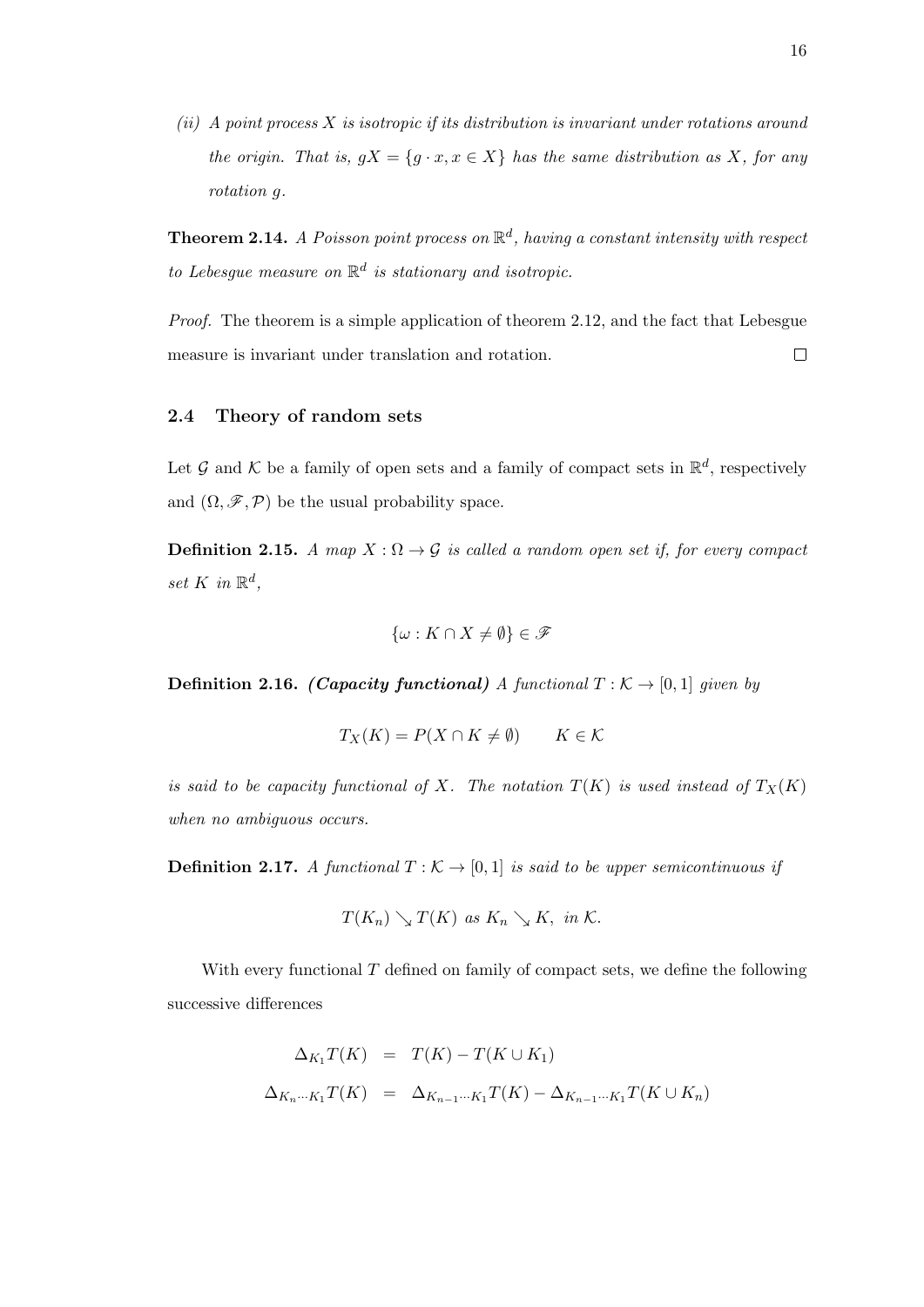*(ii) A point process $X$ is isotropic if its distribution is invariant under rotations around the origin. That is, $gX = \{g \cdot x, x \in X\}$ has the same distribution as $X$, for any rotation $g$.*

**Theorem 2.14.** *A Poisson point process on $\mathbb{R}^d$, having a constant intensity with respect to Lebesgue measure on $\mathbb{R}^d$ is stationary and isotropic.*

*Proof.* The theorem is a simple application of theorem 2.12, and the fact that Lebesgue measure is invariant under translation and rotation. $\square$

### 2.4 Theory of random sets

Let $\mathcal{G}$ and $\mathcal{K}$ be a family of open sets and a family of compact sets in $\mathbb{R}^d$, respectively and $(\Omega, \mathscr{F}, \mathcal{P})$ be the usual probability space.

**Definition 2.15.** *A map $X : \Omega \to \mathcal{G}$ is called a random open set if, for every compact set $K$ in $\mathbb{R}^d$,*

$$\{\omega : K \cap X \neq \emptyset\} \in \mathscr{F}$$

**Definition 2.16.** ***(Capacity functional)*** *A functional $T : \mathcal{K} \to [0, 1]$ given by*

$$T_X(K) = P(X \cap K \neq \emptyset) \qquad K \in \mathcal{K}$$

*is said to be capacity functional of $X$. The notation $T(K)$ is used instead of $T_X(K)$ when no ambiguous occurs.*

**Definition 2.17.** *A functional $T : \mathcal{K} \to [0, 1]$ is said to be upper semicontinuous if*

$$T(K_n) \searrow T(K) \text{ as } K_n \searrow K, \text{ in } \mathcal{K}.$$

With every functional $T$ defined on family of compact sets, we define the following successive differences

$$\begin{aligned}
\Delta_{K_1} T(K) &= T(K) - T(K \cup K_1) \\
\Delta_{K_n \cdots K_1} T(K) &= \Delta_{K_{n-1} \cdots K_1} T(K) - \Delta_{K_{n-1} \cdots K_1} T(K \cup K_n)
\end{aligned}$$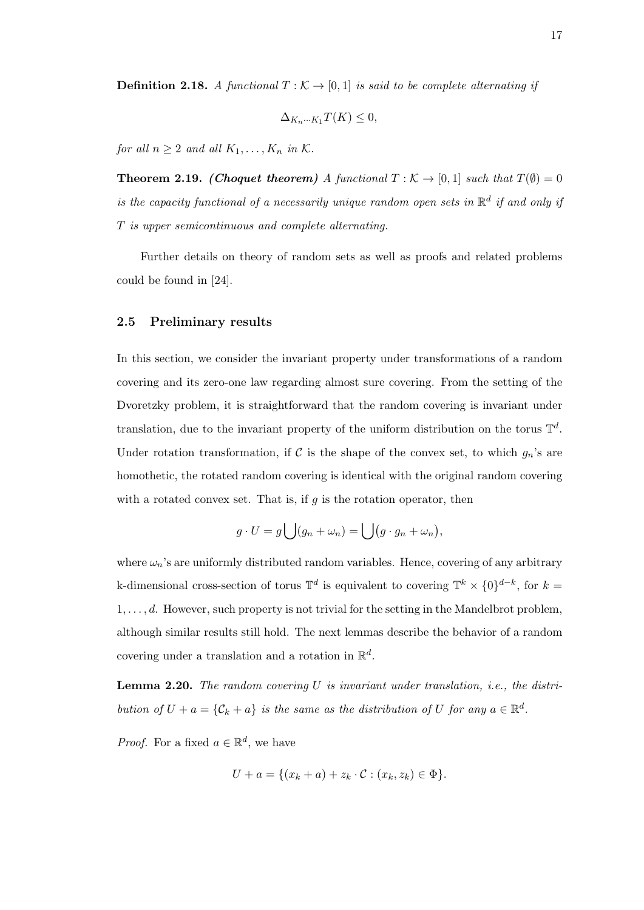**Definition 2.18.** *A functional $T : \mathcal{K} \to [0,1]$ is said to be complete alternating if*

$$\Delta_{K_n \cdots K_1} T(K) \leq 0,$$

*for all $n \geq 2$ and all $K_1, \ldots, K_n$ in $\mathcal{K}$.*

**Theorem 2.19.** ***(Choquet theorem)*** *A functional $T : \mathcal{K} \to [0,1]$ such that $T(\emptyset) = 0$ is the capacity functional of a necessarily unique random open sets in $\mathbb{R}^d$ if and only if $T$ is upper semicontinuous and complete alternating.*

Further details on theory of random sets as well as proofs and related problems could be found in [24].

### 2.5 Preliminary results

In this section, we consider the invariant property under transformations of a random covering and its zero-one law regarding almost sure covering. From the setting of the Dvoretzky problem, it is straightforward that the random covering is invariant under translation, due to the invariant property of the uniform distribution on the torus $\mathbb{T}^d$. Under rotation transformation, if $\mathcal{C}$ is the shape of the convex set, to which $g_n$'s are homothetic, the rotated random covering is identical with the original random covering with a rotated convex set. That is, if $g$ is the rotation operator, then

$$g \cdot U = g \bigcup (g_n + \omega_n) = \bigcup (g \cdot g_n + \omega_n),$$

where $\omega_n$'s are uniformly distributed random variables. Hence, covering of any arbitrary k-dimensional cross-section of torus $\mathbb{T}^d$ is equivalent to covering $\mathbb{T}^k \times \{0\}^{d-k}$, for $k = 1, \ldots, d$. However, such property is not trivial for the setting in the Mandelbrot problem, although similar results still hold. The next lemmas describe the behavior of a random covering under a translation and a rotation in $\mathbb{R}^d$.

**Lemma 2.20.** *The random covering $U$ is invariant under translation, i.e., the distribution of $U + a = \{\mathcal{C}_k + a\}$ is the same as the distribution of $U$ for any $a \in \mathbb{R}^d$.*

*Proof.* For a fixed $a \in \mathbb{R}^d$, we have

$$U + a = \{(x_k + a) + z_k \cdot \mathcal{C} : (x_k, z_k) \in \Phi\}.$$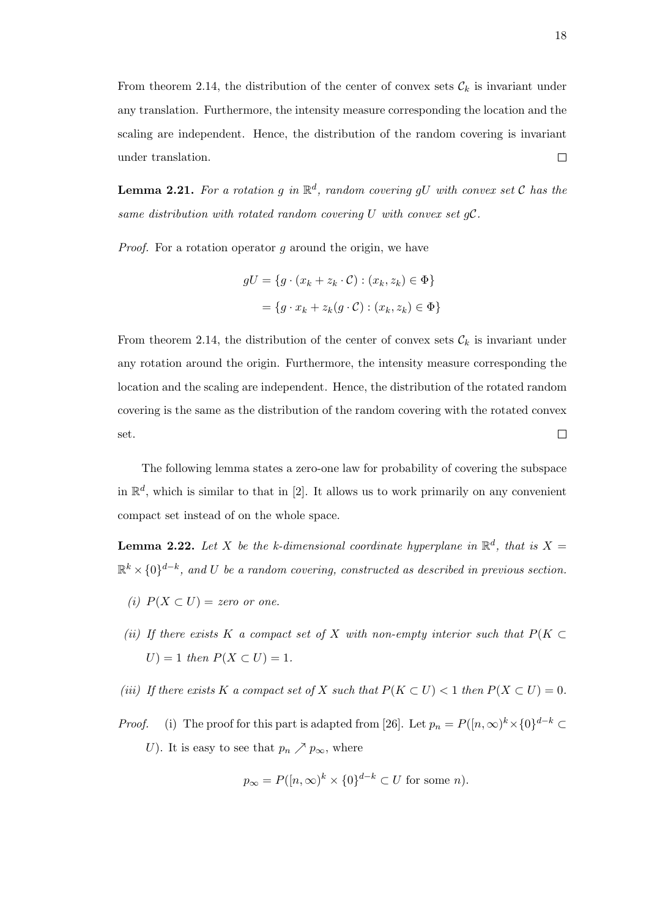From theorem 2.14, the distribution of the center of convex sets $\mathcal{C}_k$ is invariant under any translation. Furthermore, the intensity measure corresponding the location and the scaling are independent. Hence, the distribution of the random covering is invariant under translation. $\square$

**Lemma 2.21.** *For a rotation $g$ in $\mathbb{R}^d$, random covering $gU$ with convex set $\mathcal{C}$ has the same distribution with rotated random covering $U$ with convex set $g\mathcal{C}$.*

*Proof.* For a rotation operator $g$ around the origin, we have

$$
\begin{aligned}
gU &= \{g \cdot (x_k + z_k \cdot \mathcal{C}) : (x_k, z_k) \in \Phi\} \\
&= \{g \cdot x_k + z_k(g \cdot \mathcal{C}) : (x_k, z_k) \in \Phi\}
\end{aligned}
$$

From theorem 2.14, the distribution of the center of convex sets $\mathcal{C}_k$ is invariant under any rotation around the origin. Furthermore, the intensity measure corresponding the location and the scaling are independent. Hence, the distribution of the rotated random covering is the same as the distribution of the random covering with the rotated convex set. $\square$

The following lemma states a zero-one law for probability of covering the subspace in $\mathbb{R}^d$, which is similar to that in [2]. It allows us to work primarily on any convenient compact set instead of on the whole space.

**Lemma 2.22.** *Let $X$ be the $k$-dimensional coordinate hyperplane in $\mathbb{R}^d$, that is $X = \mathbb{R}^k \times \{0\}^{d-k}$, and $U$ be a random covering, constructed as described in previous section.*

*(i) $P(X \subset U) =$ zero or one.*

*(ii) If there exists $K$ a compact set of $X$ with non-empty interior such that $P(K \subset U) = 1$ then $P(X \subset U) = 1$.*

*(iii) If there exists $K$ a compact set of $X$ such that $P(K \subset U) < 1$ then $P(X \subset U) = 0$.*

*Proof.* (i) The proof for this part is adapted from [26]. Let $p_n = P([n,\infty)^k \times \{0\}^{d-k} \subset U)$. It is easy to see that $p_n \nearrow p_\infty$, where

$$
p_\infty = P([n,\infty)^k \times \{0\}^{d-k} \subset U \text{ for some } n).
$$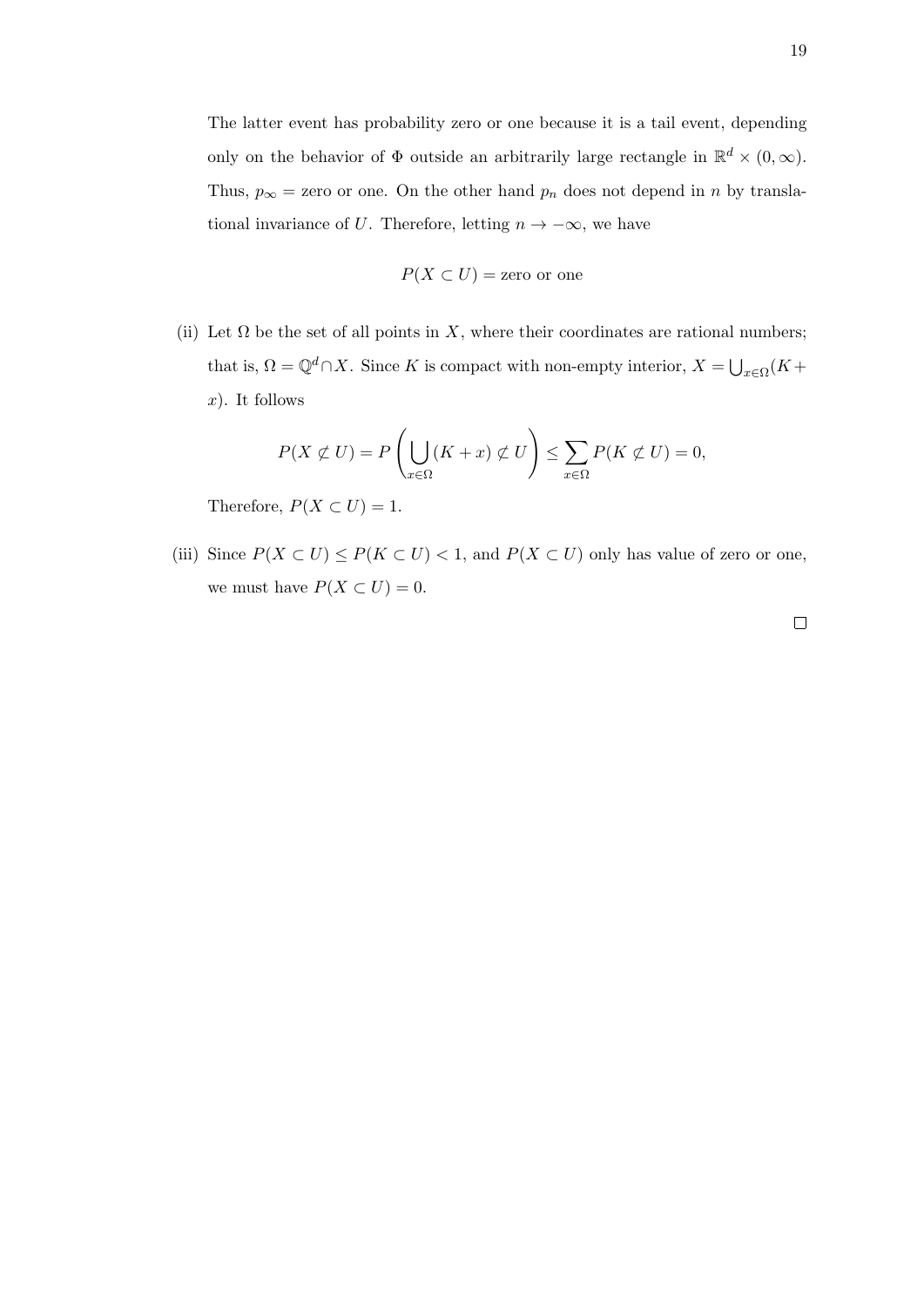The latter event has probability zero or one because it is a tail event, depending only on the behavior of $\Phi$ outside an arbitrarily large rectangle in $\mathbb{R}^d \times (0, \infty)$. Thus, $p_\infty$ = zero or one. On the other hand $p_n$ does not depend in $n$ by translational invariance of $U$. Therefore, letting $n \to -\infty$, we have

$$P(X \subset U) = \text{zero or one}$$

(ii) Let $\Omega$ be the set of all points in $X$, where their coordinates are rational numbers; that is, $\Omega = \mathbb{Q}^d \cap X$. Since $K$ is compact with non-empty interior, $X = \bigcup_{x \in \Omega}(K + x)$. It follows

$$P(X \not\subset U) = P\left(\bigcup_{x \in \Omega}(K + x) \not\subset U\right) \le \sum_{x \in \Omega} P(K \not\subset U) = 0,$$

Therefore, $P(X \subset U) = 1$.

(iii) Since $P(X \subset U) \le P(K \subset U) < 1$, and $P(X \subset U)$ only has value of zero or one, we must have $P(X \subset U) = 0$.

□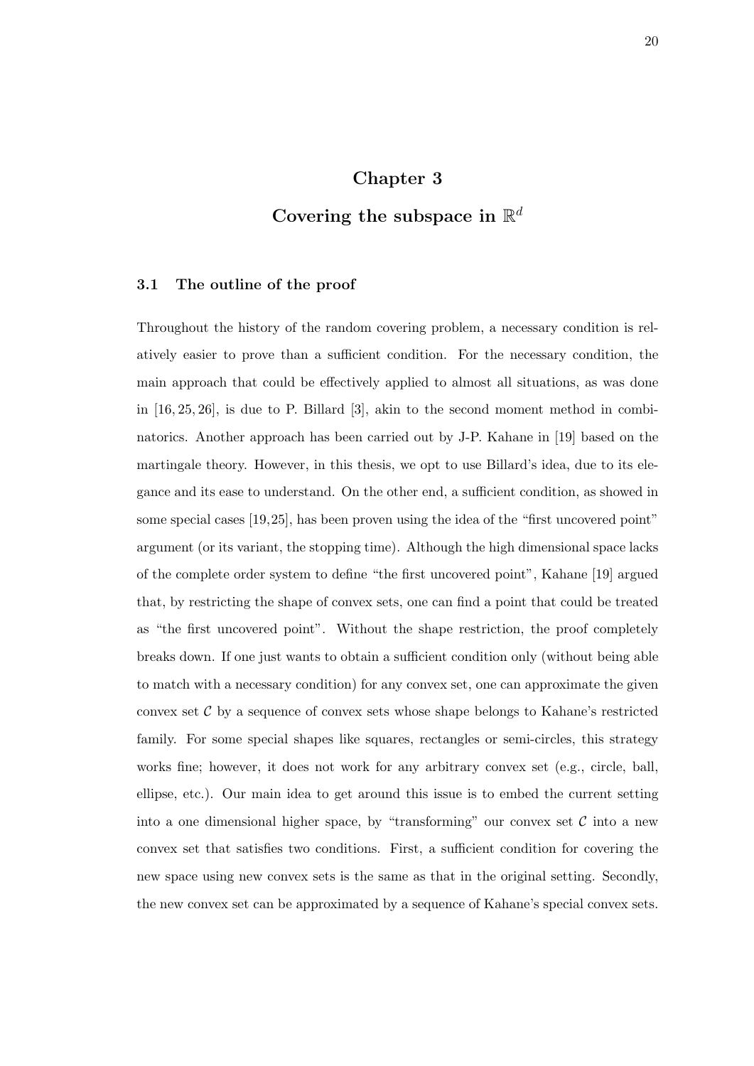# Chapter 3

# Covering the subspace in $\mathbb{R}^d$

## 3.1 The outline of the proof

Throughout the history of the random covering problem, a necessary condition is relatively easier to prove than a sufficient condition. For the necessary condition, the main approach that could be effectively applied to almost all situations, as was done in [16, 25, 26], is due to P. Billard [3], akin to the second moment method in combinatorics. Another approach has been carried out by J-P. Kahane in [19] based on the martingale theory. However, in this thesis, we opt to use Billard's idea, due to its elegance and its ease to understand. On the other end, a sufficient condition, as showed in some special cases [19,25], has been proven using the idea of the "first uncovered point" argument (or its variant, the stopping time). Although the high dimensional space lacks of the complete order system to define "the first uncovered point", Kahane [19] argued that, by restricting the shape of convex sets, one can find a point that could be treated as "the first uncovered point". Without the shape restriction, the proof completely breaks down. If one just wants to obtain a sufficient condition only (without being able to match with a necessary condition) for any convex set, one can approximate the given convex set $\mathcal{C}$ by a sequence of convex sets whose shape belongs to Kahane's restricted family. For some special shapes like squares, rectangles or semi-circles, this strategy works fine; however, it does not work for any arbitrary convex set (e.g., circle, ball, ellipse, etc.). Our main idea to get around this issue is to embed the current setting into a one dimensional higher space, by "transforming" our convex set $\mathcal{C}$ into a new convex set that satisfies two conditions. First, a sufficient condition for covering the new space using new convex sets is the same as that in the original setting. Secondly, the new convex set can be approximated by a sequence of Kahane's special convex sets.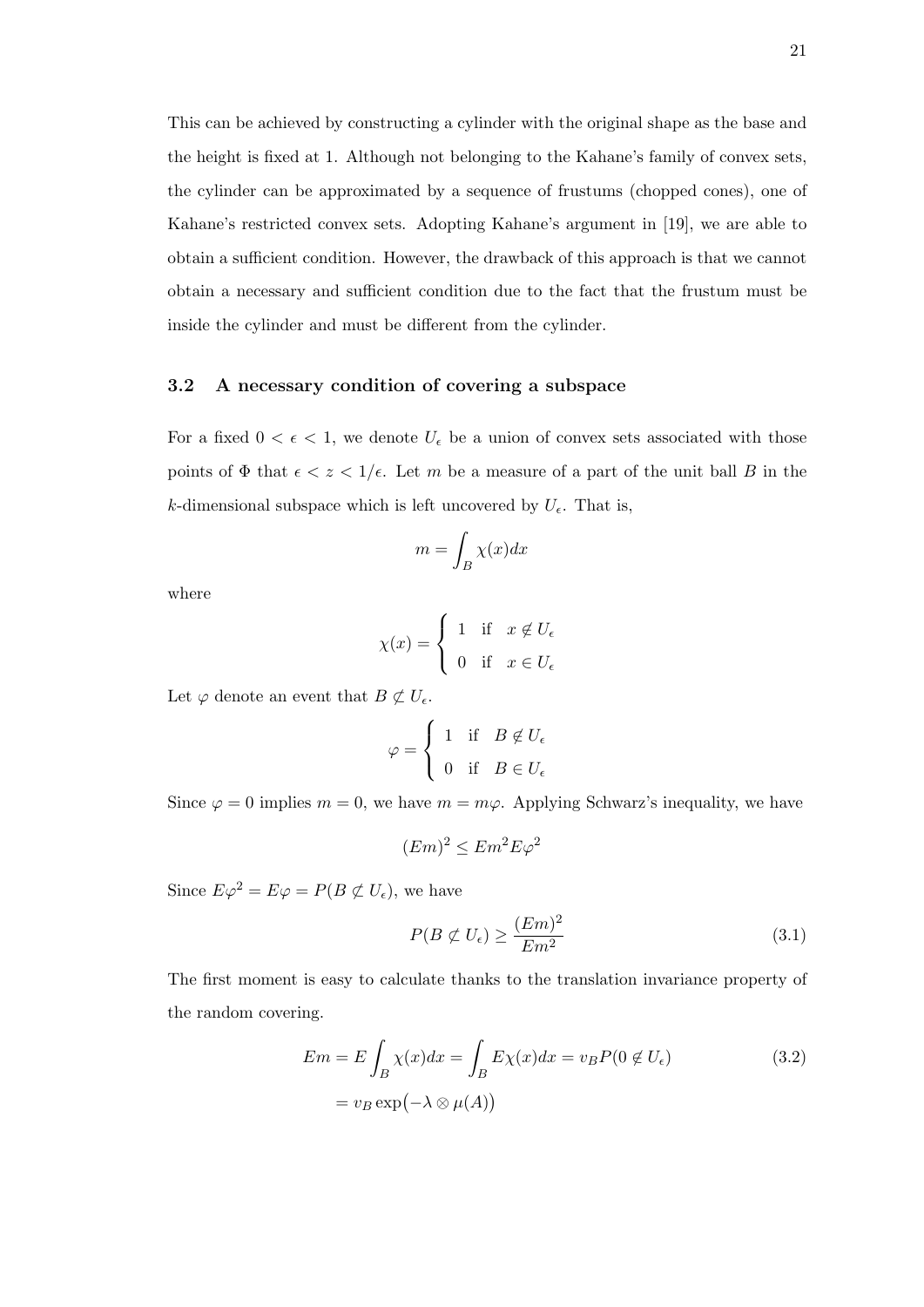This can be achieved by constructing a cylinder with the original shape as the base and the height is fixed at 1. Although not belonging to the Kahane's family of convex sets, the cylinder can be approximated by a sequence of frustums (chopped cones), one of Kahane's restricted convex sets. Adopting Kahane's argument in [19], we are able to obtain a sufficient condition. However, the drawback of this approach is that we cannot obtain a necessary and sufficient condition due to the fact that the frustum must be inside the cylinder and must be different from the cylinder.

## 3.2 A necessary condition of covering a subspace

For a fixed $0 < \epsilon < 1$, we denote $U_\epsilon$ be a union of convex sets associated with those points of $\Phi$ that $\epsilon < z < 1/\epsilon$. Let $m$ be a measure of a part of the unit ball $B$ in the $k$-dimensional subspace which is left uncovered by $U_\epsilon$. That is,

$$m = \int_B \chi(x)dx$$

where

$$\chi(x) = \begin{cases} 1 & \text{if} \quad x \notin U_\epsilon \\ 0 & \text{if} \quad x \in U_\epsilon \end{cases}$$

Let $\varphi$ denote an event that $B \not\subset U_\epsilon$.

$$\varphi = \begin{cases} 1 & \text{if} \quad B \notin U_\epsilon \\ 0 & \text{if} \quad B \in U_\epsilon \end{cases}$$

Since $\varphi = 0$ implies $m = 0$, we have $m = m\varphi$. Applying Schwarz's inequality, we have

$$(Em)^2 \leq Em^2 E\varphi^2$$

Since $E\varphi^2 = E\varphi = P(B \not\subset U_\epsilon)$, we have

$$P(B \not\subset U_\epsilon) \geq \frac{(Em)^2}{Em^2} \tag{3.1}$$

The first moment is easy to calculate thanks to the translation invariance property of the random covering.

$$\begin{aligned} Em = E\int_B \chi(x)dx = \int_B E\chi(x)dx = v_B P(0 \notin U_\epsilon) \\ = v_B \exp\bigl(-\lambda \otimes \mu(A)\bigr) \end{aligned} \tag{3.2}$$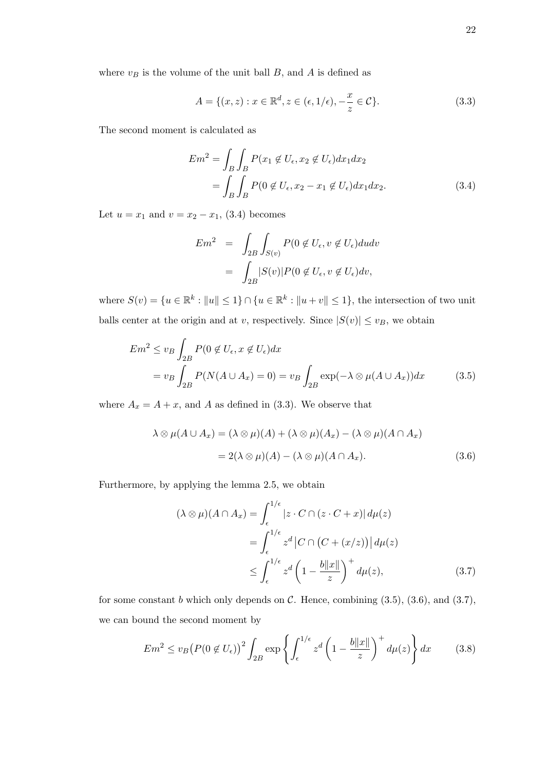where $v_B$ is the volume of the unit ball $B$, and $A$ is defined as

$$A = \{(x, z) : x \in \mathbb{R}^d, z \in (\epsilon, 1/\epsilon), -\frac{x}{z} \in \mathcal{C}\}. \tag{3.3}$$

The second moment is calculated as

$$\begin{aligned} Em^2 &= \int_B \int_B P(x_1 \notin U_\epsilon, x_2 \notin U_\epsilon) dx_1 dx_2 \\ &= \int_B \int_B P(0 \notin U_\epsilon, x_2 - x_1 \notin U_\epsilon) dx_1 dx_2. \end{aligned} \tag{3.4}$$

Let $u = x_1$ and $v = x_2 - x_1$, (3.4) becomes

$$\begin{aligned} Em^2 &= \int_{2B} \int_{S(v)} P(0 \notin U_\epsilon, v \notin U_\epsilon) du dv \\ &= \int_{2B} |S(v)| P(0 \notin U_\epsilon, v \notin U_\epsilon) dv, \end{aligned}$$

where $S(v) = \{u \in \mathbb{R}^k : \|u\| \leq 1\} \cap \{u \in \mathbb{R}^k : \|u + v\| \leq 1\}$, the intersection of two unit balls center at the origin and at $v$, respectively. Since $|S(v)| \leq v_B$, we obtain

$$\begin{aligned} Em^2 &\leq v_B \int_{2B} P(0 \notin U_\epsilon, x \notin U_\epsilon) dx \\ &= v_B \int_{2B} P(N(A \cup A_x) = 0) = v_B \int_{2B} \exp(-\lambda \otimes \mu(A \cup A_x)) dx \end{aligned} \tag{3.5}$$

where $A_x = A + x$, and $A$ as defined in (3.3). We observe that

$$\begin{aligned} \lambda \otimes \mu(A \cup A_x) &= (\lambda \otimes \mu)(A) + (\lambda \otimes \mu)(A_x) - (\lambda \otimes \mu)(A \cap A_x) \\ &= 2(\lambda \otimes \mu)(A) - (\lambda \otimes \mu)(A \cap A_x). \end{aligned} \tag{3.6}$$

Furthermore, by applying the lemma 2.5, we obtain

$$\begin{aligned} (\lambda \otimes \mu)(A \cap A_x) &= \int_\epsilon^{1/\epsilon} |z \cdot C \cap (z \cdot C + x)| \, d\mu(z) \\ &= \int_\epsilon^{1/\epsilon} z^d \left| C \cap \left(C + (x/z)\right) \right| d\mu(z) \\ &\leq \int_\epsilon^{1/\epsilon} z^d \left(1 - \frac{b\|x\|}{z}\right)^+ d\mu(z), \end{aligned} \tag{3.7}$$

for some constant $b$ which only depends on $\mathcal{C}$. Hence, combining (3.5), (3.6), and (3.7), we can bound the second moment by

$$Em^2 \leq v_B \big(P(0 \notin U_\epsilon)\big)^2 \int_{2B} \exp\left\{ \int_\epsilon^{1/\epsilon} z^d \left(1 - \frac{b\|x\|}{z}\right)^+ d\mu(z) \right\} dx \tag{3.8}$$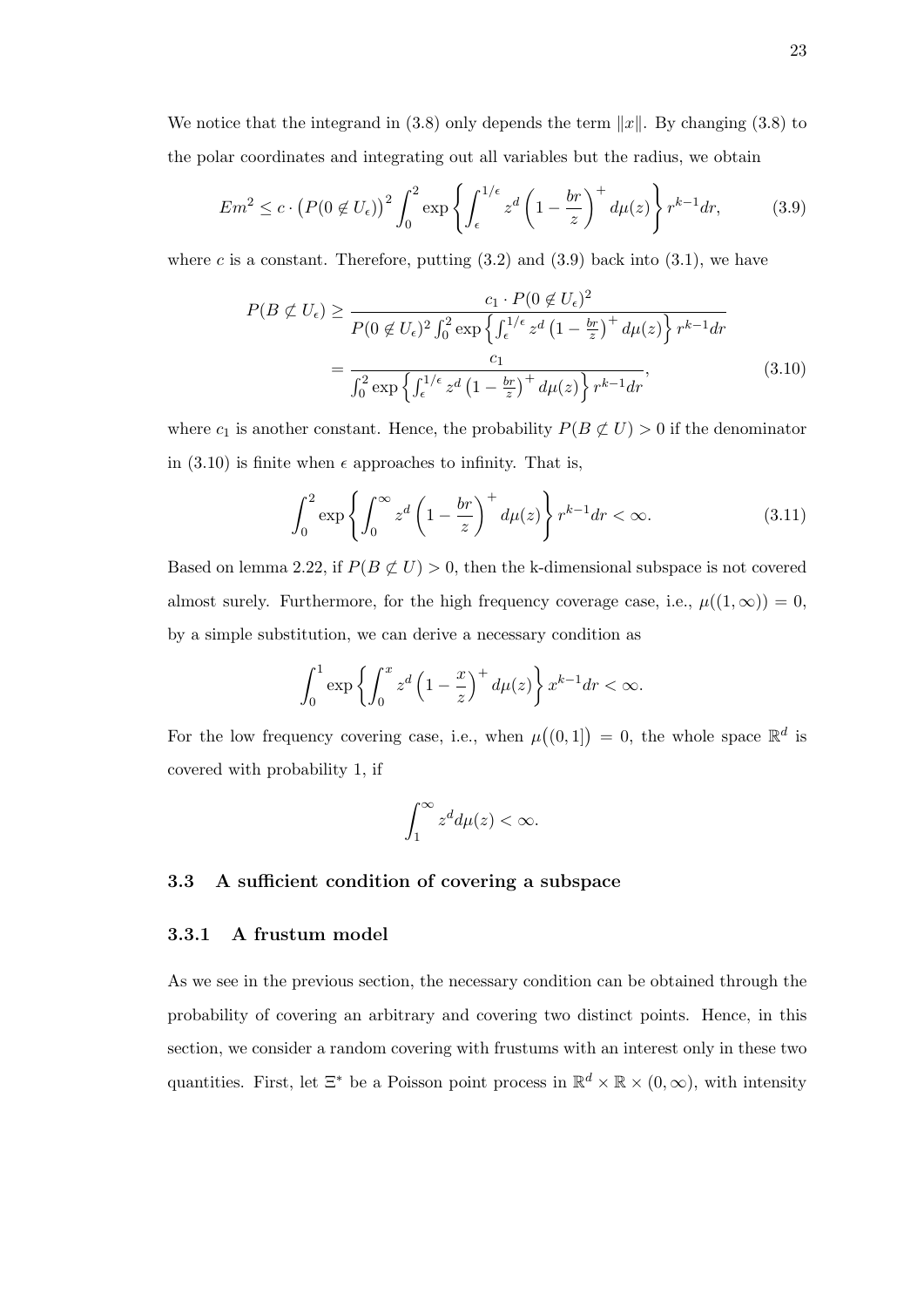We notice that the integrand in (3.8) only depends the term $\|x\|$. By changing (3.8) to the polar coordinates and integrating out all variables but the radius, we obtain

$$Em^2 \leq c \cdot \left(P(0 \notin U_\epsilon)\right)^2 \int_0^2 \exp\left\{\int_\epsilon^{1/\epsilon} z^d \left(1 - \frac{br}{z}\right)^+ d\mu(z)\right\} r^{k-1} dr, \tag{3.9}$$

where $c$ is a constant. Therefore, putting (3.2) and (3.9) back into (3.1), we have

$$\begin{aligned} P(B \not\subset U_\epsilon) &\geq \frac{c_1 \cdot P(0 \notin U_\epsilon)^2}{P(0 \notin U_\epsilon)^2 \int_0^2 \exp\left\{\int_\epsilon^{1/\epsilon} z^d \left(1 - \frac{br}{z}\right)^+ d\mu(z)\right\} r^{k-1} dr} \\ &= \frac{c_1}{\int_0^2 \exp\left\{\int_\epsilon^{1/\epsilon} z^d \left(1 - \frac{br}{z}\right)^+ d\mu(z)\right\} r^{k-1} dr}, \end{aligned} \tag{3.10}$$

where $c_1$ is another constant. Hence, the probability $P(B \not\subset U) > 0$ if the denominator in (3.10) is finite when $\epsilon$ approaches to infinity. That is,

$$\int_0^2 \exp\left\{\int_0^\infty z^d \left(1 - \frac{br}{z}\right)^+ d\mu(z)\right\} r^{k-1} dr < \infty. \tag{3.11}$$

Based on lemma 2.22, if $P(B \not\subset U) > 0$, then the k-dimensional subspace is not covered almost surely. Furthermore, for the high frequency coverage case, i.e., $\mu((1, \infty)) = 0$, by a simple substitution, we can derive a necessary condition as

$$\int_0^1 \exp\left\{\int_0^x z^d \left(1 - \frac{x}{z}\right)^+ d\mu(z)\right\} x^{k-1} dr < \infty.$$

For the low frequency covering case, i.e., when $\mu\big((0, 1]\big) = 0$, the whole space $\mathbb{R}^d$ is covered with probability 1, if

$$\int_1^\infty z^d d\mu(z) < \infty.$$

## 3.3 A sufficient condition of covering a subspace

### 3.3.1 A frustum model

As we see in the previous section, the necessary condition can be obtained through the probability of covering an arbitrary and covering two distinct points. Hence, in this section, we consider a random covering with frustums with an interest only in these two quantities. First, let $\Xi^*$ be a Poisson point process in $\mathbb{R}^d \times \mathbb{R} \times (0, \infty)$, with intensity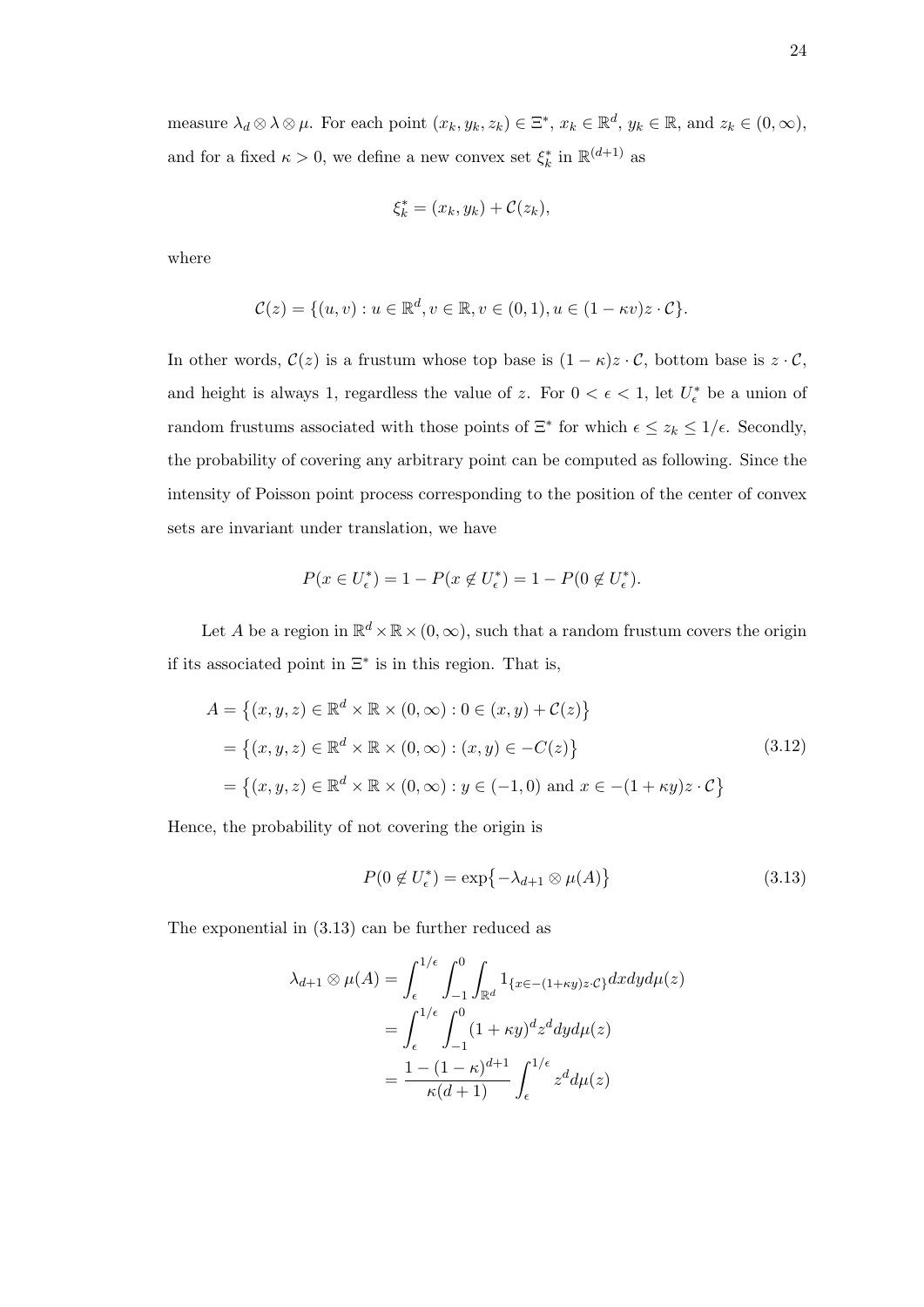measure $\lambda_d \otimes \lambda \otimes \mu$. For each point $(x_k, y_k, z_k) \in \Xi^*$, $x_k \in \mathbb{R}^d$, $y_k \in \mathbb{R}$, and $z_k \in (0, \infty)$, and for a fixed $\kappa > 0$, we define a new convex set $\xi_k^*$ in $\mathbb{R}^{(d+1)}$ as

$$\xi_k^* = (x_k, y_k) + \mathcal{C}(z_k),$$

where

$$\mathcal{C}(z) = \{(u, v) : u \in \mathbb{R}^d, v \in \mathbb{R}, v \in (0, 1), u \in (1 - \kappa v) z \cdot \mathcal{C}\}.$$

In other words, $\mathcal{C}(z)$ is a frustum whose top base is $(1 - \kappa) z \cdot \mathcal{C}$, bottom base is $z \cdot \mathcal{C}$, and height is always 1, regardless the value of $z$. For $0 < \epsilon < 1$, let $U_\epsilon^*$ be a union of random frustums associated with those points of $\Xi^*$ for which $\epsilon \leq z_k \leq 1/\epsilon$. Secondly, the probability of covering any arbitrary point can be computed as following. Since the intensity of Poisson point process corresponding to the position of the center of convex sets are invariant under translation, we have

$$P(x \in U_\epsilon^*) = 1 - P(x \notin U_\epsilon^*) = 1 - P(0 \notin U_\epsilon^*).$$

Let $A$ be a region in $\mathbb{R}^d \times \mathbb{R} \times (0, \infty)$, such that a random frustum covers the origin if its associated point in $\Xi^*$ is in this region. That is,

$$\begin{aligned}
A &= \big\{(x, y, z) \in \mathbb{R}^d \times \mathbb{R} \times (0, \infty) : 0 \in (x, y) + \mathcal{C}(z)\big\} \\
&= \big\{(x, y, z) \in \mathbb{R}^d \times \mathbb{R} \times (0, \infty) : (x, y) \in -C(z)\big\} \\
&= \big\{(x, y, z) \in \mathbb{R}^d \times \mathbb{R} \times (0, \infty) : y \in (-1, 0) \text{ and } x \in -(1 + \kappa y) z \cdot \mathcal{C}\big\}
\end{aligned} \tag{3.12}$$

Hence, the probability of not covering the origin is

$$P(0 \notin U_\epsilon^*) = \exp\big\{-\lambda_{d+1} \otimes \mu(A)\big\} \tag{3.13}$$

The exponential in (3.13) can be further reduced as

$$\begin{aligned}
\lambda_{d+1} \otimes \mu(A) &= \int_\epsilon^{1/\epsilon} \int_{-1}^{0} \int_{\mathbb{R}^d} 1_{\{x \in -(1+\kappa y) z \cdot \mathcal{C}\}} dx dy d\mu(z) \\
&= \int_\epsilon^{1/\epsilon} \int_{-1}^{0} (1 + \kappa y)^d z^d dy d\mu(z) \\
&= \frac{1 - (1 - \kappa)^{d+1}}{\kappa(d + 1)} \int_\epsilon^{1/\epsilon} z^d d\mu(z)
\end{aligned}$$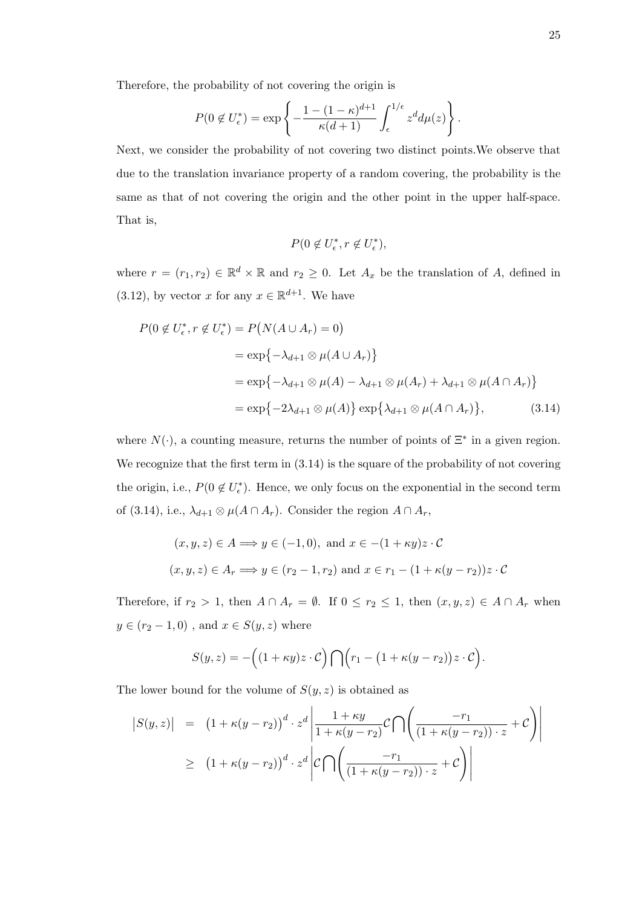Therefore, the probability of not covering the origin is

$$P(0 \notin U_\epsilon^*) = \exp\left\{-\frac{1-(1-\kappa)^{d+1}}{\kappa(d+1)}\int_\epsilon^{1/\epsilon} z^d d\mu(z)\right\}.$$

Next, we consider the probability of not covering two distinct points.We observe that due to the translation invariance property of a random covering, the probability is the same as that of not covering the origin and the other point in the upper half-space. That is,

$$P(0 \notin U_\epsilon^*, r \notin U_\epsilon^*),$$

where $r = (r_1, r_2) \in \mathbb{R}^d \times \mathbb{R}$ and $r_2 \geq 0$. Let $A_x$ be the translation of $A$, defined in (3.12), by vector $x$ for any $x \in \mathbb{R}^{d+1}$. We have

$$\begin{aligned}
P(0 \notin U_\epsilon^*, r \notin U_\epsilon^*) &= P\big(N(A \cup A_r) = 0\big) \\
&= \exp\big\{-\lambda_{d+1} \otimes \mu(A \cup A_r)\big\} \\
&= \exp\big\{-\lambda_{d+1} \otimes \mu(A) - \lambda_{d+1} \otimes \mu(A_r) + \lambda_{d+1} \otimes \mu(A \cap A_r)\big\} \\
&= \exp\big\{-2\lambda_{d+1} \otimes \mu(A)\big\} \exp\big\{\lambda_{d+1} \otimes \mu(A \cap A_r)\big\}, \qquad (3.14)
\end{aligned}$$

where $N(\cdot)$, a counting measure, returns the number of points of $\Xi^*$ in a given region. We recognize that the first term in (3.14) is the square of the probability of not covering the origin, i.e., $P(0 \notin U_\epsilon^*)$. Hence, we only focus on the exponential in the second term of (3.14), i.e., $\lambda_{d+1} \otimes \mu(A \cap A_r)$. Consider the region $A \cap A_r$,

$$(x, y, z) \in A \Longrightarrow y \in (-1, 0), \text{ and } x \in -(1+\kappa y)z \cdot \mathcal{C}$$

$$(x, y, z) \in A_r \Longrightarrow y \in (r_2 - 1, r_2) \text{ and } x \in r_1 - (1+\kappa(y-r_2))z \cdot \mathcal{C}$$

Therefore, if $r_2 > 1$, then $A \cap A_r = \emptyset$. If $0 \leq r_2 \leq 1$, then $(x, y, z) \in A \cap A_r$ when $y \in (r_2 - 1, 0)$ , and $x \in S(y, z)$ where

$$S(y, z) = -\Big((1+\kappa y)z \cdot \mathcal{C}\Big) \bigcap \Big(r_1 - \big(1+\kappa(y-r_2)\big)z \cdot \mathcal{C}\Big).$$

The lower bound for the volume of $S(y, z)$ is obtained as

$$\begin{aligned}
\big|S(y, z)\big| &= \big(1+\kappa(y-r_2)\big)^d \cdot z^d \left|\frac{1+\kappa y}{1+\kappa(y-r_2)}\mathcal{C} \bigcap \left(\frac{-r_1}{(1+\kappa(y-r_2)) \cdot z} + \mathcal{C}\right)\right| \\
&\geq \big(1+\kappa(y-r_2)\big)^d \cdot z^d \left|\mathcal{C} \bigcap \left(\frac{-r_1}{(1+\kappa(y-r_2)) \cdot z} + \mathcal{C}\right)\right|
\end{aligned}$$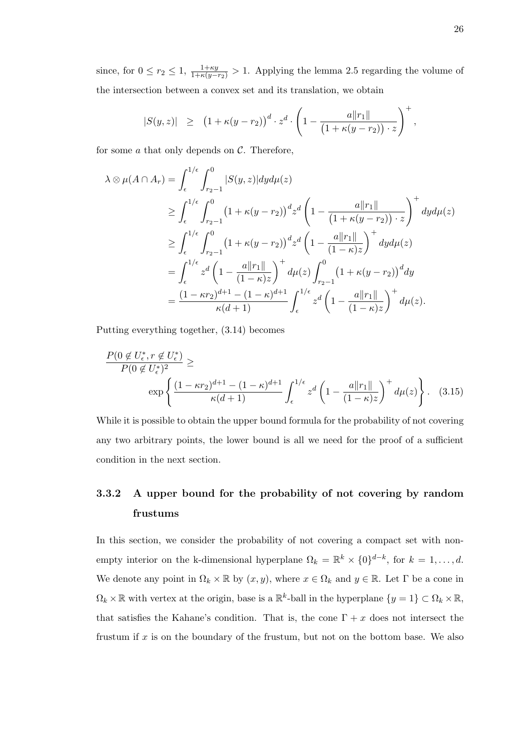since, for $0 \le r_2 \le 1$, $\frac{1+\kappa y}{1+\kappa(y-r_2)} > 1$. Applying the lemma 2.5 regarding the volume of the intersection between a convex set and its translation, we obtain

$$|S(y,z)| \ \ \geq \ \ \big(1+\kappa(y-r_2)\big)^d \cdot z^d \cdot \left(1 - \frac{a\|r_1\|}{\big(1+\kappa(y-r_2)\big)\cdot z}\right)^+,$$

for some $a$ that only depends on $\mathcal{C}$. Therefore,

$$\begin{aligned}
\lambda \otimes \mu(A \cap A_r) &= \int_\epsilon^{1/\epsilon} \int_{r_2-1}^{0} |S(y,z)| dy d\mu(z) \\
&\geq \int_\epsilon^{1/\epsilon} \int_{r_2-1}^{0} \big(1+\kappa(y-r_2)\big)^d z^d \left(1 - \frac{a\|r_1\|}{\big(1+\kappa(y-r_2)\big)\cdot z}\right)^+ dy d\mu(z) \\
&\geq \int_\epsilon^{1/\epsilon} \int_{r_2-1}^{0} \big(1+\kappa(y-r_2)\big)^d z^d \left(1 - \frac{a\|r_1\|}{(1-\kappa)z}\right)^+ dy d\mu(z) \\
&= \int_\epsilon^{1/\epsilon} z^d \left(1 - \frac{a\|r_1\|}{(1-\kappa)z}\right)^+ d\mu(z) \int_{r_2-1}^{0} \big(1+\kappa(y-r_2)\big)^d dy \\
&= \frac{(1-\kappa r_2)^{d+1} - (1-\kappa)^{d+1}}{\kappa(d+1)} \int_\epsilon^{1/\epsilon} z^d \left(1 - \frac{a\|r_1\|}{(1-\kappa)z}\right)^+ d\mu(z).
\end{aligned}$$

Putting everything together, (3.14) becomes

$$\frac{P(0 \notin U_\epsilon^*, r \notin U_\epsilon^*)}{P(0 \notin U_\epsilon^*)^2} \geq \exp\left\{ \frac{(1-\kappa r_2)^{d+1} - (1-\kappa)^{d+1}}{\kappa(d+1)} \int_\epsilon^{1/\epsilon} z^d \left(1 - \frac{a\|r_1\|}{(1-\kappa)z}\right)^+ d\mu(z) \right\}. \quad (3.15)$$

While it is possible to obtain the upper bound formula for the probability of not covering any two arbitrary points, the lower bound is all we need for the proof of a sufficient condition in the next section.

### 3.3.2 A upper bound for the probability of not covering by random frustums

In this section, we consider the probability of not covering a compact set with non-empty interior on the k-dimensional hyperplane $\Omega_k = \mathbb{R}^k \times \{0\}^{d-k}$, for $k = 1, \dots, d$. We denote any point in $\Omega_k \times \mathbb{R}$ by $(x, y)$, where $x \in \Omega_k$ and $y \in \mathbb{R}$. Let $\Gamma$ be a cone in $\Omega_k \times \mathbb{R}$ with vertex at the origin, base is a $\mathbb{R}^k$-ball in the hyperplane $\{y = 1\} \subset \Omega_k \times \mathbb{R}$, that satisfies the Kahane's condition. That is, the cone $\Gamma + x$ does not intersect the frustum if $x$ is on the boundary of the frustum, but not on the bottom base. We also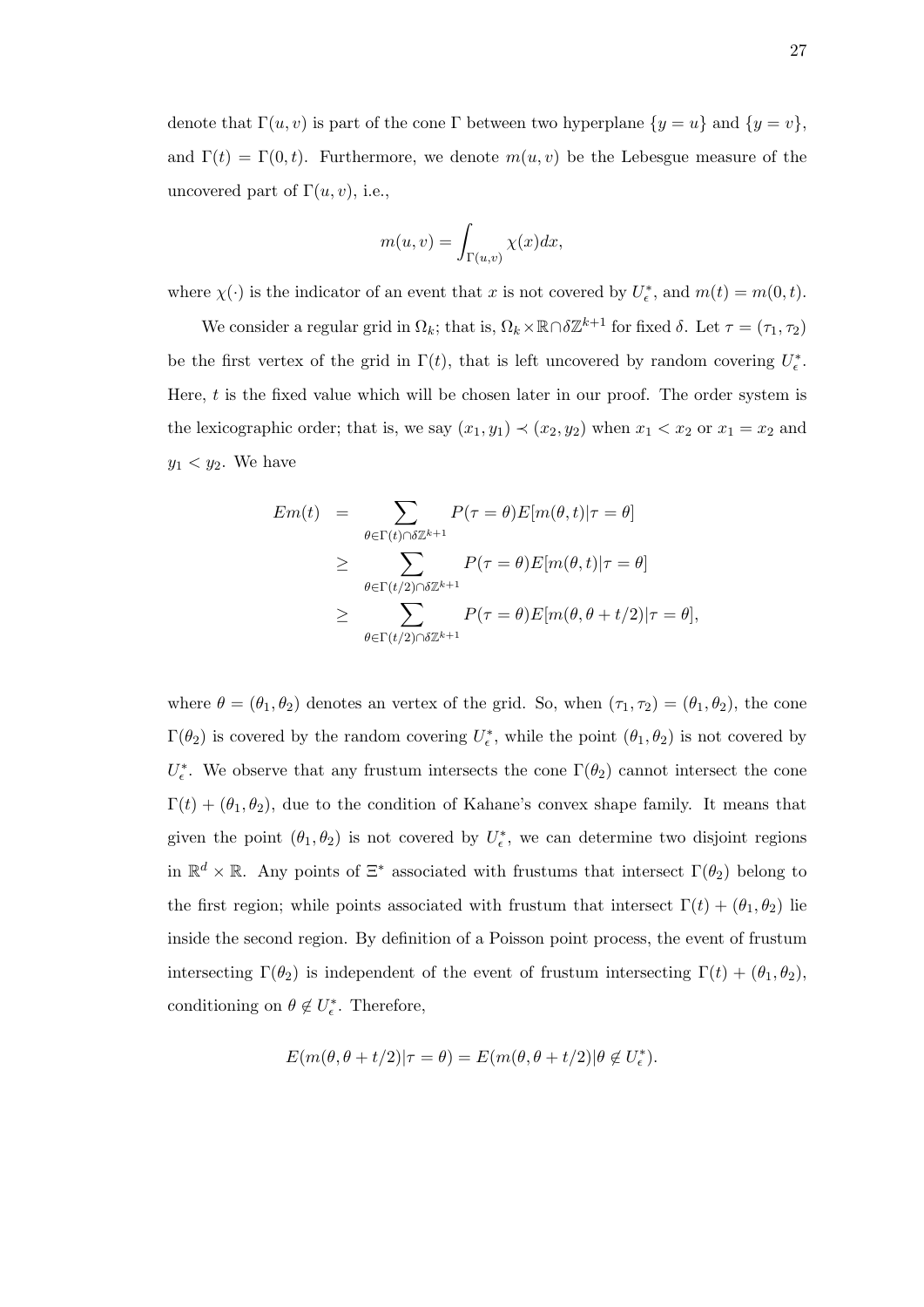denote that $\Gamma(u, v)$ is part of the cone $\Gamma$ between two hyperplane $\{y = u\}$ and $\{y = v\}$, and $\Gamma(t) = \Gamma(0, t)$. Furthermore, we denote $m(u, v)$ be the Lebesgue measure of the uncovered part of $\Gamma(u, v)$, i.e.,

$$m(u, v) = \int_{\Gamma(u,v)} \chi(x)dx,$$

where $\chi(\cdot)$ is the indicator of an event that $x$ is not covered by $U_\epsilon^*$, and $m(t) = m(0, t)$.

We consider a regular grid in $\Omega_k$; that is, $\Omega_k \times \mathbb{R} \cap \delta\mathbb{Z}^{k+1}$ for fixed $\delta$. Let $\tau = (\tau_1, \tau_2)$ be the first vertex of the grid in $\Gamma(t)$, that is left uncovered by random covering $U_\epsilon^*$. Here, $t$ is the fixed value which will be chosen later in our proof. The order system is the lexicographic order; that is, we say $(x_1, y_1) \prec (x_2, y_2)$ when $x_1 < x_2$ or $x_1 = x_2$ and $y_1 < y_2$. We have

$$\begin{aligned}
Em(t) &= \sum_{\theta \in \Gamma(t) \cap \delta\mathbb{Z}^{k+1}} P(\tau = \theta) E[m(\theta, t) | \tau = \theta] \\
&\geq \sum_{\theta \in \Gamma(t/2) \cap \delta\mathbb{Z}^{k+1}} P(\tau = \theta) E[m(\theta, t) | \tau = \theta] \\
&\geq \sum_{\theta \in \Gamma(t/2) \cap \delta\mathbb{Z}^{k+1}} P(\tau = \theta) E[m(\theta, \theta + t/2) | \tau = \theta],
\end{aligned}$$

where $\theta = (\theta_1, \theta_2)$ denotes an vertex of the grid. So, when $(\tau_1, \tau_2) = (\theta_1, \theta_2)$, the cone $\Gamma(\theta_2)$ is covered by the random covering $U_\epsilon^*$, while the point $(\theta_1, \theta_2)$ is not covered by $U_\epsilon^*$. We observe that any frustum intersects the cone $\Gamma(\theta_2)$ cannot intersect the cone $\Gamma(t) + (\theta_1, \theta_2)$, due to the condition of Kahane's convex shape family. It means that given the point $(\theta_1, \theta_2)$ is not covered by $U_\epsilon^*$, we can determine two disjoint regions in $\mathbb{R}^d \times \mathbb{R}$. Any points of $\Xi^*$ associated with frustums that intersect $\Gamma(\theta_2)$ belong to the first region; while points associated with frustum that intersect $\Gamma(t) + (\theta_1, \theta_2)$ lie inside the second region. By definition of a Poisson point process, the event of frustum intersecting $\Gamma(\theta_2)$ is independent of the event of frustum intersecting $\Gamma(t) + (\theta_1, \theta_2)$, conditioning on $\theta \notin U_\epsilon^*$. Therefore,

$$E(m(\theta, \theta + t/2) | \tau = \theta) = E(m(\theta, \theta + t/2) | \theta \notin U_\epsilon^*).$$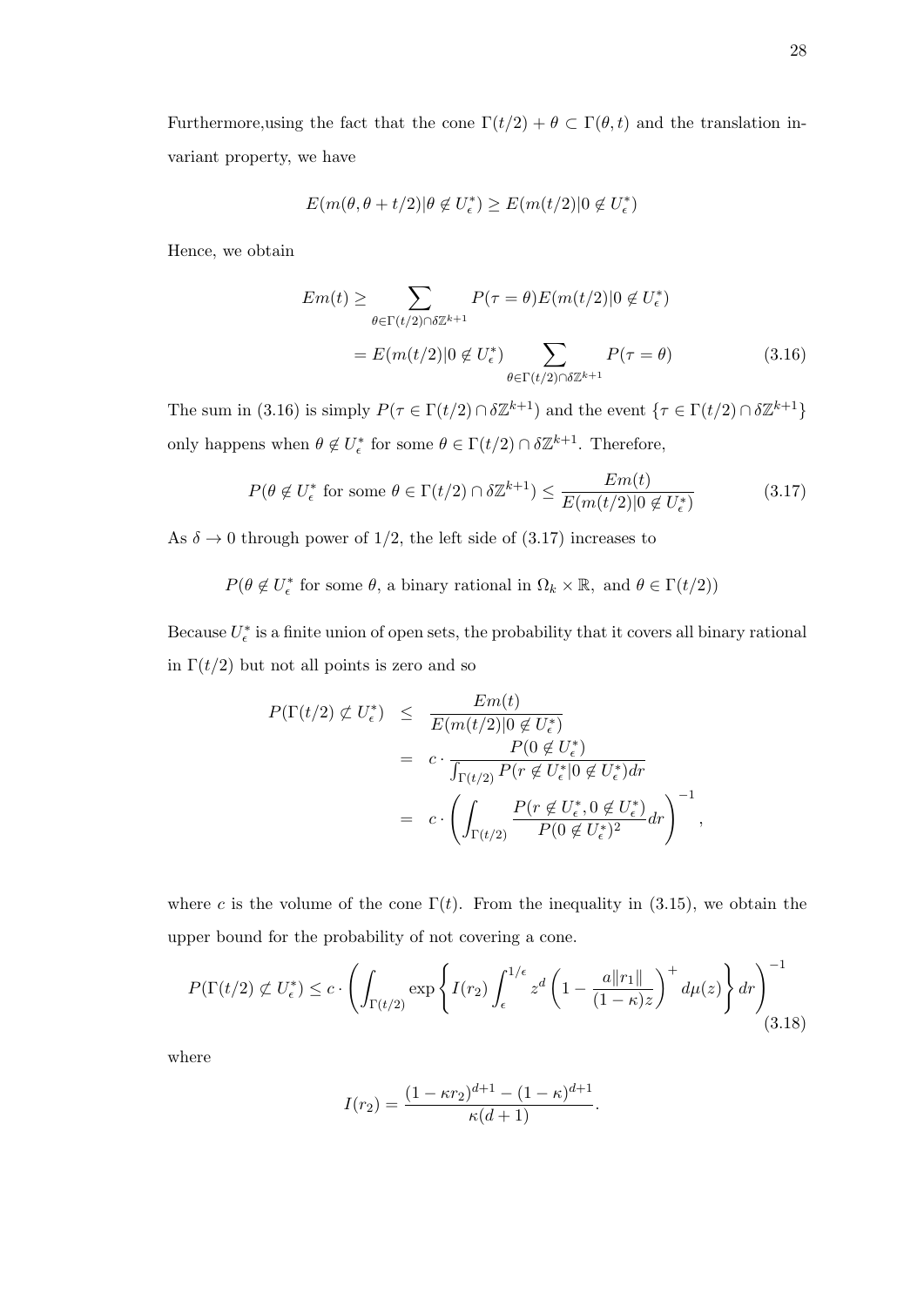Furthermore,using the fact that the cone $\Gamma(t/2) + \theta \subset \Gamma(\theta, t)$ and the translation invariant property, we have

$$E(m(\theta, \theta + t/2)|\theta \notin U_\epsilon^*) \geq E(m(t/2)|0 \notin U_\epsilon^*)$$

Hence, we obtain

$$\begin{aligned} Em(t) &\geq \sum_{\theta \in \Gamma(t/2) \cap \delta\mathbb{Z}^{k+1}} P(\tau = \theta) E(m(t/2)|0 \notin U_\epsilon^*) \\ &= E(m(t/2)|0 \notin U_\epsilon^*) \sum_{\theta \in \Gamma(t/2) \cap \delta\mathbb{Z}^{k+1}} P(\tau = \theta) \end{aligned} \tag{3.16}$$

The sum in (3.16) is simply $P(\tau \in \Gamma(t/2) \cap \delta\mathbb{Z}^{k+1})$ and the event $\{\tau \in \Gamma(t/2) \cap \delta\mathbb{Z}^{k+1}\}$ only happens when $\theta \notin U_\epsilon^*$ for some $\theta \in \Gamma(t/2) \cap \delta\mathbb{Z}^{k+1}$. Therefore,

$$P(\theta \notin U_\epsilon^* \text{ for some } \theta \in \Gamma(t/2) \cap \delta\mathbb{Z}^{k+1}) \leq \frac{Em(t)}{E(m(t/2)|0 \notin U_\epsilon^*)} \tag{3.17}$$

As $\delta \to 0$ through power of $1/2$, the left side of (3.17) increases to

$$P(\theta \notin U_\epsilon^* \text{ for some } \theta, \text{ a binary rational in } \Omega_k \times \mathbb{R}, \text{ and } \theta \in \Gamma(t/2))$$

Because $U_\epsilon^*$ is a finite union of open sets, the probability that it covers all binary rational in $\Gamma(t/2)$ but not all points is zero and so

$$\begin{aligned} P(\Gamma(t/2) \not\subset U_\epsilon^*) &\leq \frac{Em(t)}{E(m(t/2)|0 \notin U_\epsilon^*)} \\ &= c \cdot \frac{P(0 \notin U_\epsilon^*)}{\int_{\Gamma(t/2)} P(r \notin U_\epsilon^* | 0 \notin U_\epsilon^*) dr} \\ &= c \cdot \left( \int_{\Gamma(t/2)} \frac{P(r \notin U_\epsilon^*, 0 \notin U_\epsilon^*)}{P(0 \notin U_\epsilon^*)^2} dr \right)^{-1}, \end{aligned}$$

where $c$ is the volume of the cone $\Gamma(t)$. From the inequality in (3.15), we obtain the upper bound for the probability of not covering a cone.

$$P(\Gamma(t/2) \not\subset U_\epsilon^*) \leq c \cdot \left( \int_{\Gamma(t/2)} \exp\left\{ I(r_2) \int_\epsilon^{1/\epsilon} z^d \left(1 - \frac{a\|r_1\|}{(1-\kappa)z}\right)^+ d\mu(z) \right\} dr \right)^{-1} \tag{3.18}$$

where

$$I(r_2) = \frac{(1 - \kappa r_2)^{d+1} - (1-\kappa)^{d+1}}{\kappa(d+1)}.$$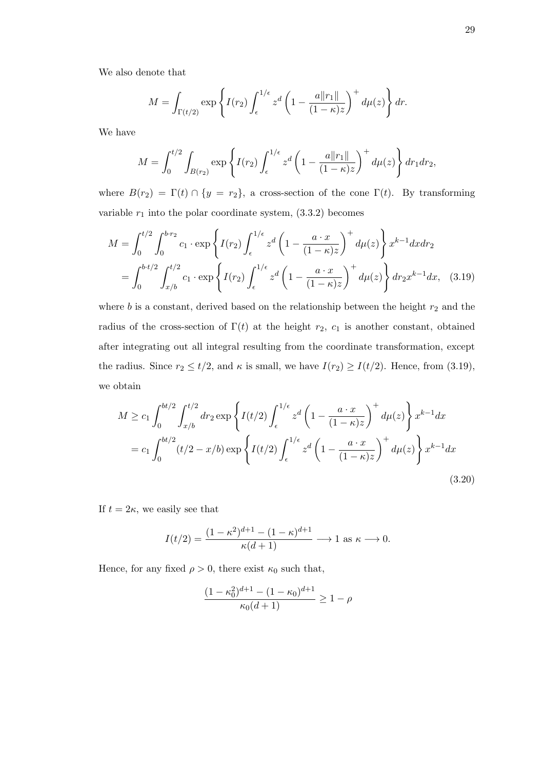We also denote that

$$M = \int_{\Gamma(t/2)} \exp\left\{ I(r_2) \int_{\epsilon}^{1/\epsilon} z^d \left(1 - \frac{a\|r_1\|}{(1-\kappa)z}\right)^+ d\mu(z) \right\} dr.$$

We have

$$M = \int_0^{t/2} \int_{B(r_2)} \exp\left\{ I(r_2) \int_{\epsilon}^{1/\epsilon} z^d \left(1 - \frac{a\|r_1\|}{(1-\kappa)z}\right)^+ d\mu(z) \right\} dr_1 dr_2,$$

where $B(r_2) = \Gamma(t) \cap \{y = r_2\}$, a cross-section of the cone $\Gamma(t)$. By transforming variable $r_1$ into the polar coordinate system, (3.3.2) becomes

$$\begin{aligned} M &= \int_0^{t/2} \int_0^{b \cdot r_2} c_1 \cdot \exp\left\{ I(r_2) \int_{\epsilon}^{1/\epsilon} z^d \left(1 - \frac{a \cdot x}{(1-\kappa)z}\right)^+ d\mu(z) \right\} x^{k-1} dx dr_2 \\ &= \int_0^{b \cdot t/2} \int_{x/b}^{t/2} c_1 \cdot \exp\left\{ I(r_2) \int_{\epsilon}^{1/\epsilon} z^d \left(1 - \frac{a \cdot x}{(1-\kappa)z}\right)^+ d\mu(z) \right\} dr_2 x^{k-1} dx, \quad (3.19) \end{aligned}$$

where $b$ is a constant, derived based on the relationship between the height $r_2$ and the radius of the cross-section of $\Gamma(t)$ at the height $r_2$, $c_1$ is another constant, obtained after integrating out all integral resulting from the coordinate transformation, except the radius. Since $r_2 \le t/2$, and $\kappa$ is small, we have $I(r_2) \ge I(t/2)$. Hence, from (3.19), we obtain

$$\begin{aligned} M &\ge c_1 \int_0^{bt/2} \int_{x/b}^{t/2} dr_2 \exp\left\{ I(t/2) \int_{\epsilon}^{1/\epsilon} z^d \left(1 - \frac{a \cdot x}{(1-\kappa)z}\right)^+ d\mu(z) \right\} x^{k-1} dx \\ &= c_1 \int_0^{bt/2} (t/2 - x/b) \exp\left\{ I(t/2) \int_{\epsilon}^{1/\epsilon} z^d \left(1 - \frac{a \cdot x}{(1-\kappa)z}\right)^+ d\mu(z) \right\} x^{k-1} dx \end{aligned} \quad (3.20)$$

If $t = 2\kappa$, we easily see that

$$I(t/2) = \frac{(1-\kappa^2)^{d+1} - (1-\kappa)^{d+1}}{\kappa(d+1)} \longrightarrow 1 \text{ as } \kappa \longrightarrow 0.$$

Hence, for any fixed $\rho > 0$, there exist $\kappa_0$ such that,

$$\frac{(1-\kappa_0^2)^{d+1} - (1-\kappa_0)^{d+1}}{\kappa_0(d+1)} \ge 1 - \rho$$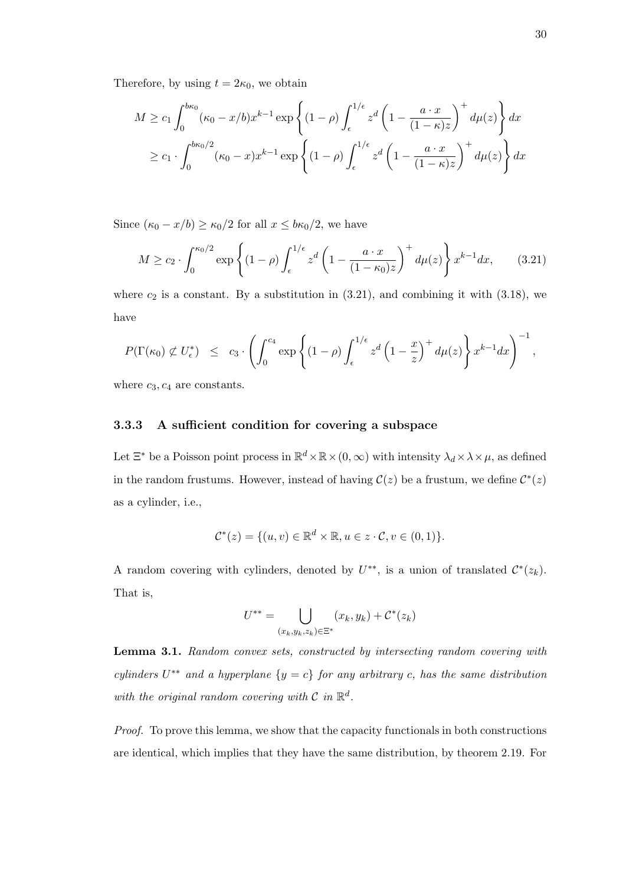Therefore, by using $t = 2\kappa_0$, we obtain

$$
\begin{aligned}
M &\geq c_1 \int_0^{b\kappa_0} (\kappa_0 - x/b) x^{k-1} \exp\left\{(1-\rho)\int_\epsilon^{1/\epsilon} z^d \left(1 - \frac{a \cdot x}{(1-\kappa)z}\right)^+ d\mu(z)\right\} dx \\
&\geq c_1 \cdot \int_0^{b\kappa_0/2} (\kappa_0 - x) x^{k-1} \exp\left\{(1-\rho)\int_\epsilon^{1/\epsilon} z^d \left(1 - \frac{a \cdot x}{(1-\kappa)z}\right)^+ d\mu(z)\right\} dx
\end{aligned}
$$

Since $(\kappa_0 - x/b) \geq \kappa_0/2$ for all $x \leq b\kappa_0/2$, we have

$$
M \geq c_2 \cdot \int_0^{\kappa_0/2} \exp\left\{(1-\rho)\int_\epsilon^{1/\epsilon} z^d \left(1 - \frac{a \cdot x}{(1-\kappa_0)z}\right)^+ d\mu(z)\right\} x^{k-1} dx, \qquad (3.21)
$$

where $c_2$ is a constant. By a substitution in (3.21), and combining it with (3.18), we have

$$
P(\Gamma(\kappa_0) \not\subset U_\epsilon^*) \quad \leq \quad c_3 \cdot \left(\int_0^{c_4} \exp\left\{(1-\rho)\int_\epsilon^{1/\epsilon} z^d \left(1 - \frac{x}{z}\right)^+ d\mu(z)\right\} x^{k-1} dx\right)^{-1},
$$

where $c_3, c_4$ are constants.

### 3.3.3 A sufficient condition for covering a subspace

Let $\Xi^*$ be a Poisson point process in $\mathbb{R}^d \times \mathbb{R} \times (0, \infty)$ with intensity $\lambda_d \times \lambda \times \mu$, as defined in the random frustums. However, instead of having $\mathcal{C}(z)$ be a frustum, we define $\mathcal{C}^*(z)$ as a cylinder, i.e.,

$$
\mathcal{C}^*(z) = \{(u, v) \in \mathbb{R}^d \times \mathbb{R}, u \in z \cdot \mathcal{C}, v \in (0, 1)\}.
$$

A random covering with cylinders, denoted by $U^{**}$, is a union of translated $\mathcal{C}^*(z_k)$. That is,

$$
U^{**} = \bigcup_{(x_k, y_k, z_k) \in \Xi^*} (x_k, y_k) + \mathcal{C}^*(z_k)
$$

**Lemma 3.1.** *Random convex sets, constructed by intersecting random covering with cylinders $U^{**}$ and a hyperplane $\{y = c\}$ for any arbitrary $c$, has the same distribution with the original random covering with $\mathcal{C}$ in $\mathbb{R}^d$.*

*Proof.* To prove this lemma, we show that the capacity functionals in both constructions are identical, which implies that they have the same distribution, by theorem 2.19. For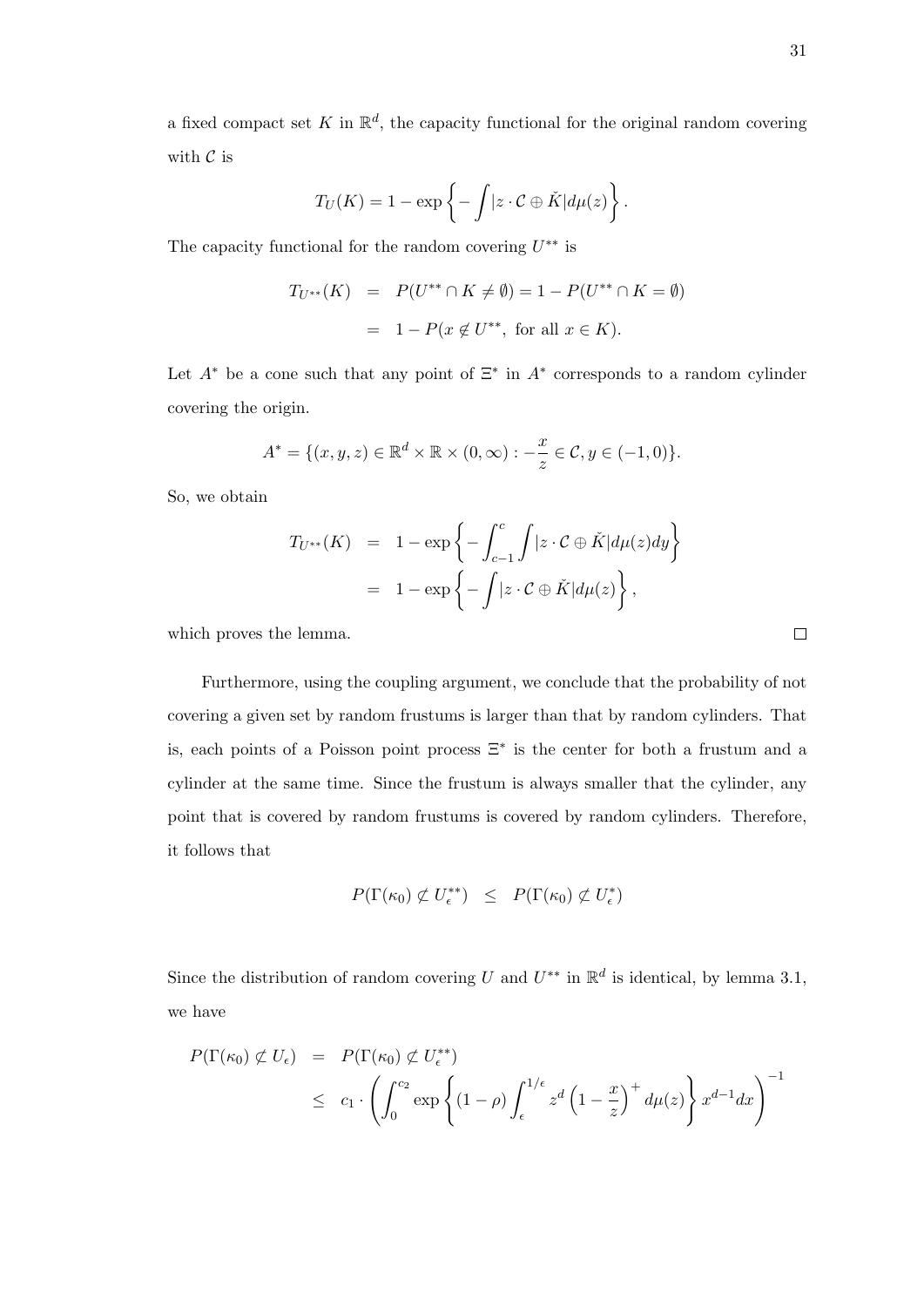a fixed compact set $K$ in $\mathbb{R}^d$, the capacity functional for the original random covering with $\mathcal{C}$ is

$$T_U(K) = 1 - \exp\left\{-\int |z \cdot \mathcal{C} \oplus \check{K}| d\mu(z)\right\}.$$

The capacity functional for the random covering $U^{**}$ is

$$\begin{aligned} T_{U^{**}}(K) &= P(U^{**} \cap K \neq \emptyset) = 1 - P(U^{**} \cap K = \emptyset) \\ &= 1 - P(x \notin U^{**}, \text{ for all } x \in K). \end{aligned}$$

Let $A^*$ be a cone such that any point of $\Xi^*$ in $A^*$ corresponds to a random cylinder covering the origin.

$$A^* = \{(x, y, z) \in \mathbb{R}^d \times \mathbb{R} \times (0, \infty) : -\frac{x}{z} \in \mathcal{C}, y \in (-1, 0)\}.$$

So, we obtain

$$\begin{aligned} T_{U^{**}}(K) &= 1 - \exp\left\{-\int_{c-1}^{c} \int |z \cdot \mathcal{C} \oplus \check{K}| d\mu(z) dy\right\} \\ &= 1 - \exp\left\{-\int |z \cdot \mathcal{C} \oplus \check{K}| d\mu(z)\right\}, \end{aligned}$$

which proves the lemma. $\square$

Furthermore, using the coupling argument, we conclude that the probability of not covering a given set by random frustums is larger than that by random cylinders. That is, each points of a Poisson point process $\Xi^*$ is the center for both a frustum and a cylinder at the same time. Since the frustum is always smaller that the cylinder, any point that is covered by random frustums is covered by random cylinders. Therefore, it follows that

$$P(\Gamma(\kappa_0) \not\subset U_\epsilon^{**}) \quad \leq \quad P(\Gamma(\kappa_0) \not\subset U_\epsilon^{*})$$

Since the distribution of random covering $U$ and $U^{**}$ in $\mathbb{R}^d$ is identical, by lemma 3.1, we have

$$\begin{aligned} P(\Gamma(\kappa_0) \not\subset U_\epsilon) &= P(\Gamma(\kappa_0) \not\subset U_\epsilon^{**}) \\ &\leq c_1 \cdot \left(\int_0^{c_2} \exp\left\{(1-\rho)\int_\epsilon^{1/\epsilon} z^d \left(1 - \frac{x}{z}\right)^+ d\mu(z)\right\} x^{d-1} dx\right)^{-1} \end{aligned}$$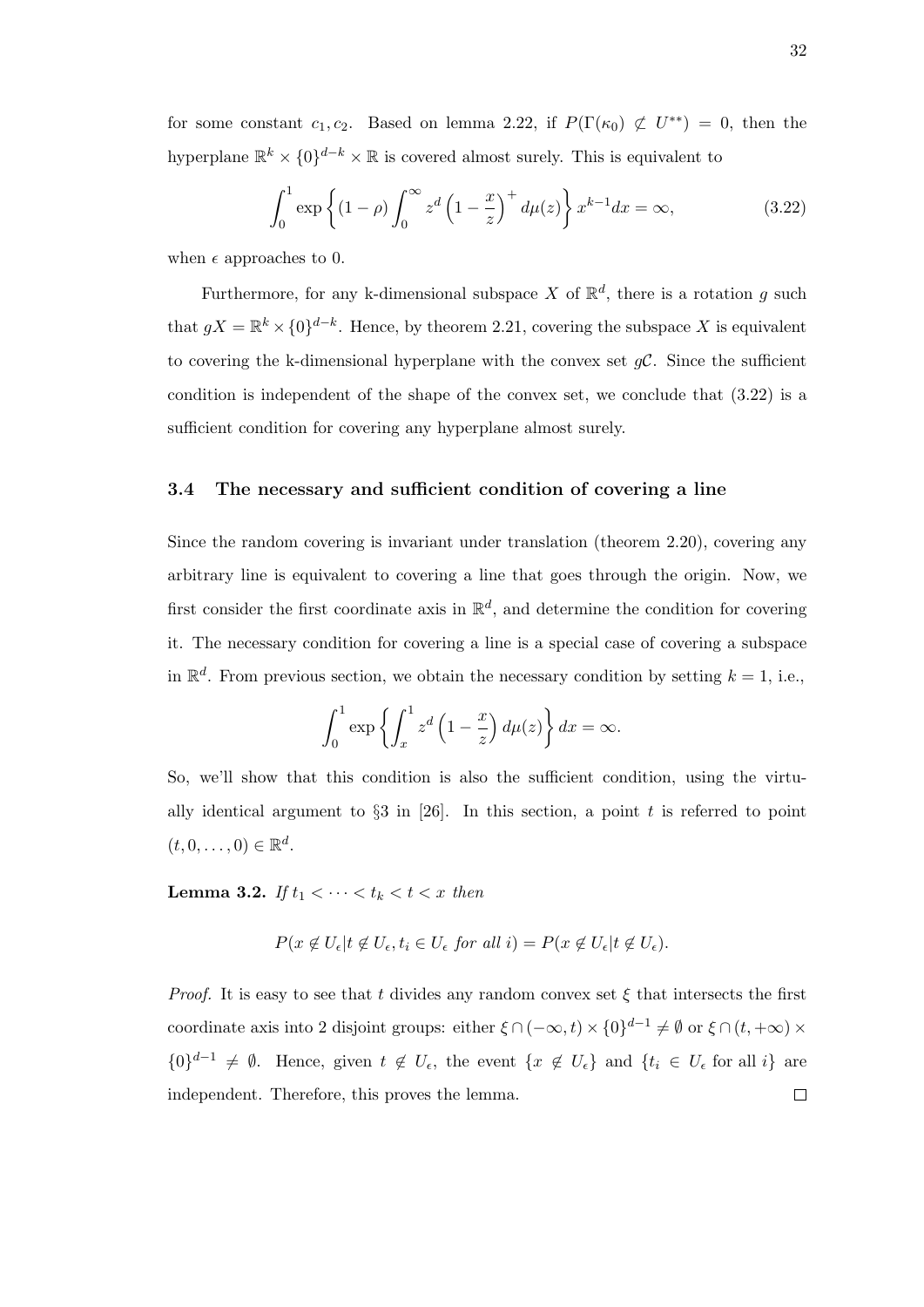for some constant $c_1, c_2$. Based on lemma 2.22, if $P(\Gamma(\kappa_0) \not\subset U^{**}) = 0$, then the hyperplane $\mathbb{R}^k \times \{0\}^{d-k} \times \mathbb{R}$ is covered almost surely. This is equivalent to

$$\int_0^1 \exp\left\{(1-\rho)\int_0^\infty z^d \left(1 - \frac{x}{z}\right)^+ d\mu(z)\right\} x^{k-1} dx = \infty, \tag{3.22}$$

when $\epsilon$ approaches to 0.

Furthermore, for any k-dimensional subspace $X$ of $\mathbb{R}^d$, there is a rotation $g$ such that $gX = \mathbb{R}^k \times \{0\}^{d-k}$. Hence, by theorem 2.21, covering the subspace $X$ is equivalent to covering the k-dimensional hyperplane with the convex set $g\mathcal{C}$. Since the sufficient condition is independent of the shape of the convex set, we conclude that (3.22) is a sufficient condition for covering any hyperplane almost surely.

### 3.4 The necessary and sufficient condition of covering a line

Since the random covering is invariant under translation (theorem 2.20), covering any arbitrary line is equivalent to covering a line that goes through the origin. Now, we first consider the first coordinate axis in $\mathbb{R}^d$, and determine the condition for covering it. The necessary condition for covering a line is a special case of covering a subspace in $\mathbb{R}^d$. From previous section, we obtain the necessary condition by setting $k = 1$, i.e.,

$$\int_0^1 \exp\left\{\int_x^1 z^d \left(1 - \frac{x}{z}\right) d\mu(z)\right\} dx = \infty.$$

So, we'll show that this condition is also the sufficient condition, using the virtually identical argument to §3 in [26]. In this section, a point $t$ is referred to point $(t, 0, \ldots, 0) \in \mathbb{R}^d$.

**Lemma 3.2.** *If $t_1 < \cdots < t_k < t < x$ then*

$$P(x \notin U_\epsilon | t \notin U_\epsilon, t_i \in U_\epsilon \text{ for all } i) = P(x \notin U_\epsilon | t \notin U_\epsilon).$$

*Proof.* It is easy to see that $t$ divides any random convex set $\xi$ that intersects the first coordinate axis into 2 disjoint groups: either $\xi \cap (-\infty, t) \times \{0\}^{d-1} \neq \emptyset$ or $\xi \cap (t, +\infty) \times \{0\}^{d-1} \neq \emptyset$. Hence, given $t \notin U_\epsilon$, the event $\{x \notin U_\epsilon\}$ and $\{t_i \in U_\epsilon \text{ for all } i\}$ are independent. Therefore, this proves the lemma. $\square$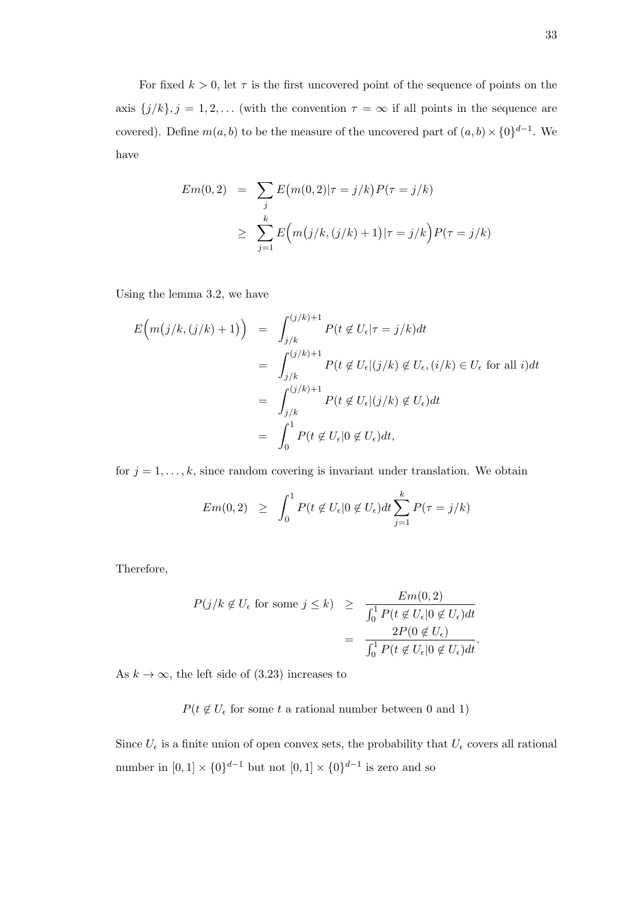For fixed $k > 0$, let $\tau$ is the first uncovered point of the sequence of points on the axis $\{j/k\}, j = 1, 2, \ldots$ (with the convention $\tau = \infty$ if all points in the sequence are covered). Define $m(a, b)$ to be the measure of the uncovered part of $(a, b) \times \{0\}^{d-1}$. We have

$$
\begin{aligned}
Em(0,2) &= \sum_j E\big(m(0,2)|\tau = j/k\big)P(\tau = j/k) \\
&\geq \sum_{j=1}^{k} E\Big(m\big(j/k, (j/k)+1\big)|\tau = j/k\Big)P(\tau = j/k)
\end{aligned}
$$

Using the lemma 3.2, we have

$$
\begin{aligned}
E\Big(m\big(j/k, (j/k)+1\big)\Big) &= \int_{j/k}^{(j/k)+1} P(t \notin U_\epsilon | \tau = j/k)dt \\
&= \int_{j/k}^{(j/k)+1} P(t \notin U_\epsilon | (j/k) \notin U_\epsilon, (i/k) \in U_\epsilon \text{ for all } i)dt \\
&= \int_{j/k}^{(j/k)+1} P(t \notin U_\epsilon | (j/k) \notin U_\epsilon)dt \\
&= \int_0^1 P(t \notin U_\epsilon | 0 \notin U_\epsilon)dt,
\end{aligned}
$$

for $j = 1, \ldots, k$, since random covering is invariant under translation. We obtain

$$
Em(0,2) \geq \int_0^1 P(t \notin U_\epsilon | 0 \notin U_\epsilon)dt \sum_{j=1}^{k} P(\tau = j/k)
$$

Therefore,

$$
\begin{aligned}
P(j/k \notin U_\epsilon \text{ for some } j \leq k) &\geq \frac{Em(0,2)}{\int_0^1 P(t \notin U_\epsilon | 0 \notin U_\epsilon)dt} \\
&= \frac{2P(0 \notin U_\epsilon)}{\int_0^1 P(t \notin U_\epsilon | 0 \notin U_\epsilon)dt}.
\end{aligned}
$$

As $k \to \infty$, the left side of (3.23) increases to

$$
P(t \notin U_\epsilon \text{ for some } t \text{ a rational number between 0 and 1})
$$

Since $U_\epsilon$ is a finite union of open convex sets, the probability that $U_\epsilon$ covers all rational number in $[0, 1] \times \{0\}^{d-1}$ but not $[0, 1] \times \{0\}^{d-1}$ is zero and so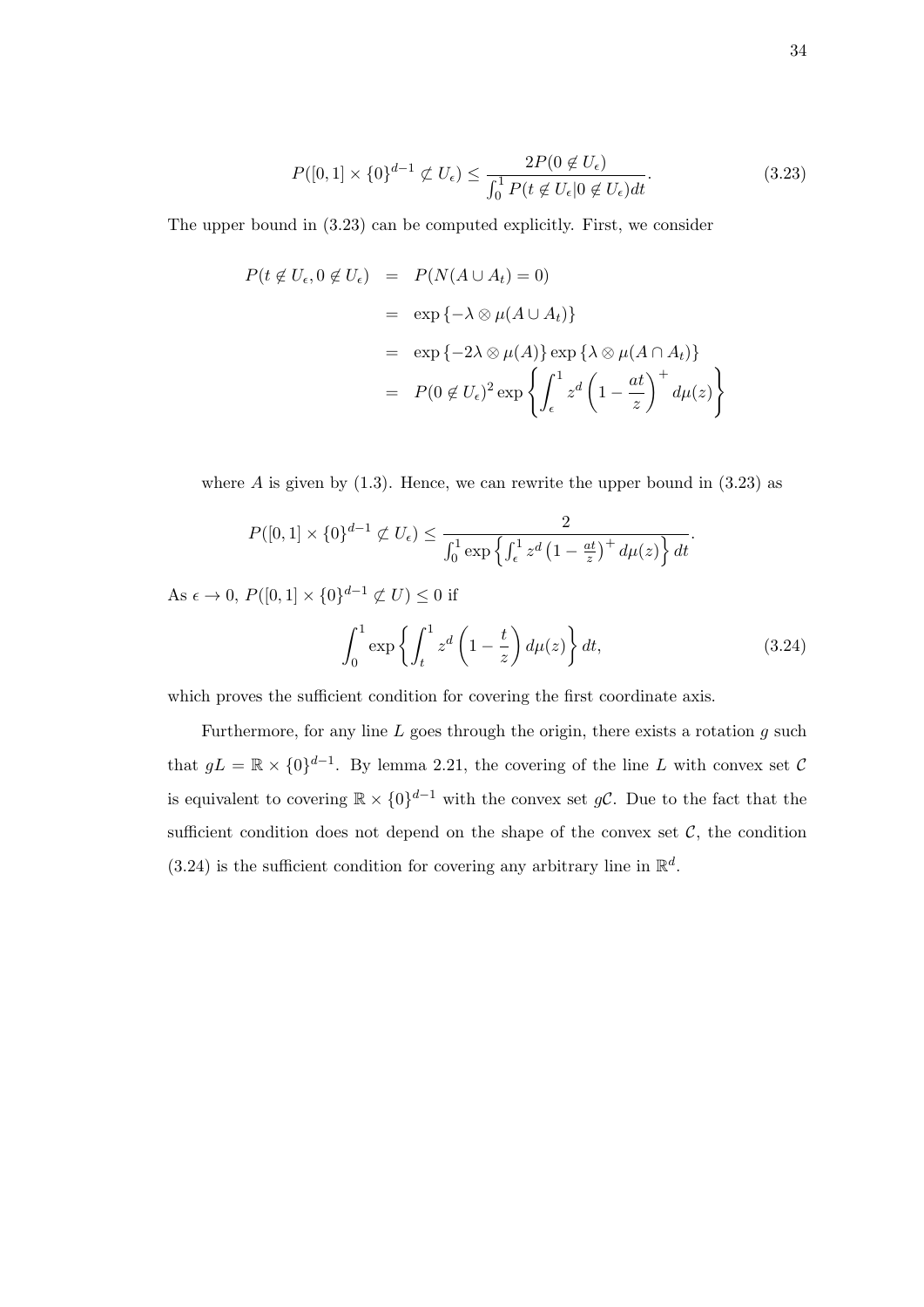$$P([0,1] \times \{0\}^{d-1} \not\subset U_\epsilon) \leq \frac{2P(0 \notin U_\epsilon)}{\int_0^1 P(t \notin U_\epsilon | 0 \notin U_\epsilon) dt}. \tag{3.23}$$

The upper bound in (3.23) can be computed explicitly. First, we consider

$$\begin{aligned}
P(t \notin U_\epsilon, 0 \notin U_\epsilon) &= P(N(A \cup A_t) = 0) \\
&= \exp\{-\lambda \otimes \mu(A \cup A_t)\} \\
&= \exp\{-2\lambda \otimes \mu(A)\} \exp\{\lambda \otimes \mu(A \cap A_t)\} \\
&= P(0 \notin U_\epsilon)^2 \exp\left\{\int_\epsilon^1 z^d \left(1 - \frac{at}{z}\right)^+ d\mu(z)\right\}
\end{aligned}$$

where $A$ is given by (1.3). Hence, we can rewrite the upper bound in (3.23) as

$$P([0,1] \times \{0\}^{d-1} \not\subset U_\epsilon) \leq \frac{2}{\int_0^1 \exp\left\{\int_\epsilon^1 z^d \left(1 - \frac{at}{z}\right)^+ d\mu(z)\right\} dt}.$$

As $\epsilon \to 0$, $P([0,1] \times \{0\}^{d-1} \not\subset U) \leq 0$ if

$$\int_0^1 \exp\left\{\int_t^1 z^d \left(1 - \frac{t}{z}\right) d\mu(z)\right\} dt, \tag{3.24}$$

which proves the sufficient condition for covering the first coordinate axis.

Furthermore, for any line $L$ goes through the origin, there exists a rotation $g$ such that $gL = \mathbb{R} \times \{0\}^{d-1}$. By lemma 2.21, the covering of the line $L$ with convex set $\mathcal{C}$ is equivalent to covering $\mathbb{R} \times \{0\}^{d-1}$ with the convex set $g\mathcal{C}$. Due to the fact that the sufficient condition does not depend on the shape of the convex set $\mathcal{C}$, the condition (3.24) is the sufficient condition for covering any arbitrary line in $\mathbb{R}^d$.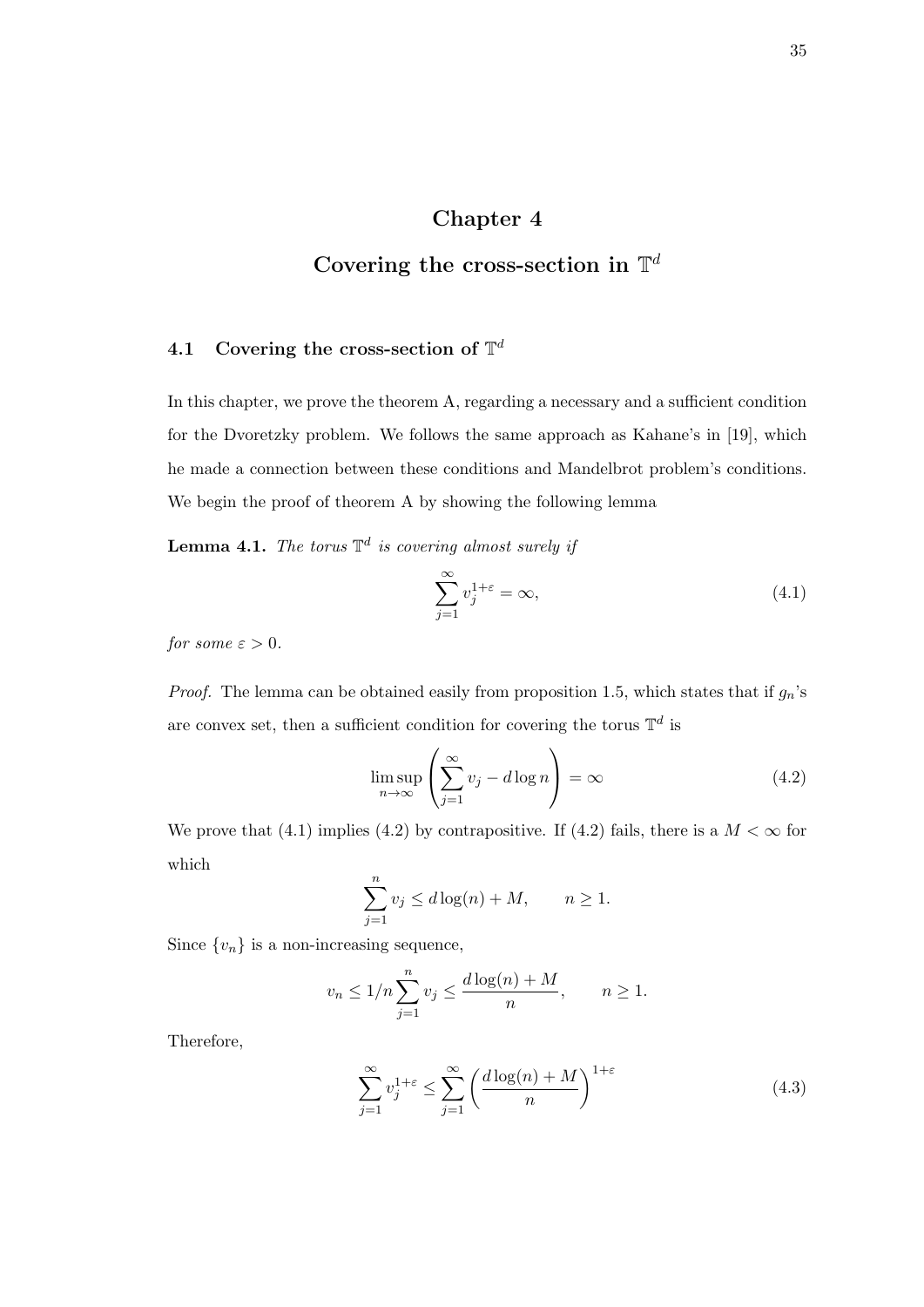# Chapter 4

# Covering the cross-section in $\mathbb{T}^d$

## 4.1 Covering the cross-section of $\mathbb{T}^d$

In this chapter, we prove the theorem A, regarding a necessary and a sufficient condition for the Dvoretzky problem. We follows the same approach as Kahane's in [19], which he made a connection between these conditions and Mandelbrot problem's conditions. We begin the proof of theorem A by showing the following lemma

**Lemma 4.1.** *The torus $\mathbb{T}^d$ is covering almost surely if*

$$\sum_{j=1}^{\infty} v_j^{1+\varepsilon} = \infty, \tag{4.1}$$

*for some $\varepsilon > 0$.*

*Proof.* The lemma can be obtained easily from proposition 1.5, which states that if $g_n$'s are convex set, then a sufficient condition for covering the torus $\mathbb{T}^d$ is

$$\limsup_{n\to\infty} \left( \sum_{j=1}^{\infty} v_j - d\log n \right) = \infty \tag{4.2}$$

We prove that (4.1) implies (4.2) by contrapositive. If (4.2) fails, there is a $M < \infty$ for which

$$\sum_{j=1}^{n} v_j \leq d\log(n) + M, \qquad n \geq 1.$$

Since $\{v_n\}$ is a non-increasing sequence,

$$v_n \leq 1/n \sum_{j=1}^{n} v_j \leq \frac{d\log(n) + M}{n}, \qquad n \geq 1.$$

Therefore,

$$\sum_{j=1}^{\infty} v_j^{1+\varepsilon} \leq \sum_{j=1}^{\infty} \left( \frac{d\log(n) + M}{n} \right)^{1+\varepsilon} \tag{4.3}$$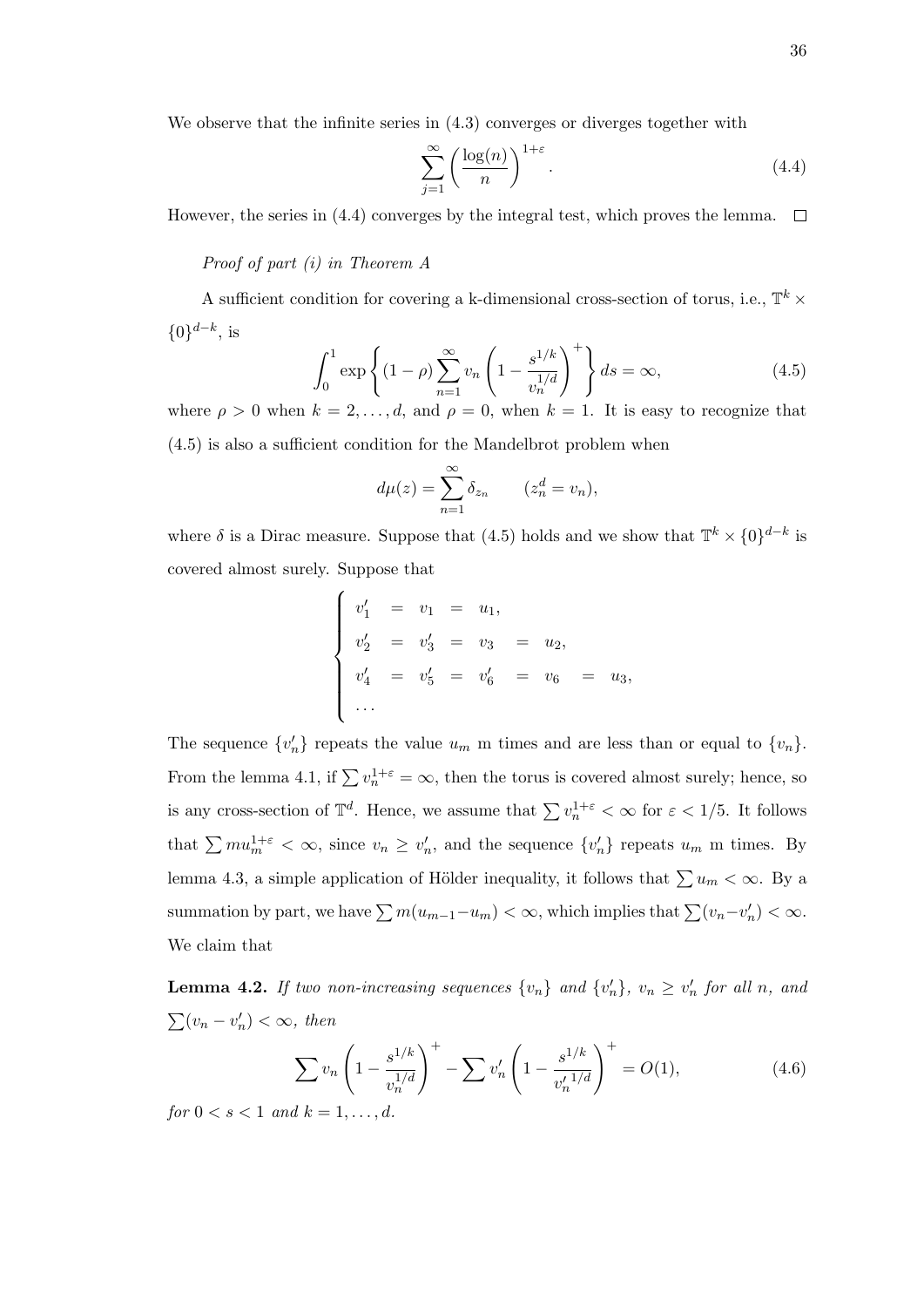We observe that the infinite series in (4.3) converges or diverges together with

$$\sum_{j=1}^{\infty} \left( \frac{\log(n)}{n} \right)^{1+\varepsilon}. \tag{4.4}$$

However, the series in (4.4) converges by the integral test, which proves the lemma. $\square$

*Proof of part (i) in Theorem A*

A sufficient condition for covering a k-dimensional cross-section of torus, i.e., $\mathbb{T}^k \times \{0\}^{d-k}$, is

$$\int_0^1 \exp\left\{ (1-\rho) \sum_{n=1}^{\infty} v_n \left( 1 - \frac{s^{1/k}}{v_n^{1/d}} \right)^+ \right\} ds = \infty, \tag{4.5}$$

where $\rho > 0$ when $k = 2, \ldots, d$, and $\rho = 0$, when $k = 1$. It is easy to recognize that (4.5) is also a sufficient condition for the Mandelbrot problem when

$$d\mu(z) = \sum_{n=1}^{\infty} \delta_{z_n} \qquad (z_n^d = v_n),$$

where $\delta$ is a Dirac measure. Suppose that (4.5) holds and we show that $\mathbb{T}^k \times \{0\}^{d-k}$ is covered almost surely. Suppose that

$$\begin{cases} v_1' = v_1 = u_1, \\ v_2' = v_3' = v_3 = u_2, \\ v_4' = v_5' = v_6' = v_6 = u_3, \\ \ldots \end{cases}$$

The sequence $\{v_n'\}$ repeats the value $u_m$ m times and are less than or equal to $\{v_n\}$. From the lemma 4.1, if $\sum v_n^{1+\varepsilon} = \infty$, then the torus is covered almost surely; hence, so is any cross-section of $\mathbb{T}^d$. Hence, we assume that $\sum v_n^{1+\varepsilon} < \infty$ for $\varepsilon < 1/5$. It follows that $\sum m u_m^{1+\varepsilon} < \infty$, since $v_n \geq v_n'$, and the sequence $\{v_n'\}$ repeats $u_m$ m times. By lemma 4.3, a simple application of Hölder inequality, it follows that $\sum u_m < \infty$. By a summation by part, we have $\sum m(u_{m-1} - u_m) < \infty$, which implies that $\sum (v_n - v_n') < \infty$. We claim that

**Lemma 4.2.** *If two non-increasing sequences $\{v_n\}$ and $\{v_n'\}$, $v_n \geq v_n'$ for all $n$, and $\sum (v_n - v_n') < \infty$, then*

$$\sum v_n \left( 1 - \frac{s^{1/k}}{v_n^{1/d}} \right)^+ - \sum v_n' \left( 1 - \frac{s^{1/k}}{{v_n'}^{1/d}} \right)^+ = O(1), \tag{4.6}$$

*for $0 < s < 1$ and $k = 1, \ldots, d$.*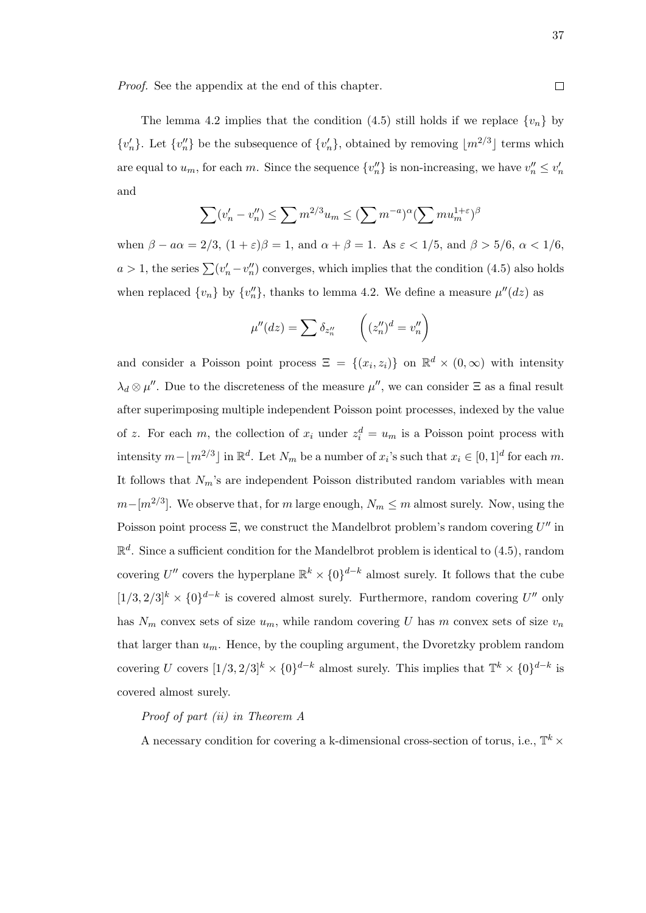*Proof.* See the appendix at the end of this chapter. □

The lemma 4.2 implies that the condition (4.5) still holds if we replace $\{v_n\}$ by $\{v'_n\}$. Let $\{v''_n\}$ be the subsequence of $\{v'_n\}$, obtained by removing $\lfloor m^{2/3} \rfloor$ terms which are equal to $u_m$, for each $m$. Since the sequence $\{v''_n\}$ is non-increasing, we have $v''_n \le v'_n$ and

$$\sum (v'_n - v''_n) \le \sum m^{2/3} u_m \le (\sum m^{-a})^\alpha (\sum m u_m^{1+\varepsilon})^\beta$$

when $\beta - a\alpha = 2/3$, $(1+\varepsilon)\beta = 1$, and $\alpha + \beta = 1$. As $\varepsilon < 1/5$, and $\beta > 5/6$, $\alpha < 1/6$, $a > 1$, the series $\sum (v'_n - v''_n)$ converges, which implies that the condition (4.5) also holds when replaced $\{v_n\}$ by $\{v''_n\}$, thanks to lemma 4.2. We define a measure $\mu''(dz)$ as

$$\mu''(dz) = \sum \delta_{z''_n} \qquad \left( (z''_n)^d = v''_n \right)$$

and consider a Poisson point process $\Xi = \{(x_i, z_i)\}$ on $\mathbb{R}^d \times (0, \infty)$ with intensity $\lambda_d \otimes \mu''$. Due to the discreteness of the measure $\mu''$, we can consider $\Xi$ as a final result after superimposing multiple independent Poisson point processes, indexed by the value of $z$. For each $m$, the collection of $x_i$ under $z_i^d = u_m$ is a Poisson point process with intensity $m - \lfloor m^{2/3} \rfloor$ in $\mathbb{R}^d$. Let $N_m$ be a number of $x_i$'s such that $x_i \in [0,1]^d$ for each $m$. It follows that $N_m$'s are independent Poisson distributed random variables with mean $m - [m^{2/3}]$. We observe that, for $m$ large enough, $N_m \le m$ almost surely. Now, using the Poisson point process $\Xi$, we construct the Mandelbrot problem's random covering $U''$ in $\mathbb{R}^d$. Since a sufficient condition for the Mandelbrot problem is identical to (4.5), random covering $U''$ covers the hyperplane $\mathbb{R}^k \times \{0\}^{d-k}$ almost surely. It follows that the cube $[1/3, 2/3]^k \times \{0\}^{d-k}$ is covered almost surely. Furthermore, random covering $U''$ only has $N_m$ convex sets of size $u_m$, while random covering $U$ has $m$ convex sets of size $v_n$ that larger than $u_m$. Hence, by the coupling argument, the Dvoretzky problem random covering $U$ covers $[1/3, 2/3]^k \times \{0\}^{d-k}$ almost surely. This implies that $\mathbb{T}^k \times \{0\}^{d-k}$ is covered almost surely.

*Proof of part (ii) in Theorem A*

A necessary condition for covering a k-dimensional cross-section of torus, i.e., $\mathbb{T}^k \times$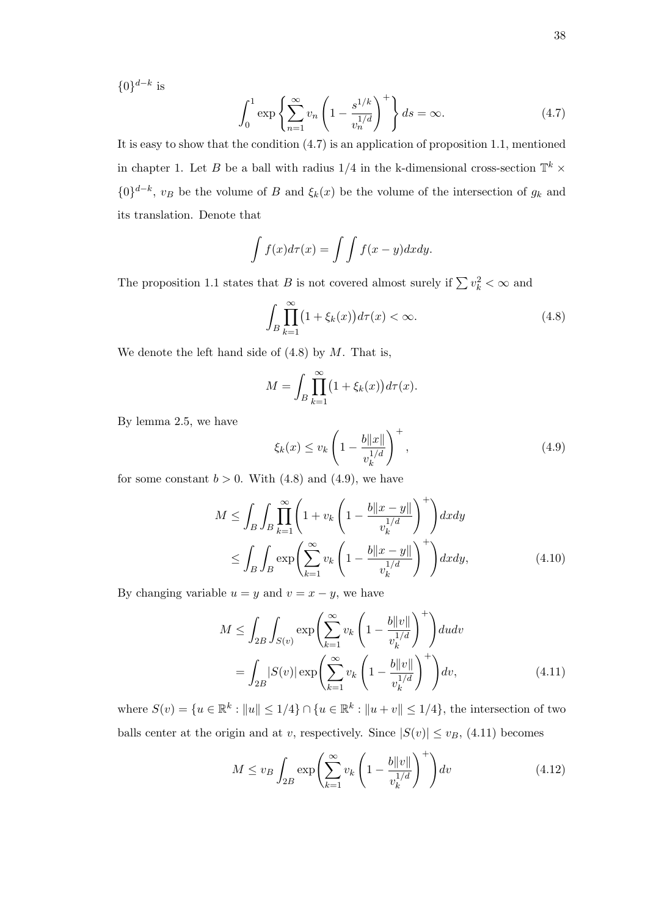$\{0\}^{d-k}$ is

$$\int_0^1 \exp\left\{\sum_{n=1}^{\infty} v_n \left(1 - \frac{s^{1/k}}{v_n^{1/d}}\right)^+\right\} ds = \infty. \tag{4.7}$$

It is easy to show that the condition (4.7) is an application of proposition 1.1, mentioned in chapter 1. Let $B$ be a ball with radius $1/4$ in the k-dimensional cross-section $\mathbb{T}^k \times \{0\}^{d-k}$, $v_B$ be the volume of $B$ and $\xi_k(x)$ be the volume of the intersection of $g_k$ and its translation. Denote that

$$\int f(x) d\tau(x) = \int\int f(x-y) dx dy.$$

The proposition 1.1 states that $B$ is not covered almost surely if $\sum v_k^2 < \infty$ and

$$\int_B \prod_{k=1}^{\infty} \big(1 + \xi_k(x)\big) d\tau(x) < \infty. \tag{4.8}$$

We denote the left hand side of (4.8) by $M$. That is,

$$M = \int_B \prod_{k=1}^{\infty} \big(1 + \xi_k(x)\big) d\tau(x).$$

By lemma 2.5, we have

$$\xi_k(x) \leq v_k \left(1 - \frac{b\|x\|}{v_k^{1/d}}\right)^+, \tag{4.9}$$

for some constant $b > 0$. With (4.8) and (4.9), we have

$$\begin{aligned} M &\leq \int_B \int_B \prod_{k=1}^{\infty} \left(1 + v_k \left(1 - \frac{b\|x-y\|}{v_k^{1/d}}\right)^+\right) dx dy \\ &\leq \int_B \int_B \exp\left(\sum_{k=1}^{\infty} v_k \left(1 - \frac{b\|x-y\|}{v_k^{1/d}}\right)^+\right) dx dy, \end{aligned} \tag{4.10}$$

By changing variable $u = y$ and $v = x - y$, we have

$$\begin{aligned} M &\leq \int_{2B} \int_{S(v)} \exp\left(\sum_{k=1}^{\infty} v_k \left(1 - \frac{b\|v\|}{v_k^{1/d}}\right)^+\right) du dv \\ &= \int_{2B} |S(v)| \exp\left(\sum_{k=1}^{\infty} v_k \left(1 - \frac{b\|v\|}{v_k^{1/d}}\right)^+\right) dv, \end{aligned} \tag{4.11}$$

where $S(v) = \{u \in \mathbb{R}^k : \|u\| \leq 1/4\} \cap \{u \in \mathbb{R}^k : \|u + v\| \leq 1/4\}$, the intersection of two balls center at the origin and at $v$, respectively. Since $|S(v)| \leq v_B$, (4.11) becomes

$$M \leq v_B \int_{2B} \exp\left(\sum_{k=1}^{\infty} v_k \left(1 - \frac{b\|v\|}{v_k^{1/d}}\right)^+\right) dv \tag{4.12}$$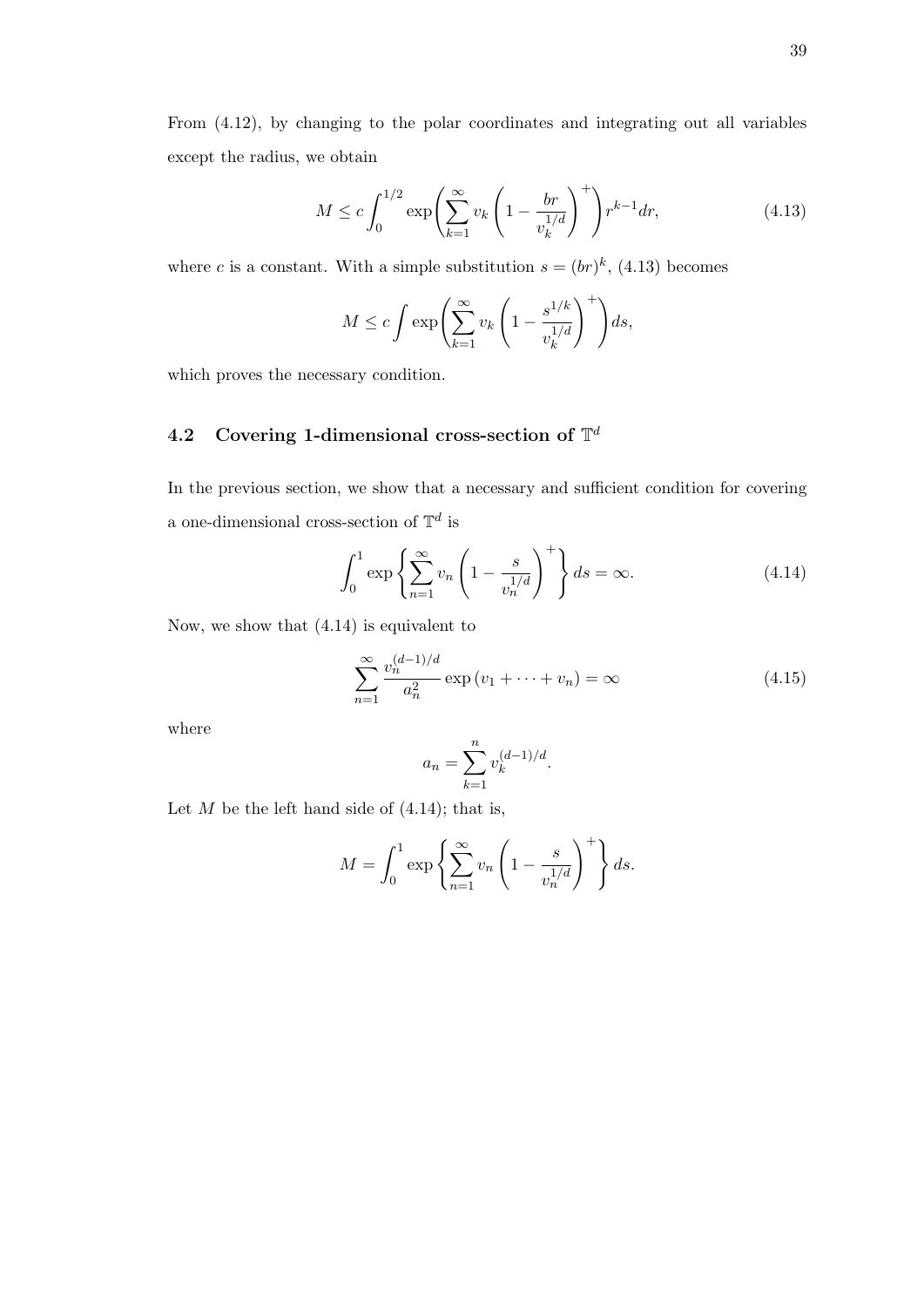From (4.12), by changing to the polar coordinates and integrating out all variables except the radius, we obtain

$$M \leq c \int_0^{1/2} \exp\left( \sum_{k=1}^{\infty} v_k \left( 1 - \frac{br}{v_k^{1/d}} \right)^+ \right) r^{k-1} dr, \tag{4.13}$$

where $c$ is a constant. With a simple substitution $s = (br)^k$, (4.13) becomes

$$M \leq c \int \exp\left( \sum_{k=1}^{\infty} v_k \left( 1 - \frac{s^{1/k}}{v_k^{1/d}} \right)^+ \right) ds,$$

which proves the necessary condition.

## 4.2 Covering 1-dimensional cross-section of $\mathbb{T}^d$

In the previous section, we show that a necessary and sufficient condition for covering a one-dimensional cross-section of $\mathbb{T}^d$ is

$$\int_0^1 \exp\left\{ \sum_{n=1}^{\infty} v_n \left( 1 - \frac{s}{v_n^{1/d}} \right)^+ \right\} ds = \infty. \tag{4.14}$$

Now, we show that (4.14) is equivalent to

$$\sum_{n=1}^{\infty} \frac{v_n^{(d-1)/d}}{a_n^2} \exp\left(v_1 + \cdots + v_n\right) = \infty \tag{4.15}$$

where

$$a_n = \sum_{k=1}^{n} v_k^{(d-1)/d}.$$

Let $M$ be the left hand side of (4.14); that is,

$$M = \int_0^1 \exp\left\{ \sum_{n=1}^{\infty} v_n \left( 1 - \frac{s}{v_n^{1/d}} \right)^+ \right\} ds.$$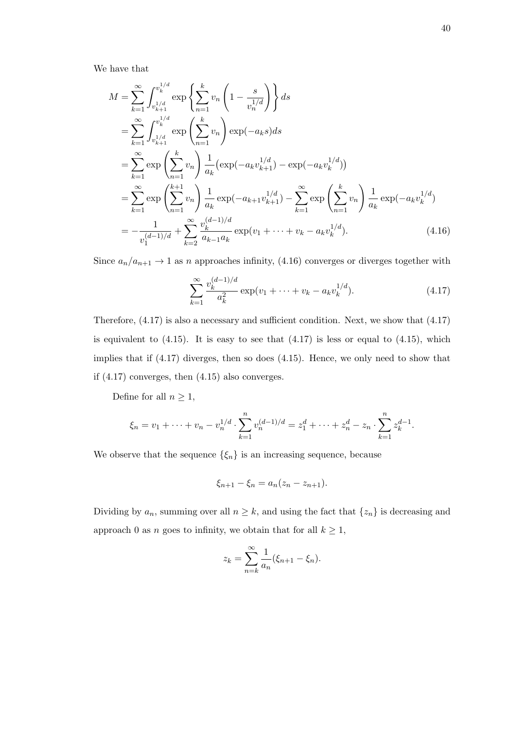We have that

$$
\begin{aligned}
M &= \sum_{k=1}^{\infty} \int_{v_{k+1}^{1/d}}^{v_k^{1/d}} \exp\left\{ \sum_{n=1}^{k} v_n \left(1 - \frac{s}{v_n^{1/d}}\right) \right\} ds \\
&= \sum_{k=1}^{\infty} \int_{v_{k+1}^{1/d}}^{v_k^{1/d}} \exp\left( \sum_{n=1}^{k} v_n \right) \exp(-a_k s) ds \\
&= \sum_{k=1}^{\infty} \exp\left( \sum_{n=1}^{k} v_n \right) \frac{1}{a_k} \big( \exp(-a_k v_{k+1}^{1/d}) - \exp(-a_k v_k^{1/d}) \big) \\
&= \sum_{k=1}^{\infty} \exp\left( \sum_{n=1}^{k+1} v_n \right) \frac{1}{a_k} \exp(-a_{k+1} v_{k+1}^{1/d}) - \sum_{k=1}^{\infty} \exp\left( \sum_{n=1}^{k} v_n \right) \frac{1}{a_k} \exp(-a_k v_k^{1/d}) \\
&= -\frac{1}{v_1^{(d-1)/d}} + \sum_{k=2}^{\infty} \frac{v_k^{(d-1)/d}}{a_{k-1} a_k} \exp(v_1 + \cdots + v_k - a_k v_k^{1/d}). \qquad (4.16)
\end{aligned}
$$

Since $a_n/a_{n+1} \to 1$ as $n$ approaches infinity, (4.16) converges or diverges together with

$$
\sum_{k=1}^{\infty} \frac{v_k^{(d-1)/d}}{a_k^2} \exp(v_1 + \cdots + v_k - a_k v_k^{1/d}). \qquad (4.17)
$$

Therefore, (4.17) is also a necessary and sufficient condition. Next, we show that (4.17) is equivalent to (4.15). It is easy to see that (4.17) is less or equal to (4.15), which implies that if (4.17) diverges, then so does (4.15). Hence, we only need to show that if (4.17) converges, then (4.15) also converges.

Define for all $n \geq 1$,

$$
\xi_n = v_1 + \cdots + v_n - v_n^{1/d} \cdot \sum_{k=1}^{n} v_n^{(d-1)/d} = z_1^d + \cdots + z_n^d - z_n \cdot \sum_{k=1}^{n} z_k^{d-1}.
$$

We observe that the sequence $\{\xi_n\}$ is an increasing sequence, because

$$
\xi_{n+1} - \xi_n = a_n (z_n - z_{n+1}).
$$

Dividing by $a_n$, summing over all $n \geq k$, and using the fact that $\{z_n\}$ is decreasing and approach 0 as $n$ goes to infinity, we obtain that for all $k \geq 1$,

$$
z_k = \sum_{n=k}^{\infty} \frac{1}{a_n} (\xi_{n+1} - \xi_n).
$$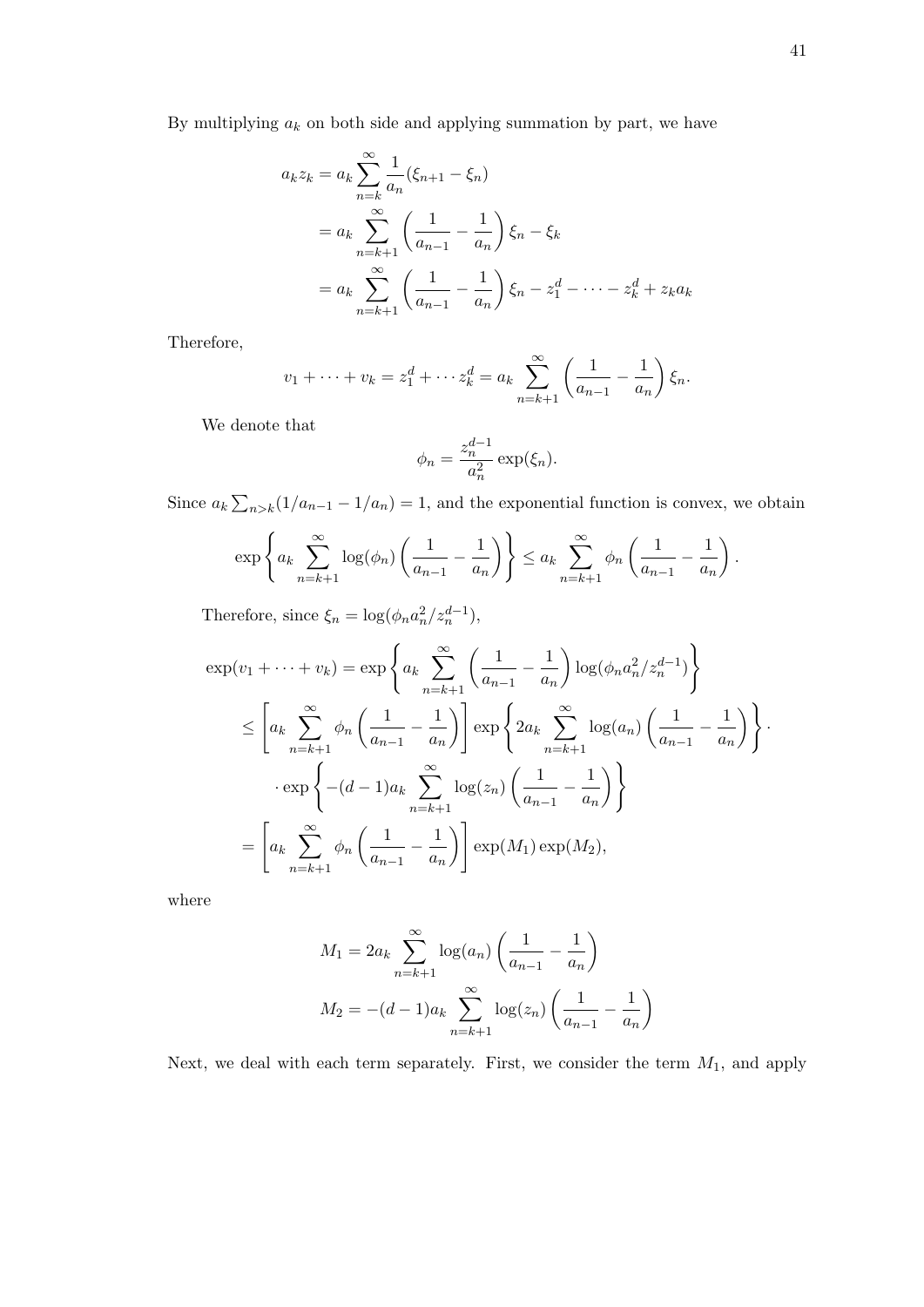By multiplying $a_k$ on both side and applying summation by part, we have

$$
\begin{aligned}
a_k z_k &= a_k \sum_{n=k}^{\infty} \frac{1}{a_n}(\xi_{n+1} - \xi_n) \\
&= a_k \sum_{n=k+1}^{\infty} \left( \frac{1}{a_{n-1}} - \frac{1}{a_n} \right) \xi_n - \xi_k \\
&= a_k \sum_{n=k+1}^{\infty} \left( \frac{1}{a_{n-1}} - \frac{1}{a_n} \right) \xi_n - z_1^d - \cdots - z_k^d + z_k a_k
\end{aligned}
$$

Therefore,

$$
v_1 + \cdots + v_k = z_1^d + \cdots z_k^d = a_k \sum_{n=k+1}^{\infty} \left( \frac{1}{a_{n-1}} - \frac{1}{a_n} \right) \xi_n.
$$

We denote that

$$
\phi_n = \frac{z_n^{d-1}}{a_n^2} \exp(\xi_n).
$$

Since $a_k \sum_{n>k}(1/a_{n-1} - 1/a_n) = 1$, and the exponential function is convex, we obtain

$$
\exp\left\{ a_k \sum_{n=k+1}^{\infty} \log(\phi_n) \left( \frac{1}{a_{n-1}} - \frac{1}{a_n} \right) \right\} \leq a_k \sum_{n=k+1}^{\infty} \phi_n \left( \frac{1}{a_{n-1}} - \frac{1}{a_n} \right).
$$

Therefore, since $\xi_n = \log(\phi_n a_n^2 / z_n^{d-1})$,

$$
\begin{aligned}
\exp(v_1 + \cdots + v_k) &= \exp\left\{ a_k \sum_{n=k+1}^{\infty} \left( \frac{1}{a_{n-1}} - \frac{1}{a_n} \right) \log(\phi_n a_n^2 / z_n^{d-1}) \right\} \\
&\leq \left[ a_k \sum_{n=k+1}^{\infty} \phi_n \left( \frac{1}{a_{n-1}} - \frac{1}{a_n} \right) \right] \exp\left\{ 2a_k \sum_{n=k+1}^{\infty} \log(a_n) \left( \frac{1}{a_{n-1}} - \frac{1}{a_n} \right) \right\} \cdot \\
&\quad \cdot \exp\left\{ -(d-1) a_k \sum_{n=k+1}^{\infty} \log(z_n) \left( \frac{1}{a_{n-1}} - \frac{1}{a_n} \right) \right\} \\
&= \left[ a_k \sum_{n=k+1}^{\infty} \phi_n \left( \frac{1}{a_{n-1}} - \frac{1}{a_n} \right) \right] \exp(M_1) \exp(M_2),
\end{aligned}
$$

where

$$
\begin{aligned}
M_1 &= 2a_k \sum_{n=k+1}^{\infty} \log(a_n) \left( \frac{1}{a_{n-1}} - \frac{1}{a_n} \right) \\
M_2 &= -(d-1) a_k \sum_{n=k+1}^{\infty} \log(z_n) \left( \frac{1}{a_{n-1}} - \frac{1}{a_n} \right)
\end{aligned}
$$

Next, we deal with each term separately. First, we consider the term $M_1$, and apply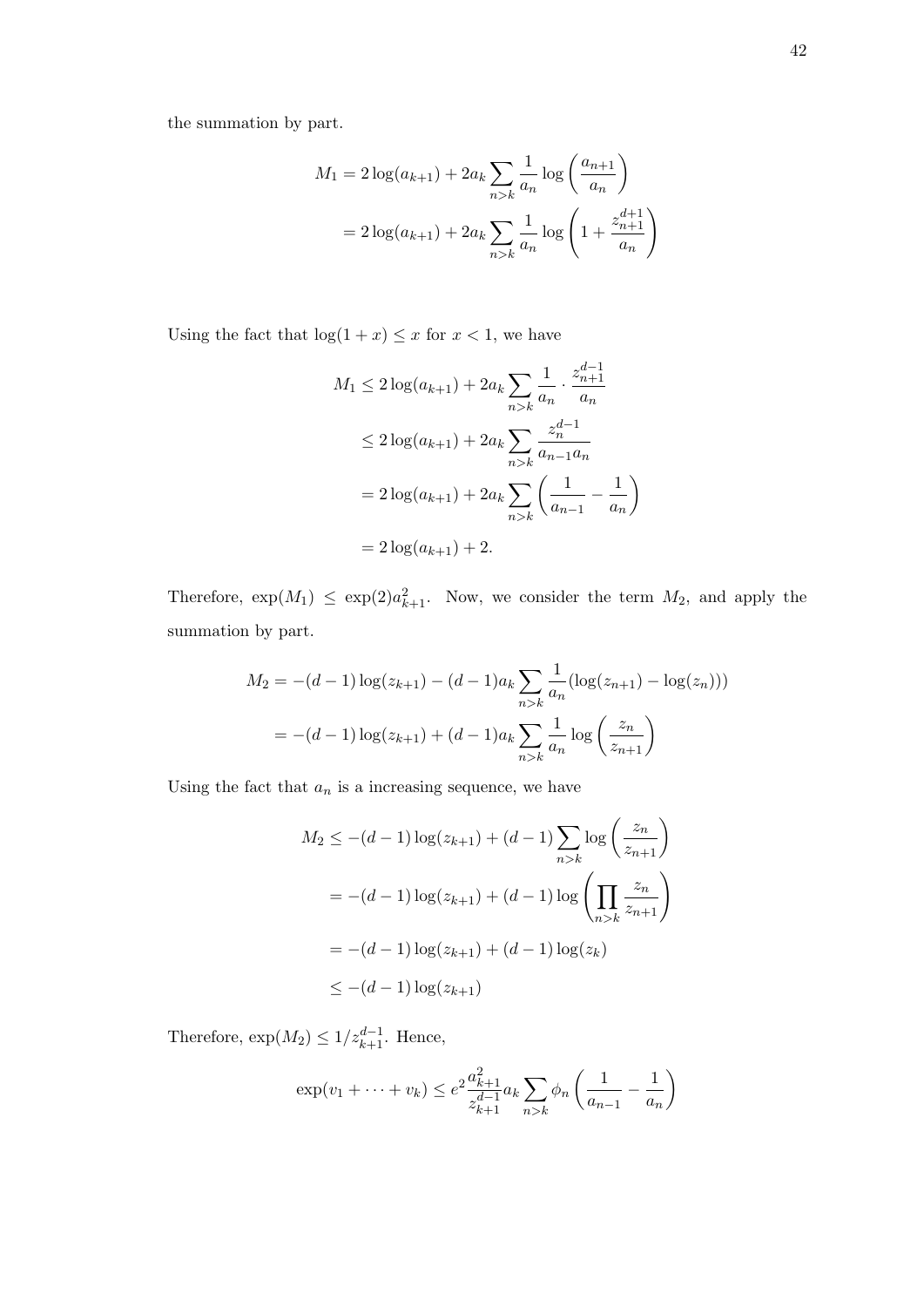the summation by part.

$$
\begin{aligned}
M_1 &= 2\log(a_{k+1}) + 2a_k \sum_{n>k} \frac{1}{a_n} \log\left(\frac{a_{n+1}}{a_n}\right) \\
&= 2\log(a_{k+1}) + 2a_k \sum_{n>k} \frac{1}{a_n} \log\left(1 + \frac{z_{n+1}^{d+1}}{a_n}\right)
\end{aligned}
$$

Using the fact that $\log(1+x) \leq x$ for $x < 1$, we have

$$
\begin{aligned}
M_1 &\leq 2\log(a_{k+1}) + 2a_k \sum_{n>k} \frac{1}{a_n} \cdot \frac{z_{n+1}^{d-1}}{a_n} \\
&\leq 2\log(a_{k+1}) + 2a_k \sum_{n>k} \frac{z_n^{d-1}}{a_{n-1}a_n} \\
&= 2\log(a_{k+1}) + 2a_k \sum_{n>k} \left(\frac{1}{a_{n-1}} - \frac{1}{a_n}\right) \\
&= 2\log(a_{k+1}) + 2.
\end{aligned}
$$

Therefore, $\exp(M_1) \leq \exp(2)a_{k+1}^2$. Now, we consider the term $M_2$, and apply the summation by part.

$$
\begin{aligned}
M_2 &= -(d-1)\log(z_{k+1}) - (d-1)a_k \sum_{n>k} \frac{1}{a_n}(\log(z_{n+1}) - \log(z_n))) \\
&= -(d-1)\log(z_{k+1}) + (d-1)a_k \sum_{n>k} \frac{1}{a_n} \log\left(\frac{z_n}{z_{n+1}}\right)
\end{aligned}
$$

Using the fact that $a_n$ is a increasing sequence, we have

$$
\begin{aligned}
M_2 &\leq -(d-1)\log(z_{k+1}) + (d-1)\sum_{n>k} \log\left(\frac{z_n}{z_{n+1}}\right) \\
&= -(d-1)\log(z_{k+1}) + (d-1)\log\left(\prod_{n>k} \frac{z_n}{z_{n+1}}\right) \\
&= -(d-1)\log(z_{k+1}) + (d-1)\log(z_k) \\
&\leq -(d-1)\log(z_{k+1})
\end{aligned}
$$

Therefore, $\exp(M_2) \leq 1/z_{k+1}^{d-1}$. Hence,

$$
\exp(v_1 + \cdots + v_k) \leq e^2 \frac{a_{k+1}^2}{z_{k+1}^{d-1}} a_k \sum_{n>k} \phi_n \left(\frac{1}{a_{n-1}} - \frac{1}{a_n}\right)
$$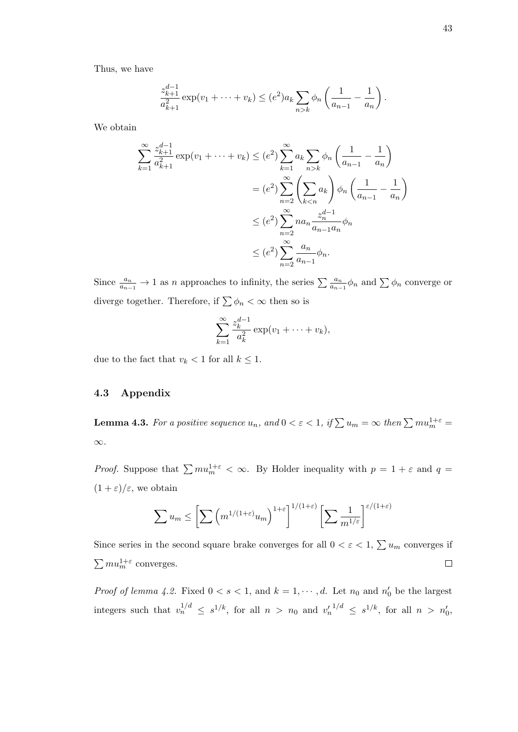Thus, we have

$$\frac{z_{k+1}^{d-1}}{a_{k+1}^2}\exp(v_1+\cdots+v_k) \le (e^2)a_k \sum_{n>k}\phi_n\left(\frac{1}{a_{n-1}}-\frac{1}{a_n}\right).$$

We obtain

$$\begin{aligned}
\sum_{k=1}^{\infty}\frac{z_{k+1}^{d-1}}{a_{k+1}^2}\exp(v_1+\cdots+v_k) &\le (e^2)\sum_{k=1}^{\infty}a_k\sum_{n>k}\phi_n\left(\frac{1}{a_{n-1}}-\frac{1}{a_n}\right)\\
&= (e^2)\sum_{n=2}^{\infty}\left(\sum_{k<n}a_k\right)\phi_n\left(\frac{1}{a_{n-1}}-\frac{1}{a_n}\right)\\
&\le (e^2)\sum_{n=2}^{\infty}na_n\frac{z_n^{d-1}}{a_{n-1}a_n}\phi_n\\
&\le (e^2)\sum_{n=2}^{\infty}\frac{a_n}{a_{n-1}}\phi_n.
\end{aligned}$$

Since $\frac{a_n}{a_{n-1}} \to 1$ as $n$ approaches to infinity, the series $\sum \frac{a_n}{a_{n-1}}\phi_n$ and $\sum \phi_n$ converge or diverge together. Therefore, if $\sum \phi_n < \infty$ then so is

$$\sum_{k=1}^{\infty}\frac{z_k^{d-1}}{a_k^2}\exp(v_1+\cdots+v_k),$$

due to the fact that $v_k < 1$ for all $k \le 1$.

## 4.3 Appendix

**Lemma 4.3.** *For a positive sequence $u_n$, and $0<\varepsilon<1$, if $\sum u_m = \infty$ then $\sum m u_m^{1+\varepsilon} = \infty$.*

*Proof.* Suppose that $\sum m u_m^{1+\varepsilon} < \infty$. By Holder inequality with $p = 1+\varepsilon$ and $q = (1+\varepsilon)/\varepsilon$, we obtain

$$\sum u_m \le \left[\sum \left(m^{1/(1+\varepsilon)}u_m\right)^{1+\varepsilon}\right]^{1/(1+\varepsilon)}\left[\sum \frac{1}{m^{1/\varepsilon}}\right]^{\varepsilon/(1+\varepsilon)}$$

Since series in the second square brake converges for all $0<\varepsilon<1$, $\sum u_m$ converges if $\sum m u_m^{1+\varepsilon}$ converges. $\square$

*Proof of lemma 4.2.* Fixed $0<s<1$, and $k = 1,\cdots,d$. Let $n_0$ and $n_0'$ be the largest integers such that $v_n^{1/d} \le s^{1/k}$, for all $n > n_0$ and ${v_n'}^{1/d} \le s^{1/k}$, for all $n > n_0'$,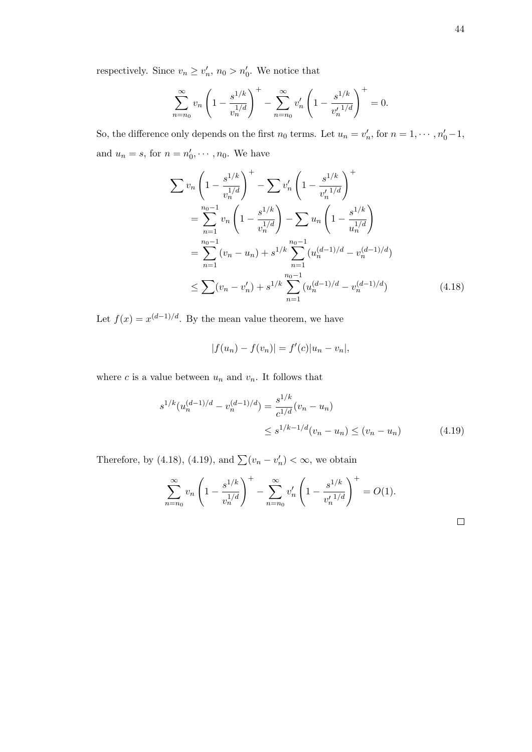respectively. Since $v_n \geq v'_n$, $n_0 > n'_0$. We notice that

$$\sum_{n=n_0}^{\infty} v_n \left(1 - \frac{s^{1/k}}{v_n^{1/d}}\right)^+ - \sum_{n=n_0}^{\infty} v'_n \left(1 - \frac{s^{1/k}}{{v'_n}^{1/d}}\right)^+ = 0.$$

So, the difference only depends on the first $n_0$ terms. Let $u_n = v'_n$, for $n = 1, \cdots, n'_0 - 1$, and $u_n = s$, for $n = n'_0, \cdots, n_0$. We have

$$\begin{aligned}
\sum v_n \left(1 - \frac{s^{1/k}}{v_n^{1/d}}\right)^+ &- \sum v'_n \left(1 - \frac{s^{1/k}}{{v'_n}^{1/d}}\right)^+ \\
&= \sum_{n=1}^{n_0-1} v_n \left(1 - \frac{s^{1/k}}{v_n^{1/d}}\right) - \sum u_n \left(1 - \frac{s^{1/k}}{u_n^{1/d}}\right) \\
&= \sum_{n=1}^{n_0-1} (v_n - u_n) + s^{1/k} \sum_{n=1}^{n_0-1} (u_n^{(d-1)/d} - v_n^{(d-1)/d}) \\
&\leq \sum (v_n - v'_n) + s^{1/k} \sum_{n=1}^{n_0-1} (u_n^{(d-1)/d} - v_n^{(d-1)/d}) \qquad (4.18)
\end{aligned}$$

Let $f(x) = x^{(d-1)/d}$. By the mean value theorem, we have

$$|f(u_n) - f(v_n)| = f'(c)|u_n - v_n|,$$

where $c$ is a value between $u_n$ and $v_n$. It follows that

$$\begin{aligned}
s^{1/k}(u_n^{(d-1)/d} - v_n^{(d-1)/d}) &= \frac{s^{1/k}}{c^{1/d}}(v_n - u_n) \\
&\leq s^{1/k - 1/d}(v_n - u_n) \leq (v_n - u_n) \qquad (4.19)
\end{aligned}$$

Therefore, by (4.18), (4.19), and $\sum (v_n - v'_n) < \infty$, we obtain

$$\sum_{n=n_0}^{\infty} v_n \left(1 - \frac{s^{1/k}}{v_n^{1/d}}\right)^+ - \sum_{n=n_0}^{\infty} v'_n \left(1 - \frac{s^{1/k}}{{v'_n}^{1/d}}\right)^+ = O(1).$$

□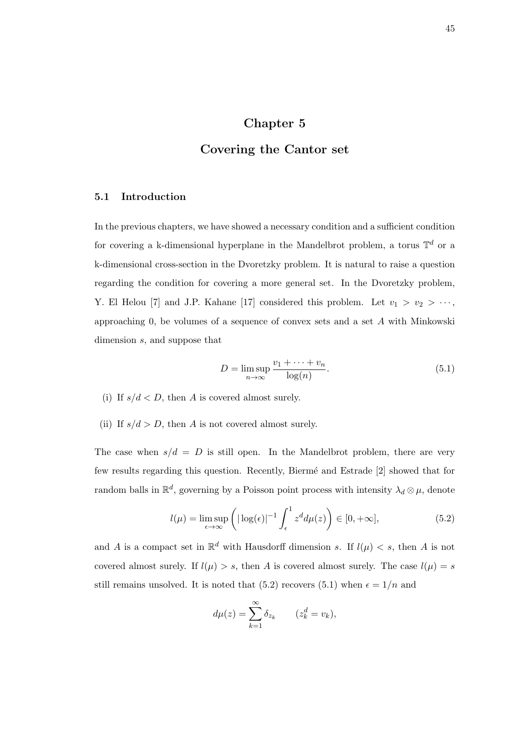# Chapter 5

# Covering the Cantor set

## 5.1 Introduction

In the previous chapters, we have showed a necessary condition and a sufficient condition for covering a k-dimensional hyperplane in the Mandelbrot problem, a torus $\mathbb{T}^d$ or a k-dimensional cross-section in the Dvoretzky problem. It is natural to raise a question regarding the condition for covering a more general set. In the Dvoretzky problem, Y. El Helou [7] and J.P. Kahane [17] considered this problem. Let $v_1 > v_2 > \cdots$, approaching 0, be volumes of a sequence of convex sets and a set $A$ with Minkowski dimension $s$, and suppose that

$$D = \limsup_{n\to\infty} \frac{v_1 + \cdots + v_n}{\log(n)}. \tag{5.1}$$

(i) If $s/d < D$, then $A$ is covered almost surely.

(ii) If $s/d > D$, then $A$ is not covered almost surely.

The case when $s/d = D$ is still open. In the Mandelbrot problem, there are very few results regarding this question. Recently, Biermé and Estrade [2] showed that for random balls in $\mathbb{R}^d$, governing by a Poisson point process with intensity $\lambda_d \otimes \mu$, denote

$$l(\mu) = \limsup_{\epsilon\to\infty} \left( |\log(\epsilon)|^{-1} \int_\epsilon^1 z^d d\mu(z) \right) \in [0, +\infty], \tag{5.2}$$

and $A$ is a compact set in $\mathbb{R}^d$ with Hausdorff dimension $s$. If $l(\mu) < s$, then $A$ is not covered almost surely. If $l(\mu) > s$, then $A$ is covered almost surely. The case $l(\mu) = s$ still remains unsolved. It is noted that (5.2) recovers (5.1) when $\epsilon = 1/n$ and

$$d\mu(z) = \sum_{k=1}^{\infty} \delta_{z_k} \qquad (z_k^d = v_k),$$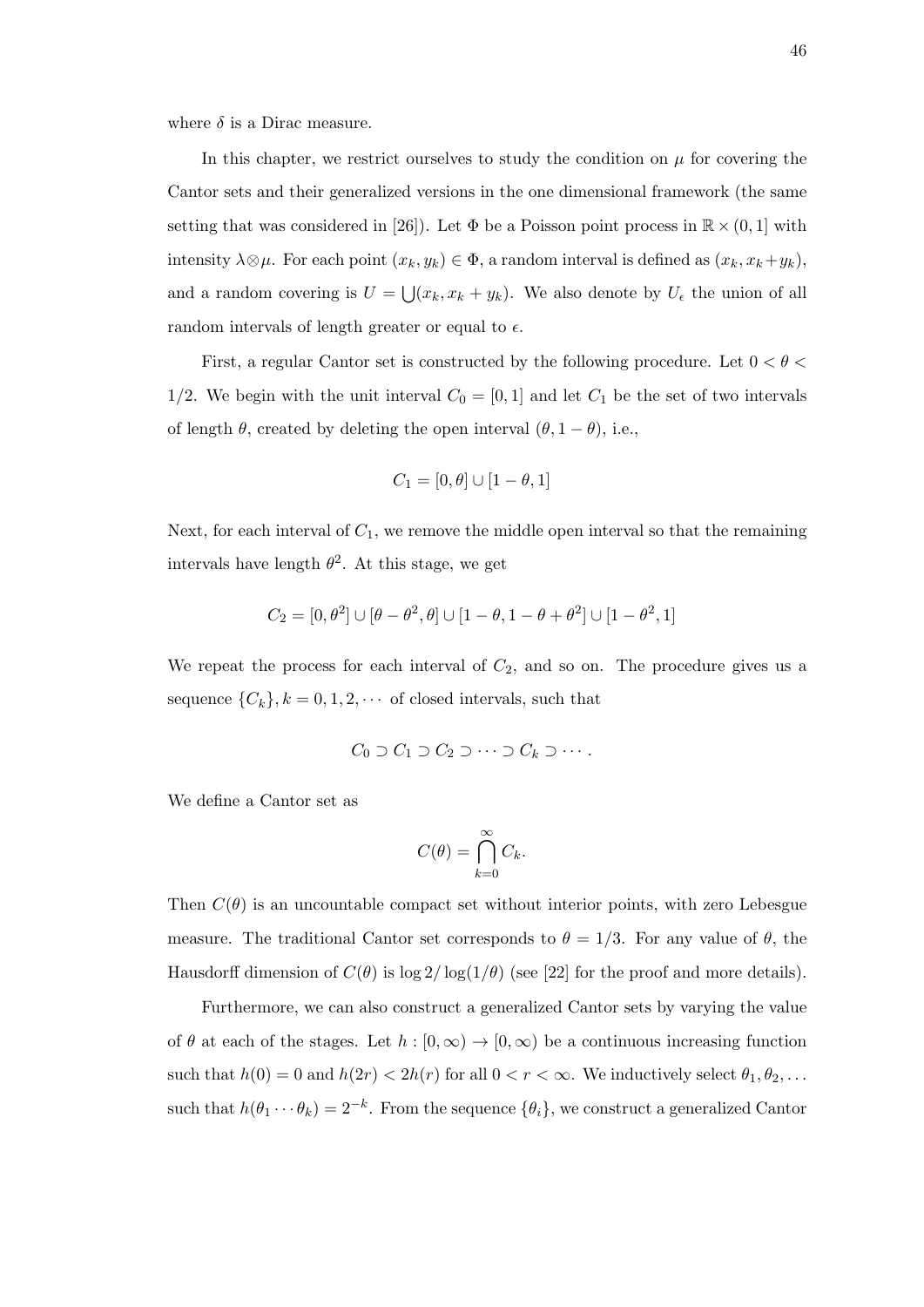where $\delta$ is a Dirac measure.

In this chapter, we restrict ourselves to study the condition on $\mu$ for covering the Cantor sets and their generalized versions in the one dimensional framework (the same setting that was considered in [26]). Let $\Phi$ be a Poisson point process in $\mathbb{R} \times (0, 1]$ with intensity $\lambda \otimes \mu$. For each point $(x_k, y_k) \in \Phi$, a random interval is defined as $(x_k, x_k + y_k)$, and a random covering is $U = \bigcup(x_k, x_k + y_k)$. We also denote by $U_\epsilon$ the union of all random intervals of length greater or equal to $\epsilon$.

First, a regular Cantor set is constructed by the following procedure. Let $0 < \theta < 1/2$. We begin with the unit interval $C_0 = [0, 1]$ and let $C_1$ be the set of two intervals of length $\theta$, created by deleting the open interval $(\theta, 1 - \theta)$, i.e.,

$$C_1 = [0, \theta] \cup [1 - \theta, 1]$$

Next, for each interval of $C_1$, we remove the middle open interval so that the remaining intervals have length $\theta^2$. At this stage, we get

$$C_2 = [0, \theta^2] \cup [\theta - \theta^2, \theta] \cup [1 - \theta, 1 - \theta + \theta^2] \cup [1 - \theta^2, 1]$$

We repeat the process for each interval of $C_2$, and so on. The procedure gives us a sequence $\{C_k\}, k = 0, 1, 2, \cdots$ of closed intervals, such that

$$C_0 \supset C_1 \supset C_2 \supset \cdots \supset C_k \supset \cdots .$$

We define a Cantor set as

$$C(\theta) = \bigcap_{k=0}^{\infty} C_k.$$

Then $C(\theta)$ is an uncountable compact set without interior points, with zero Lebesgue measure. The traditional Cantor set corresponds to $\theta = 1/3$. For any value of $\theta$, the Hausdorff dimension of $C(\theta)$ is $\log 2 / \log(1/\theta)$ (see [22] for the proof and more details).

Furthermore, we can also construct a generalized Cantor sets by varying the value of $\theta$ at each of the stages. Let $h : [0, \infty) \to [0, \infty)$ be a continuous increasing function such that $h(0) = 0$ and $h(2r) < 2h(r)$ for all $0 < r < \infty$. We inductively select $\theta_1, \theta_2, \ldots$ such that $h(\theta_1 \cdots \theta_k) = 2^{-k}$. From the sequence $\{\theta_i\}$, we construct a generalized Cantor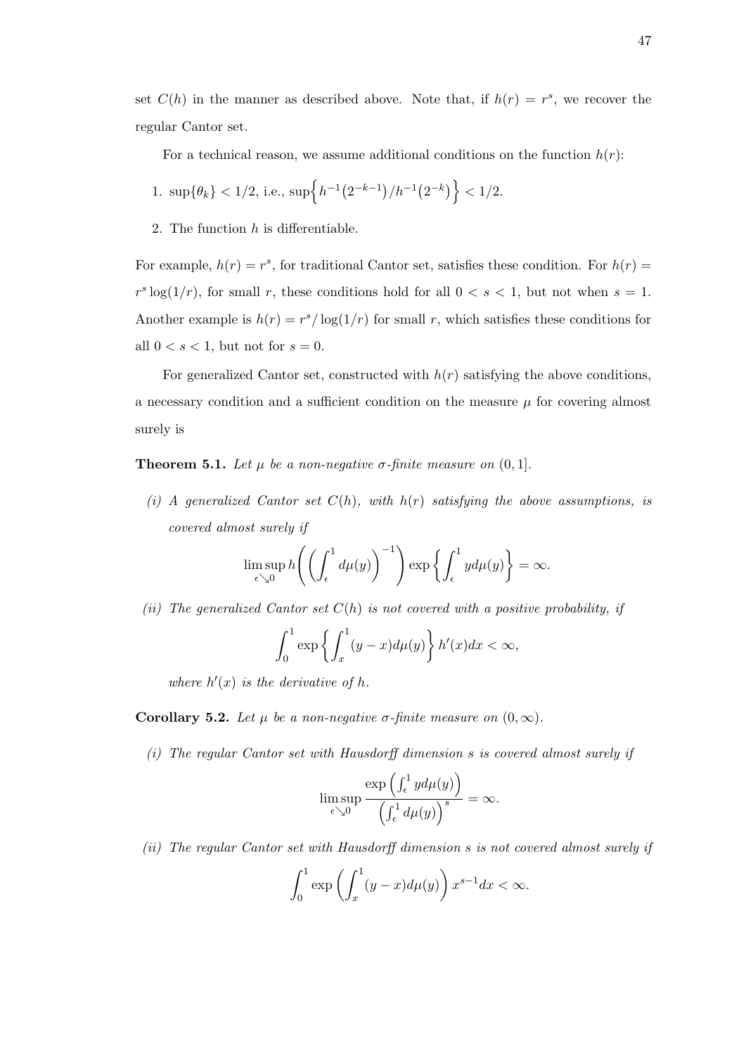set $C(h)$ in the manner as described above. Note that, if $h(r) = r^s$, we recover the regular Cantor set.

For a technical reason, we assume additional conditions on the function $h(r)$:

1. $\sup\{\theta_k\} < 1/2$, i.e., $\sup\Big\{ h^{-1}\big(2^{-k-1}\big)/h^{-1}\big(2^{-k}\big)\Big\} < 1/2$.
2. The function $h$ is differentiable.

For example, $h(r) = r^s$, for traditional Cantor set, satisfies these condition. For $h(r) = r^s \log(1/r)$, for small $r$, these conditions hold for all $0 < s < 1$, but not when $s = 1$. Another example is $h(r) = r^s/\log(1/r)$ for small $r$, which satisfies these conditions for all $0 < s < 1$, but not for $s = 0$.

For generalized Cantor set, constructed with $h(r)$ satisfying the above conditions, a necessary condition and a sufficient condition on the measure $\mu$ for covering almost surely is

**Theorem 5.1.** *Let $\mu$ be a non-negative $\sigma$-finite measure on $(0, 1]$.*

*(i) A generalized Cantor set $C(h)$, with $h(r)$ satisfying the above assumptions, is covered almost surely if*

$$\limsup_{\epsilon \searrow 0} h\Bigg(\bigg(\int_\epsilon^1 d\mu(y)\bigg)^{-1}\Bigg) \exp\bigg\{\int_\epsilon^1 y d\mu(y)\bigg\} = \infty.$$

*(ii) The generalized Cantor set $C(h)$ is not covered with a positive probability, if*

$$\int_0^1 \exp\bigg\{\int_x^1 (y-x) d\mu(y)\bigg\} h'(x) dx < \infty,$$

*where $h'(x)$ is the derivative of $h$.*

**Corollary 5.2.** *Let $\mu$ be a non-negative $\sigma$-finite measure on $(0, \infty)$.*

*(i) The regular Cantor set with Hausdorff dimension $s$ is covered almost surely if*

$$\limsup_{\epsilon \searrow 0} \frac{\exp\Big(\int_\epsilon^1 y d\mu(y)\Big)}{\Big(\int_\epsilon^1 d\mu(y)\Big)^s} = \infty.$$

*(ii) The regular Cantor set with Hausdorff dimension $s$ is not covered almost surely if*

$$\int_0^1 \exp\bigg(\int_x^1 (y-x) d\mu(y)\bigg) x^{s-1} dx < \infty.$$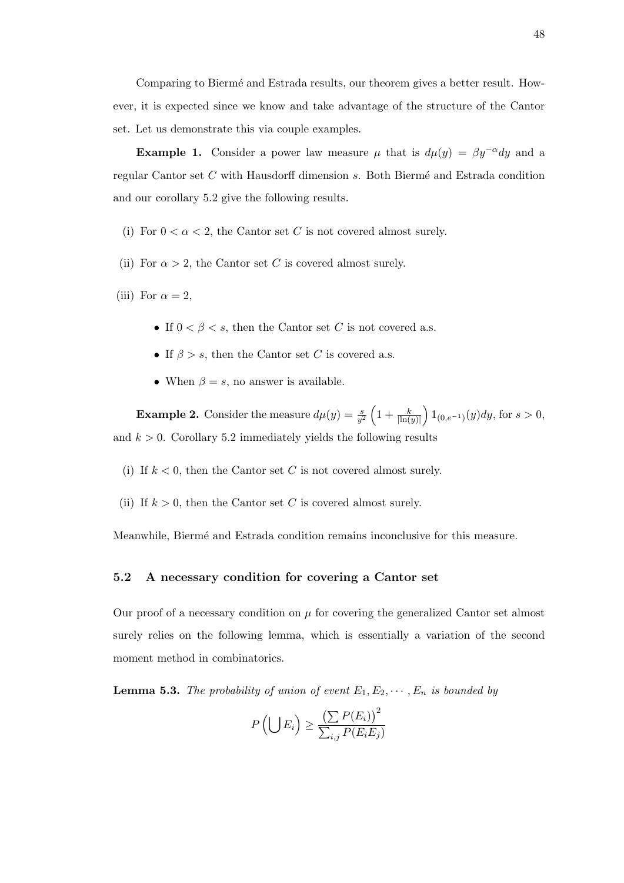Comparing to Biermé and Estrada results, our theorem gives a better result. However, it is expected since we know and take advantage of the structure of the Cantor set. Let us demonstrate this via couple examples.

**Example 1.** Consider a power law measure $\mu$ that is $d\mu(y) = \beta y^{-\alpha} dy$ and a regular Cantor set $C$ with Hausdorff dimension $s$. Both Biermé and Estrada condition and our corollary 5.2 give the following results.

(i) For $0 < \alpha < 2$, the Cantor set $C$ is not covered almost surely.

(ii) For $\alpha > 2$, the Cantor set $C$ is covered almost surely.

(iii) For $\alpha = 2$,

- If $0 < \beta < s$, then the Cantor set $C$ is not covered a.s.
- If $\beta > s$, then the Cantor set $C$ is covered a.s.
- When $\beta = s$, no answer is available.

**Example 2.** Consider the measure $d\mu(y) = \frac{s}{y^2}\left(1 + \frac{k}{|\ln(y)|}\right) 1_{(0,e^{-1})}(y)dy$, for $s > 0$, and $k > 0$. Corollary 5.2 immediately yields the following results

(i) If $k < 0$, then the Cantor set $C$ is not covered almost surely.

(ii) If $k > 0$, then the Cantor set $C$ is covered almost surely.

Meanwhile, Biermé and Estrada condition remains inconclusive for this measure.

## 5.2 A necessary condition for covering a Cantor set

Our proof of a necessary condition on $\mu$ for covering the generalized Cantor set almost surely relies on the following lemma, which is essentially a variation of the second moment method in combinatorics.

**Lemma 5.3.** *The probability of union of event $E_1, E_2, \cdots, E_n$ is bounded by*

$$P\left(\bigcup E_i\right) \geq \frac{\left(\sum P(E_i)\right)^2}{\sum_{i,j} P(E_i E_j)}$$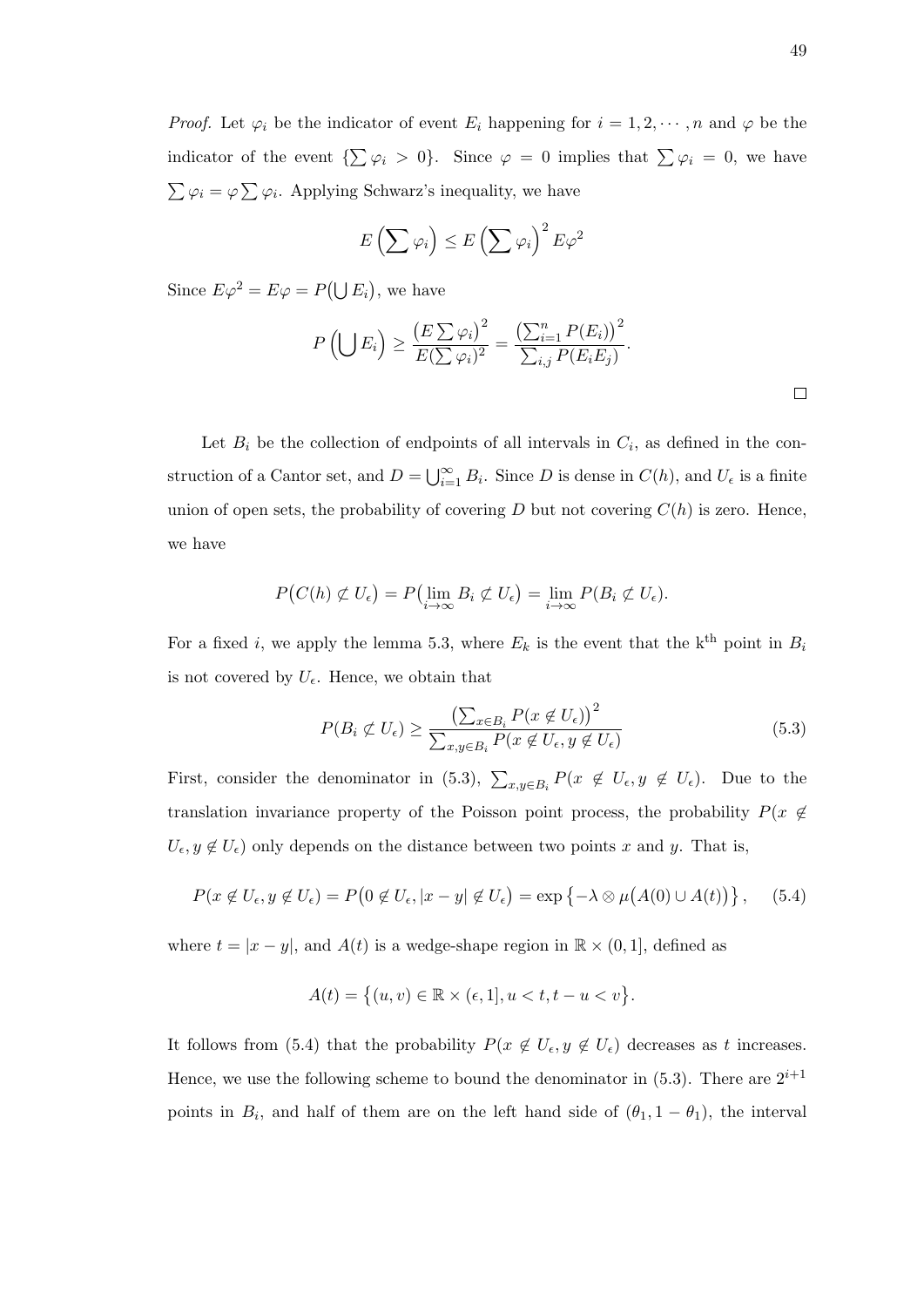*Proof.* Let $\varphi_i$ be the indicator of event $E_i$ happening for $i = 1, 2, \cdots, n$ and $\varphi$ be the indicator of the event $\{\sum \varphi_i > 0\}$. Since $\varphi = 0$ implies that $\sum \varphi_i = 0$, we have $\sum \varphi_i = \varphi \sum \varphi_i$. Applying Schwarz's inequality, we have

$$E\left(\sum \varphi_i\right) \leq E\left(\sum \varphi_i\right)^2 E\varphi^2$$

Since $E\varphi^2 = E\varphi = P\big(\bigcup E_i\big)$, we have

$$P\left(\bigcup E_i\right) \geq \frac{\left(E\sum \varphi_i\right)^2}{E(\sum \varphi_i)^2} = \frac{\left(\sum_{i=1}^n P(E_i)\right)^2}{\sum_{i,j} P(E_i E_j)}.$$

□

Let $B_i$ be the collection of endpoints of all intervals in $C_i$, as defined in the construction of a Cantor set, and $D = \bigcup_{i=1}^\infty B_i$. Since $D$ is dense in $C(h)$, and $U_\epsilon$ is a finite union of open sets, the probability of covering $D$ but not covering $C(h)$ is zero. Hence, we have

$$P\big(C(h) \not\subset U_\epsilon\big) = P\big(\lim_{i\to\infty} B_i \not\subset U_\epsilon\big) = \lim_{i\to\infty} P(B_i \not\subset U_\epsilon).$$

For a fixed $i$, we apply the lemma 5.3, where $E_k$ is the event that the k$^{\text{th}}$ point in $B_i$ is not covered by $U_\epsilon$. Hence, we obtain that

$$P(B_i \not\subset U_\epsilon) \geq \frac{\left(\sum_{x\in B_i} P(x \notin U_\epsilon)\right)^2}{\sum_{x,y\in B_i} P(x \notin U_\epsilon, y \notin U_\epsilon)} \tag{5.3}$$

First, consider the denominator in (5.3), $\sum_{x,y\in B_i} P(x \notin U_\epsilon, y \notin U_\epsilon)$. Due to the translation invariance property of the Poisson point process, the probability $P(x \notin U_\epsilon, y \notin U_\epsilon)$ only depends on the distance between two points $x$ and $y$. That is,

$$P(x \notin U_\epsilon, y \notin U_\epsilon) = P\big(0 \notin U_\epsilon, |x-y| \notin U_\epsilon\big) = \exp\left\{-\lambda \otimes \mu\big(A(0) \cup A(t)\big)\right\}, \tag{5.4}$$

where $t = |x - y|$, and $A(t)$ is a wedge-shape region in $\mathbb{R} \times (0, 1]$, defined as

$$A(t) = \big\{(u, v) \in \mathbb{R} \times (\epsilon, 1], u < t, t - u < v\big\}.$$

It follows from (5.4) that the probability $P(x \notin U_\epsilon, y \notin U_\epsilon)$ decreases as $t$ increases. Hence, we use the following scheme to bound the denominator in (5.3). There are $2^{i+1}$ points in $B_i$, and half of them are on the left hand side of $(\theta_1, 1-\theta_1)$, the interval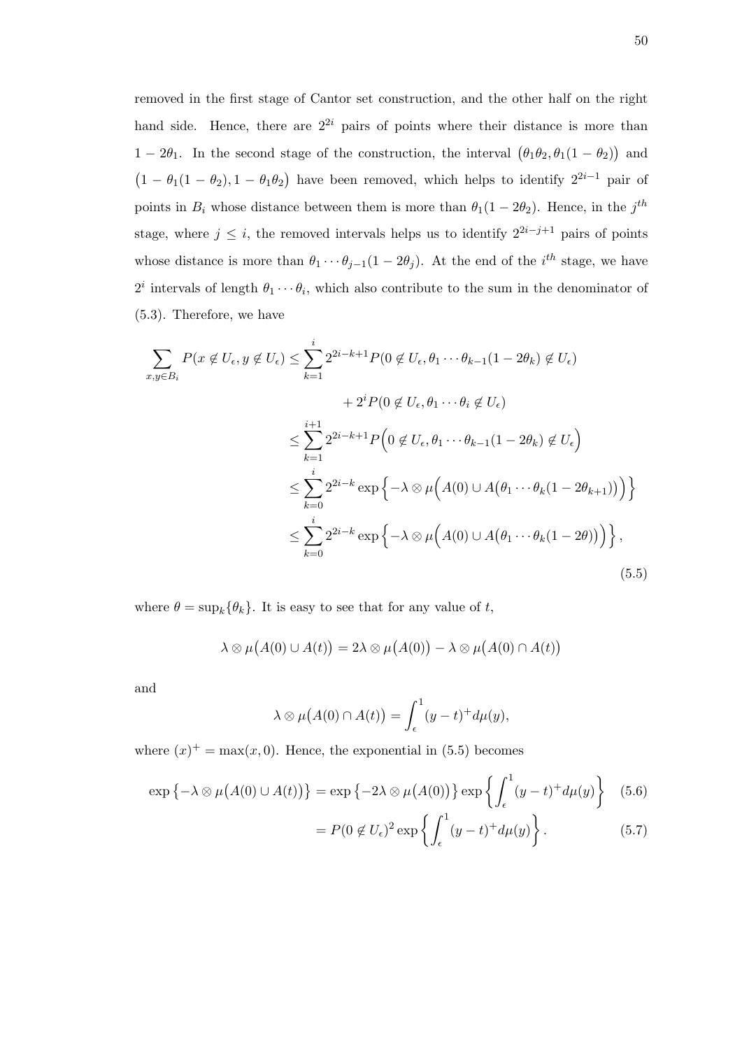removed in the first stage of Cantor set construction, and the other half on the right hand side. Hence, there are $2^{2i}$ pairs of points where their distance is more than $1 - 2\theta_1$. In the second stage of the construction, the interval $(\theta_1\theta_2, \theta_1(1-\theta_2))$ and $(1-\theta_1(1-\theta_2), 1-\theta_1\theta_2)$ have been removed, which helps to identify $2^{2i-1}$ pair of points in $B_i$ whose distance between them is more than $\theta_1(1-2\theta_2)$. Hence, in the $j^{th}$ stage, where $j \le i$, the removed intervals helps us to identify $2^{2i-j+1}$ pairs of points whose distance is more than $\theta_1 \cdots \theta_{j-1}(1-2\theta_j)$. At the end of the $i^{th}$ stage, we have $2^i$ intervals of length $\theta_1 \cdots \theta_i$, which also contribute to the sum in the denominator of (5.3). Therefore, we have

$$
\begin{aligned}
\sum_{x,y \in B_i} P(x \notin U_\epsilon, y \notin U_\epsilon) &\le \sum_{k=1}^{i} 2^{2i-k+1} P(0 \notin U_\epsilon, \theta_1 \cdots \theta_{k-1}(1-2\theta_k) \notin U_\epsilon) \\
&\quad + 2^i P(0 \notin U_\epsilon, \theta_1 \cdots \theta_i \notin U_\epsilon) \\
&\le \sum_{k=1}^{i+1} 2^{2i-k+1} P\Big(0 \notin U_\epsilon, \theta_1 \cdots \theta_{k-1}(1-2\theta_k) \notin U_\epsilon\Big) \\
&\le \sum_{k=0}^{i} 2^{2i-k} \exp\Big\{-\lambda \otimes \mu\Big(A(0) \cup A\big(\theta_1 \cdots \theta_k(1-2\theta_{k+1})\big)\Big)\Big\} \\
&\le \sum_{k=0}^{i} 2^{2i-k} \exp\Big\{-\lambda \otimes \mu\Big(A(0) \cup A\big(\theta_1 \cdots \theta_k(1-2\theta)\big)\Big)\Big\},
\end{aligned}
\tag{5.5}
$$

where $\theta = \sup_k\{\theta_k\}$. It is easy to see that for any value of $t$,

$$
\lambda \otimes \mu\big(A(0) \cup A(t)\big) = 2\lambda \otimes \mu\big(A(0)\big) - \lambda \otimes \mu\big(A(0) \cap A(t)\big)
$$

and

$$
\lambda \otimes \mu\big(A(0) \cap A(t)\big) = \int_\epsilon^1 (y-t)^+ d\mu(y),
$$

where $(x)^+ = \max(x, 0)$. Hence, the exponential in (5.5) becomes

$$
\exp\big\{-\lambda \otimes \mu\big(A(0) \cup A(t)\big)\big\} = \exp\big\{-2\lambda \otimes \mu\big(A(0)\big)\big\} \exp\left\{\int_\epsilon^1 (y-t)^+ d\mu(y)\right\} \tag{5.6}
$$

$$
= P(0 \notin U_\epsilon)^2 \exp\left\{\int_\epsilon^1 (y-t)^+ d\mu(y)\right\}. \tag{5.7}
$$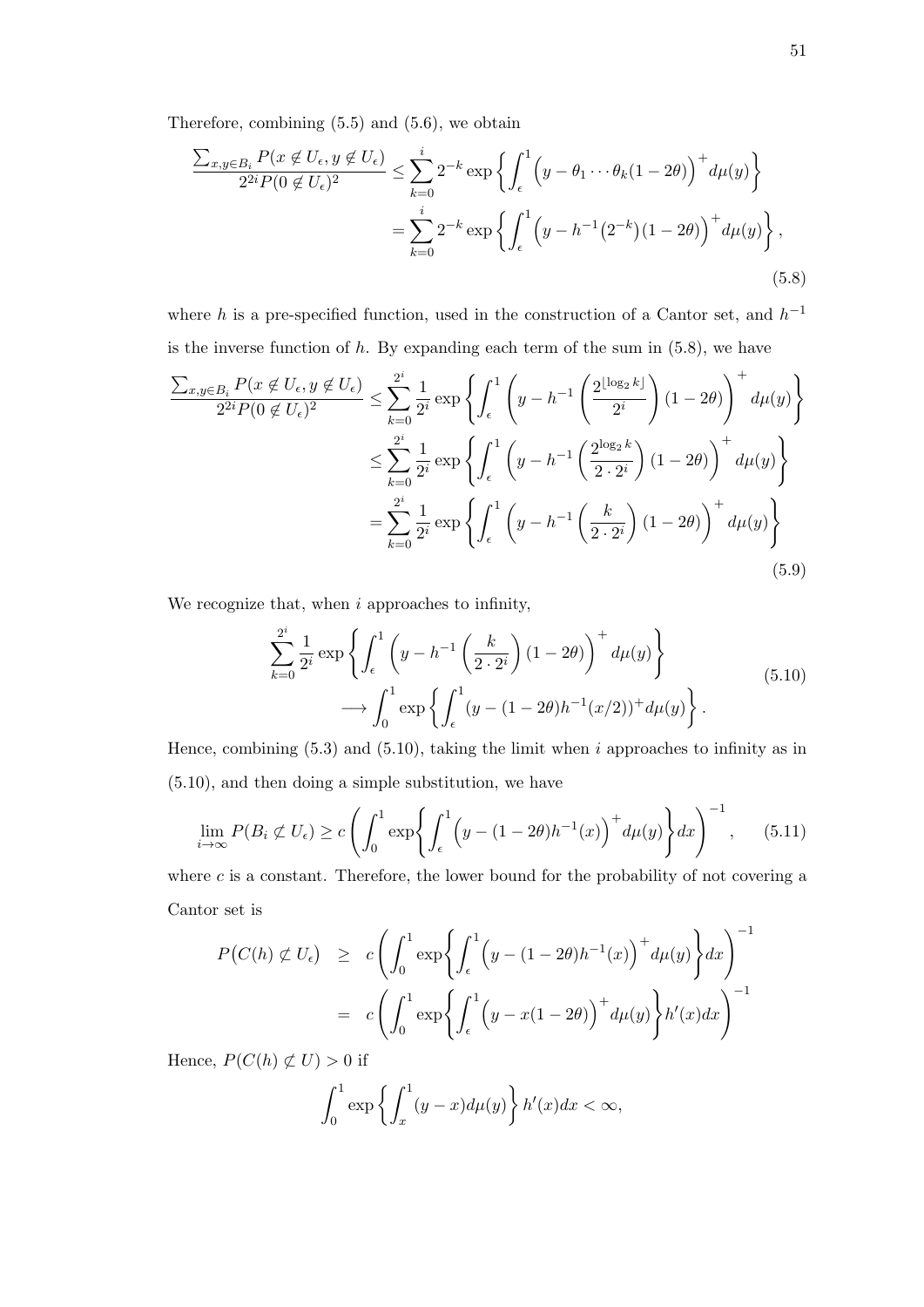Therefore, combining (5.5) and (5.6), we obtain

$$\frac{\sum_{x,y\in B_i} P(x \notin U_\epsilon, y \notin U_\epsilon)}{2^{2i} P(0 \notin U_\epsilon)^2} \leq \sum_{k=0}^{i} 2^{-k} \exp\left\{ \int_\epsilon^1 \Big( y - \theta_1 \cdots \theta_k (1-2\theta) \Big)^+ d\mu(y) \right\}$$
$$= \sum_{k=0}^{i} 2^{-k} \exp\left\{ \int_\epsilon^1 \Big( y - h^{-1}\big(2^{-k}\big)(1-2\theta) \Big)^+ d\mu(y) \right\}, \tag{5.8}$$

where $h$ is a pre-specified function, used in the construction of a Cantor set, and $h^{-1}$ is the inverse function of $h$. By expanding each term of the sum in (5.8), we have

$$\frac{\sum_{x,y\in B_i} P(x \notin U_\epsilon, y \notin U_\epsilon)}{2^{2i} P(0 \notin U_\epsilon)^2} \leq \sum_{k=0}^{2^i} \frac{1}{2^i} \exp\left\{ \int_\epsilon^1 \left( y - h^{-1}\left( \frac{2^{\lfloor \log_2 k \rfloor}}{2^i} \right)(1-2\theta) \right)^+ d\mu(y) \right\}$$
$$\leq \sum_{k=0}^{2^i} \frac{1}{2^i} \exp\left\{ \int_\epsilon^1 \left( y - h^{-1}\left( \frac{2^{\log_2 k}}{2 \cdot 2^i} \right)(1-2\theta) \right)^+ d\mu(y) \right\}$$
$$= \sum_{k=0}^{2^i} \frac{1}{2^i} \exp\left\{ \int_\epsilon^1 \left( y - h^{-1}\left( \frac{k}{2 \cdot 2^i} \right)(1-2\theta) \right)^+ d\mu(y) \right\} \tag{5.9}$$

We recognize that, when $i$ approaches to infinity,

$$\sum_{k=0}^{2^i} \frac{1}{2^i} \exp\left\{ \int_\epsilon^1 \left( y - h^{-1}\left( \frac{k}{2 \cdot 2^i} \right)(1-2\theta) \right)^+ d\mu(y) \right\}$$
$$\longrightarrow \int_0^1 \exp\left\{ \int_\epsilon^1 (y - (1-2\theta)h^{-1}(x/2))^+ d\mu(y) \right\}. \tag{5.10}$$

Hence, combining (5.3) and (5.10), taking the limit when $i$ approaches to infinity as in (5.10), and then doing a simple substitution, we have

$$\lim_{i\to\infty} P(B_i \not\subset U_\epsilon) \geq c \left( \int_0^1 \exp\left\{ \int_\epsilon^1 \Big( y - (1-2\theta)h^{-1}(x) \Big)^+ d\mu(y) \right\} dx \right)^{-1}, \tag{5.11}$$

where $c$ is a constant. Therefore, the lower bound for the probability of not covering a Cantor set is

$$P\big(C(h) \not\subset U_\epsilon\big) \geq c \left( \int_0^1 \exp\left\{ \int_\epsilon^1 \Big( y - (1-2\theta)h^{-1}(x) \Big)^+ d\mu(y) \right\} dx \right)^{-1}$$
$$= c \left( \int_0^1 \exp\left\{ \int_\epsilon^1 \Big( y - x(1-2\theta) \Big)^+ d\mu(y) \right\} h'(x) dx \right)^{-1}$$

Hence, $P(C(h) \not\subset U) > 0$ if

$$\int_0^1 \exp\left\{ \int_x^1 (y-x) d\mu(y) \right\} h'(x) dx < \infty,$$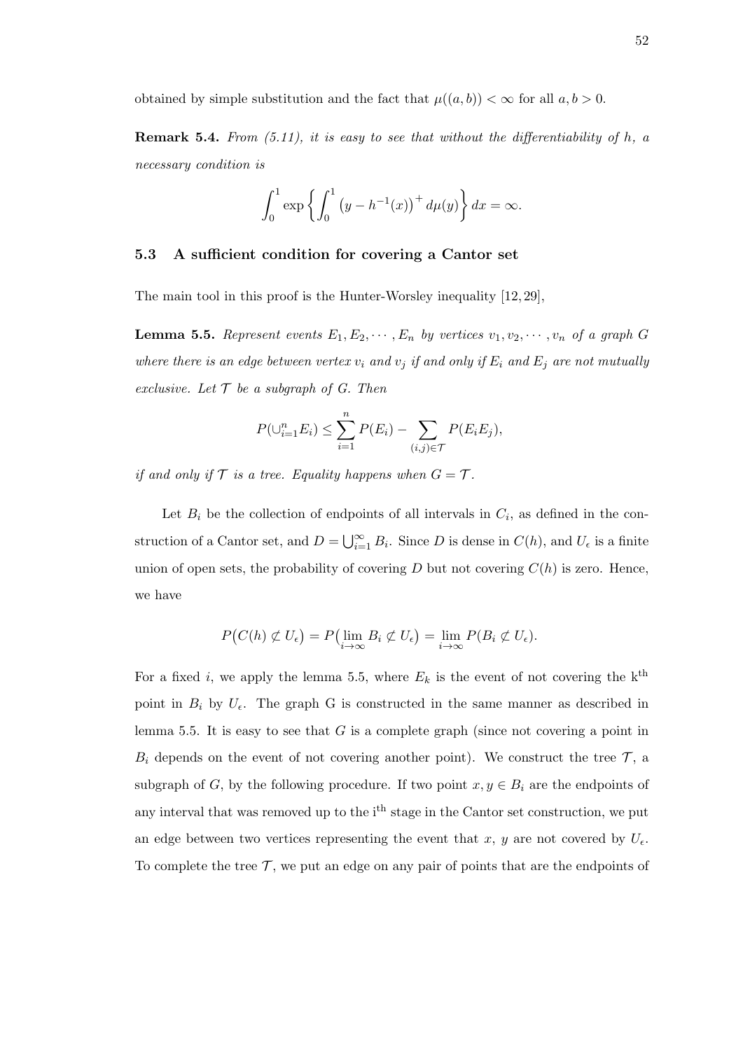obtained by simple substitution and the fact that $\mu((a,b)) < \infty$ for all $a, b > 0$.

**Remark 5.4.** *From (5.11), it is easy to see that without the differentiability of $h$, a necessary condition is*

$$\int_0^1 \exp\left\{ \int_0^1 \left(y - h^{-1}(x)\right)^+ d\mu(y) \right\} dx = \infty.$$

## 5.3 A sufficient condition for covering a Cantor set

The main tool in this proof is the Hunter-Worsley inequality [12, 29],

**Lemma 5.5.** *Represent events $E_1, E_2, \cdots, E_n$ by vertices $v_1, v_2, \cdots, v_n$ of a graph $G$ where there is an edge between vertex $v_i$ and $v_j$ if and only if $E_i$ and $E_j$ are not mutually exclusive. Let $\mathcal{T}$ be a subgraph of $G$. Then*

$$P(\cup_{i=1}^n E_i) \leq \sum_{i=1}^n P(E_i) - \sum_{(i,j)\in\mathcal{T}} P(E_i E_j),$$

*if and only if $\mathcal{T}$ is a tree. Equality happens when $G = \mathcal{T}$.*

Let $B_i$ be the collection of endpoints of all intervals in $C_i$, as defined in the construction of a Cantor set, and $D = \bigcup_{i=1}^\infty B_i$. Since $D$ is dense in $C(h)$, and $U_\epsilon$ is a finite union of open sets, the probability of covering $D$ but not covering $C(h)$ is zero. Hence, we have

$$P\big(C(h) \not\subset U_\epsilon\big) = P\big(\lim_{i\to\infty} B_i \not\subset U_\epsilon\big) = \lim_{i\to\infty} P(B_i \not\subset U_\epsilon).$$

For a fixed $i$, we apply the lemma 5.5, where $E_k$ is the event of not covering the k$^{\text{th}}$ point in $B_i$ by $U_\epsilon$. The graph G is constructed in the same manner as described in lemma 5.5. It is easy to see that $G$ is a complete graph (since not covering a point in $B_i$ depends on the event of not covering another point). We construct the tree $\mathcal{T}$, a subgraph of $G$, by the following procedure. If two point $x, y \in B_i$ are the endpoints of any interval that was removed up to the i$^{\text{th}}$ stage in the Cantor set construction, we put an edge between two vertices representing the event that $x$, $y$ are not covered by $U_\epsilon$. To complete the tree $\mathcal{T}$, we put an edge on any pair of points that are the endpoints of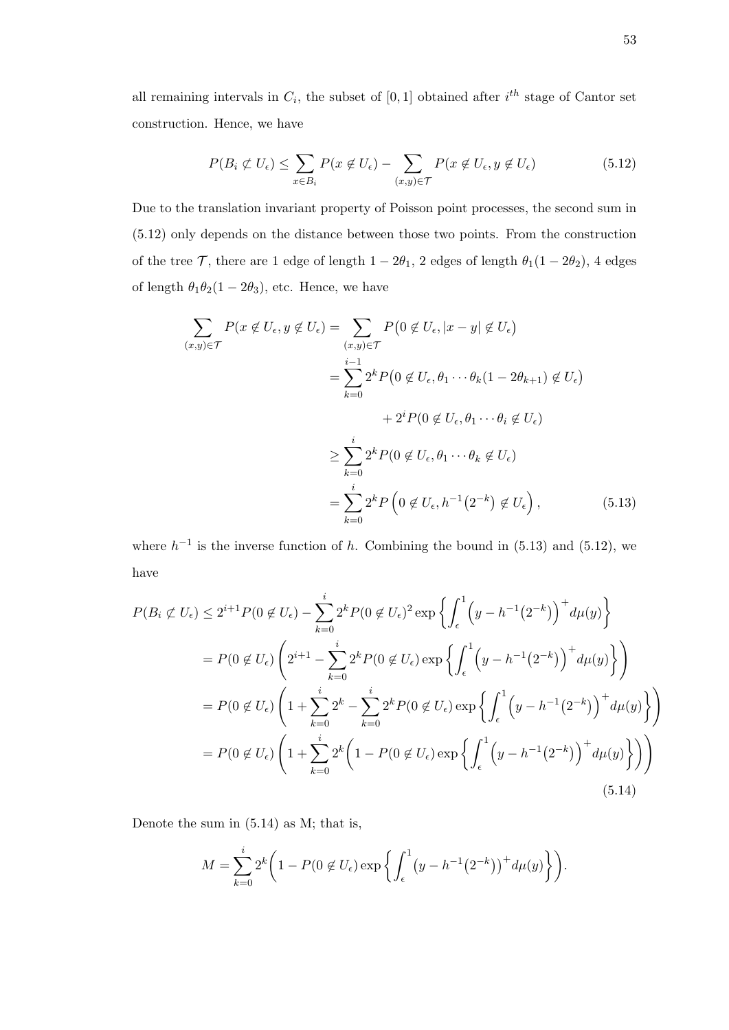all remaining intervals in $C_i$, the subset of $[0,1]$ obtained after $i^{th}$ stage of Cantor set construction. Hence, we have

$$P(B_i \not\subset U_\epsilon) \leq \sum_{x \in B_i} P(x \notin U_\epsilon) - \sum_{(x,y)\in \mathcal{T}} P(x \notin U_\epsilon, y \notin U_\epsilon) \tag{5.12}$$

Due to the translation invariant property of Poisson point processes, the second sum in (5.12) only depends on the distance between those two points. From the construction of the tree $\mathcal{T}$, there are 1 edge of length $1-2\theta_1$, 2 edges of length $\theta_1(1-2\theta_2)$, 4 edges of length $\theta_1\theta_2(1-2\theta_3)$, etc. Hence, we have

$$\begin{aligned}
\sum_{(x,y)\in \mathcal{T}} P(x \notin U_\epsilon, y \notin U_\epsilon) &= \sum_{(x,y)\in \mathcal{T}} P\big(0 \notin U_\epsilon, |x-y| \notin U_\epsilon\big) \\
&= \sum_{k=0}^{i-1} 2^k P\big(0 \notin U_\epsilon, \theta_1 \cdots \theta_k(1-2\theta_{k+1}) \notin U_\epsilon\big) \\
&\qquad + 2^i P(0 \notin U_\epsilon, \theta_1 \cdots \theta_i \notin U_\epsilon) \\
&\geq \sum_{k=0}^{i} 2^k P(0 \notin U_\epsilon, \theta_1 \cdots \theta_k \notin U_\epsilon) \\
&= \sum_{k=0}^{i} 2^k P\left(0 \notin U_\epsilon, h^{-1}\big(2^{-k}\big) \notin U_\epsilon\right),
\end{aligned} \tag{5.13}$$

where $h^{-1}$ is the inverse function of $h$. Combining the bound in (5.13) and (5.12), we have

$$\begin{aligned}
P(B_i \not\subset U_\epsilon) &\leq 2^{i+1} P(0 \notin U_\epsilon) - \sum_{k=0}^{i} 2^k P(0 \notin U_\epsilon)^2 \exp\left\{\int_\epsilon^1 \Big(y - h^{-1}\big(2^{-k}\big)\Big)^+ d\mu(y)\right\} \\
&= P(0 \notin U_\epsilon)\left(2^{i+1} - \sum_{k=0}^{i} 2^k P(0 \notin U_\epsilon) \exp\left\{\int_\epsilon^1 \Big(y - h^{-1}\big(2^{-k}\big)\Big)^+ d\mu(y)\right\}\right) \\
&= P(0 \notin U_\epsilon)\left(1 + \sum_{k=0}^{i} 2^k - \sum_{k=0}^{i} 2^k P(0 \notin U_\epsilon) \exp\left\{\int_\epsilon^1 \Big(y - h^{-1}\big(2^{-k}\big)\Big)^+ d\mu(y)\right\}\right) \\
&= P(0 \notin U_\epsilon)\left(1 + \sum_{k=0}^{i} 2^k \bigg(1 - P(0 \notin U_\epsilon) \exp\left\{\int_\epsilon^1 \Big(y - h^{-1}\big(2^{-k}\big)\Big)^+ d\mu(y)\right\}\bigg)\right)
\end{aligned} \tag{5.14}$$

Denote the sum in (5.14) as M; that is,

$$M = \sum_{k=0}^{i} 2^k \bigg(1 - P(0 \notin U_\epsilon) \exp\left\{\int_\epsilon^1 \big(y - h^{-1}\big(2^{-k}\big)\big)^+ d\mu(y)\right\}\bigg).$$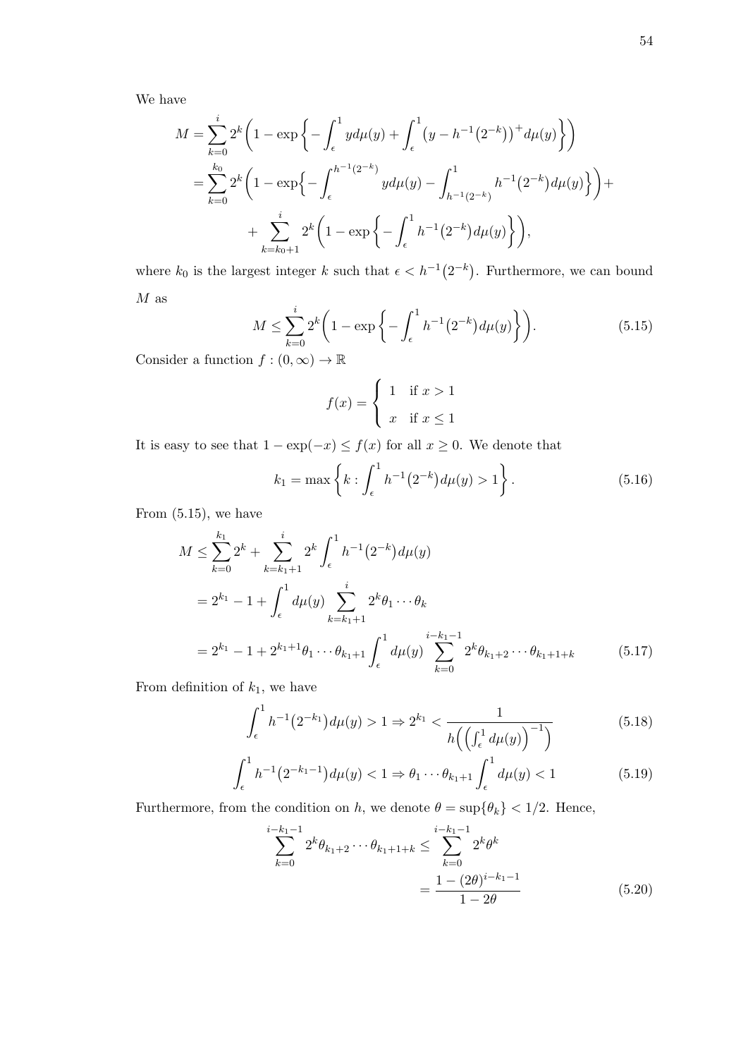We have

$$
\begin{aligned}
M &= \sum_{k=0}^{i} 2^k \bigg( 1 - \exp\bigg\{ -\int_\epsilon^1 y d\mu(y) + \int_\epsilon^1 \big(y - h^{-1}\big(2^{-k}\big)\big)^+ d\mu(y) \bigg\} \bigg) \\
&= \sum_{k=0}^{k_0} 2^k \bigg( 1 - \exp\Big\{ -\int_\epsilon^{h^{-1}(2^{-k})} y d\mu(y) - \int_{h^{-1}(2^{-k})}^1 h^{-1}\big(2^{-k}\big) d\mu(y) \Big\} \bigg) + \\
&\quad + \sum_{k=k_0+1}^{i} 2^k \bigg( 1 - \exp\bigg\{ -\int_\epsilon^1 h^{-1}\big(2^{-k}\big) d\mu(y) \bigg\} \bigg),
\end{aligned}
$$

where $k_0$ is the largest integer $k$ such that $\epsilon < h^{-1}\big(2^{-k}\big)$. Furthermore, we can bound $M$ as

$$
M \leq \sum_{k=0}^{i} 2^k \bigg( 1 - \exp\bigg\{ -\int_\epsilon^1 h^{-1}\big(2^{-k}\big) d\mu(y) \bigg\} \bigg). \tag{5.15}
$$

Consider a function $f : (0, \infty) \to \mathbb{R}$

$$
f(x) = \begin{cases} 1 & \text{if } x > 1 \\ x & \text{if } x \leq 1 \end{cases}
$$

It is easy to see that $1 - \exp(-x) \leq f(x)$ for all $x \geq 0$. We denote that

$$
k_1 = \max\bigg\{ k : \int_\epsilon^1 h^{-1}\big(2^{-k}\big) d\mu(y) > 1 \bigg\}. \tag{5.16}
$$

From (5.15), we have

$$
\begin{aligned}
M &\leq \sum_{k=0}^{k_1} 2^k + \sum_{k=k_1+1}^{i} 2^k \int_\epsilon^1 h^{-1}\big(2^{-k}\big) d\mu(y) \\
&= 2^{k_1} - 1 + \int_\epsilon^1 d\mu(y) \sum_{k=k_1+1}^{i} 2^k \theta_1 \cdots \theta_k \\
&= 2^{k_1} - 1 + 2^{k_1+1} \theta_1 \cdots \theta_{k_1+1} \int_\epsilon^1 d\mu(y) \sum_{k=0}^{i-k_1-1} 2^k \theta_{k_1+2} \cdots \theta_{k_1+1+k}
\end{aligned} \tag{5.17}
$$

From definition of $k_1$, we have

$$
\int_\epsilon^1 h^{-1}\big(2^{-k_1}\big) d\mu(y) > 1 \Rightarrow 2^{k_1} < \frac{1}{h\Big(\Big(\int_\epsilon^1 d\mu(y)\Big)^{-1}\Big)} \tag{5.18}
$$

$$
\int_\epsilon^1 h^{-1}\big(2^{-k_1-1}\big) d\mu(y) < 1 \Rightarrow \theta_1 \cdots \theta_{k_1+1} \int_\epsilon^1 d\mu(y) < 1 \tag{5.19}
$$

Furthermore, from the condition on $h$, we denote $\theta = \sup\{\theta_k\} < 1/2$. Hence,

$$
\begin{aligned}
\sum_{k=0}^{i-k_1-1} 2^k \theta_{k_1+2} \cdots \theta_{k_1+1+k} &\leq \sum_{k=0}^{i-k_1-1} 2^k \theta^k \\
&= \frac{1 - (2\theta)^{i-k_1-1}}{1 - 2\theta}
\end{aligned} \tag{5.20}
$$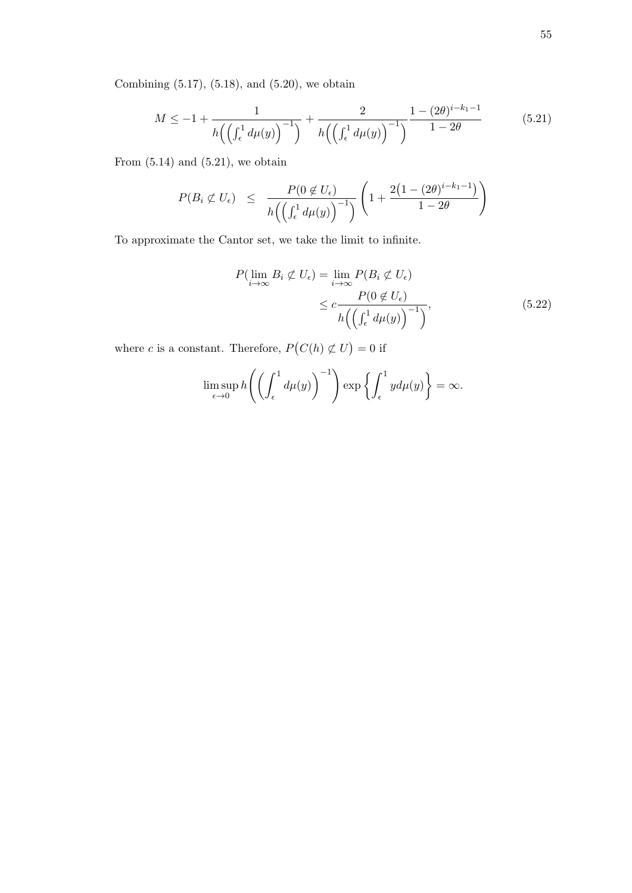Combining (5.17), (5.18), and (5.20), we obtain

$$M \leq -1 + \frac{1}{h\Big(\Big(\int_\epsilon^1 d\mu(y)\Big)^{-1}\Big)} + \frac{2}{h\Big(\Big(\int_\epsilon^1 d\mu(y)\Big)^{-1}\Big)} \frac{1-(2\theta)^{i-k_1-1}}{1-2\theta} \tag{5.21}$$

From (5.14) and (5.21), we obtain

$$P(B_i \not\subset U_\epsilon) \quad \leq \quad \frac{P(0 \notin U_\epsilon)}{h\Big(\Big(\int_\epsilon^1 d\mu(y)\Big)^{-1}\Big)} \left(1 + \frac{2\big(1-(2\theta)^{i-k_1-1}\big)}{1-2\theta}\right)$$

To approximate the Cantor set, we take the limit to infinite.

$$\begin{aligned} P(\lim_{i\to\infty} B_i \not\subset U_\epsilon) &= \lim_{i\to\infty} P(B_i \not\subset U_\epsilon) \\ &\leq c \frac{P(0 \notin U_\epsilon)}{h\Big(\Big(\int_\epsilon^1 d\mu(y)\Big)^{-1}\Big)}, \end{aligned} \tag{5.22}$$

where $c$ is a constant. Therefore, $P\big(C(h) \not\subset U\big) = 0$ if

$$\limsup_{\epsilon\to 0} h\left(\left(\int_\epsilon^1 d\mu(y)\right)^{-1}\right) \exp\left\{\int_\epsilon^1 y d\mu(y)\right\} = \infty.$$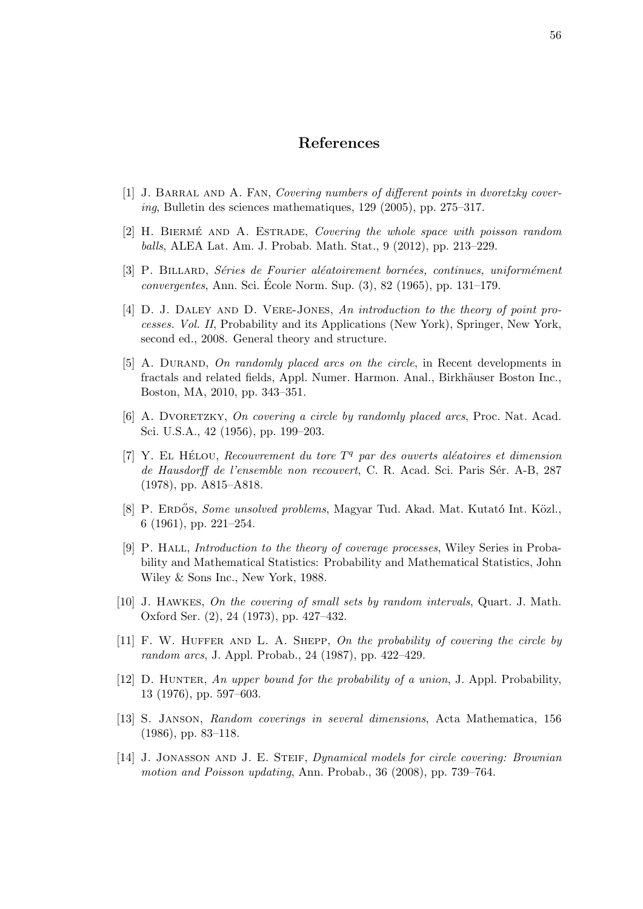# References

[1] J. Barral and A. Fan, *Covering numbers of different points in dvoretzky covering*, Bulletin des sciences mathematiques, 129 (2005), pp. 275–317.

[2] H. Biermé and A. Estrade, *Covering the whole space with poisson random balls*, ALEA Lat. Am. J. Probab. Math. Stat., 9 (2012), pp. 213–229.

[3] P. Billard, *Séries de Fourier aléatoirement bornées, continues, uniformément convergentes*, Ann. Sci. École Norm. Sup. (3), 82 (1965), pp. 131–179.

[4] D. J. Daley and D. Vere-Jones, *An introduction to the theory of point processes. Vol. II*, Probability and its Applications (New York), Springer, New York, second ed., 2008. General theory and structure.

[5] A. Durand, *On randomly placed arcs on the circle*, in Recent developments in fractals and related fields, Appl. Numer. Harmon. Anal., Birkhäuser Boston Inc., Boston, MA, 2010, pp. 343–351.

[6] A. Dvoretzky, *On covering a circle by randomly placed arcs*, Proc. Nat. Acad. Sci. U.S.A., 42 (1956), pp. 199–203.

[7] Y. El Hélou, *Recouvrement du tore $T^q$ par des ouverts aléatoires et dimension de Hausdorff de l'ensemble non recouvert*, C. R. Acad. Sci. Paris Sér. A-B, 287 (1978), pp. A815–A818.

[8] P. Erdős, *Some unsolved problems*, Magyar Tud. Akad. Mat. Kutató Int. Közl., 6 (1961), pp. 221–254.

[9] P. Hall, *Introduction to the theory of coverage processes*, Wiley Series in Probability and Mathematical Statistics: Probability and Mathematical Statistics, John Wiley & Sons Inc., New York, 1988.

[10] J. Hawkes, *On the covering of small sets by random intervals*, Quart. J. Math. Oxford Ser. (2), 24 (1973), pp. 427–432.

[11] F. W. Huffer and L. A. Shepp, *On the probability of covering the circle by random arcs*, J. Appl. Probab., 24 (1987), pp. 422–429.

[12] D. Hunter, *An upper bound for the probability of a union*, J. Appl. Probability, 13 (1976), pp. 597–603.

[13] S. Janson, *Random coverings in several dimensions*, Acta Mathematica, 156 (1986), pp. 83–118.

[14] J. Jonasson and J. E. Steif, *Dynamical models for circle covering: Brownian motion and Poisson updating*, Ann. Probab., 36 (2008), pp. 739–764.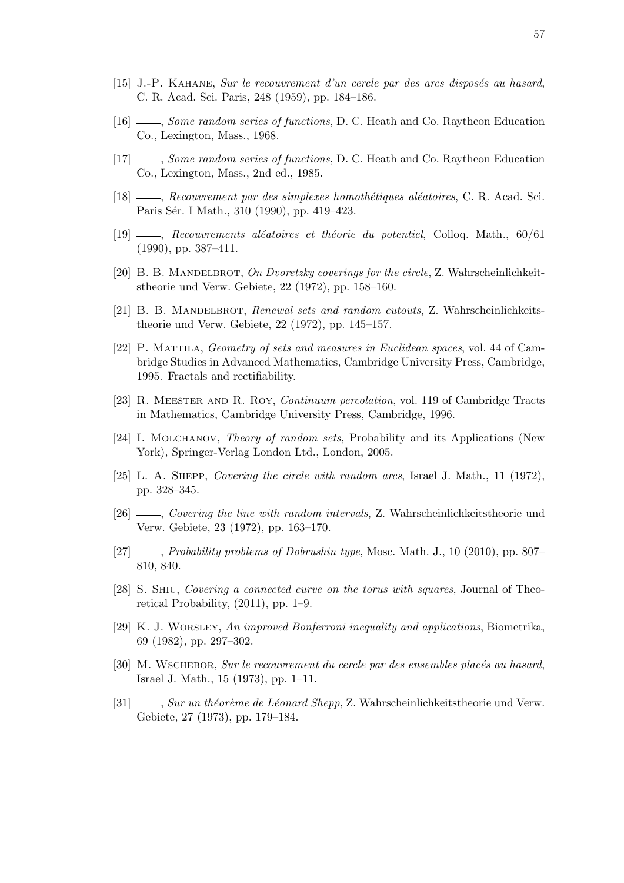[15] J.-P. Kahane, *Sur le recouvrement d'un cercle par des arcs disposés au hasard*, C. R. Acad. Sci. Paris, 248 (1959), pp. 184–186.

[16] ——, *Some random series of functions*, D. C. Heath and Co. Raytheon Education Co., Lexington, Mass., 1968.

[17] ——, *Some random series of functions*, D. C. Heath and Co. Raytheon Education Co., Lexington, Mass., 2nd ed., 1985.

[18] ——, *Recouvrement par des simplexes homothétiques aléatoires*, C. R. Acad. Sci. Paris Sér. I Math., 310 (1990), pp. 419–423.

[19] ——, *Recouvrements aléatoires et théorie du potentiel*, Colloq. Math., 60/61 (1990), pp. 387–411.

[20] B. B. Mandelbrot, *On Dvoretzky coverings for the circle*, Z. Wahrscheinlichkeitstheorie und Verw. Gebiete, 22 (1972), pp. 158–160.

[21] B. B. Mandelbrot, *Renewal sets and random cutouts*, Z. Wahrscheinlichkeitstheorie und Verw. Gebiete, 22 (1972), pp. 145–157.

[22] P. Mattila, *Geometry of sets and measures in Euclidean spaces*, vol. 44 of Cambridge Studies in Advanced Mathematics, Cambridge University Press, Cambridge, 1995. Fractals and rectifiability.

[23] R. Meester and R. Roy, *Continuum percolation*, vol. 119 of Cambridge Tracts in Mathematics, Cambridge University Press, Cambridge, 1996.

[24] I. Molchanov, *Theory of random sets*, Probability and its Applications (New York), Springer-Verlag London Ltd., London, 2005.

[25] L. A. Shepp, *Covering the circle with random arcs*, Israel J. Math., 11 (1972), pp. 328–345.

[26] ——, *Covering the line with random intervals*, Z. Wahrscheinlichkeitstheorie und Verw. Gebiete, 23 (1972), pp. 163–170.

[27] ——, *Probability problems of Dobrushin type*, Mosc. Math. J., 10 (2010), pp. 807–810, 840.

[28] S. Shiu, *Covering a connected curve on the torus with squares*, Journal of Theoretical Probability, (2011), pp. 1–9.

[29] K. J. Worsley, *An improved Bonferroni inequality and applications*, Biometrika, 69 (1982), pp. 297–302.

[30] M. Wschebor, *Sur le recouvrement du cercle par des ensembles placés au hasard*, Israel J. Math., 15 (1973), pp. 1–11.

[31] ——, *Sur un théorème de Léonard Shepp*, Z. Wahrscheinlichkeitstheorie und Verw. Gebiete, 27 (1973), pp. 179–184.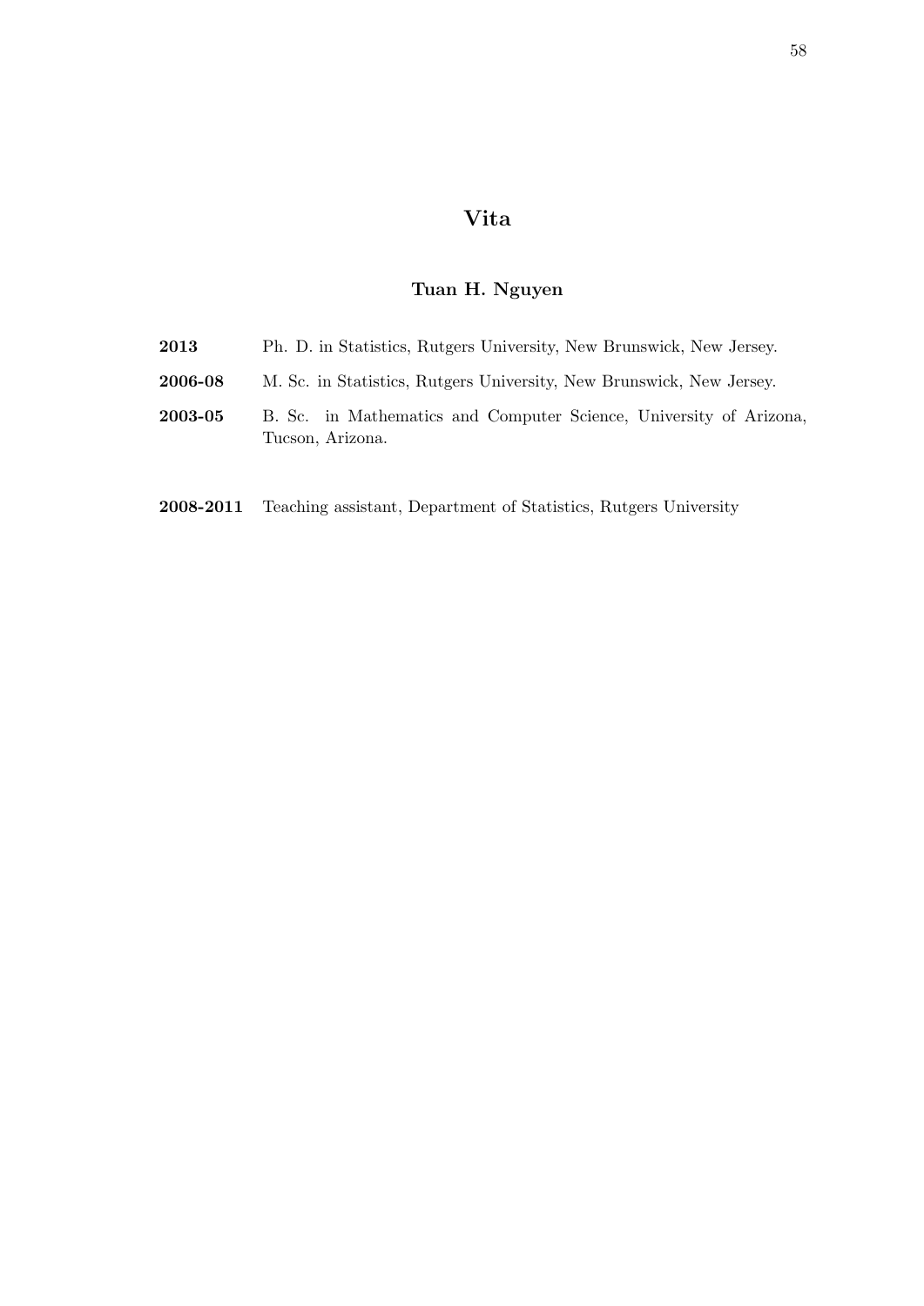# Vita

## Tuan H. Nguyen

**2013** Ph. D. in Statistics, Rutgers University, New Brunswick, New Jersey.

**2006-08** M. Sc. in Statistics, Rutgers University, New Brunswick, New Jersey.

**2003-05** B. Sc. in Mathematics and Computer Science, University of Arizona, Tucson, Arizona.

**2008-2011** Teaching assistant, Department of Statistics, Rutgers University